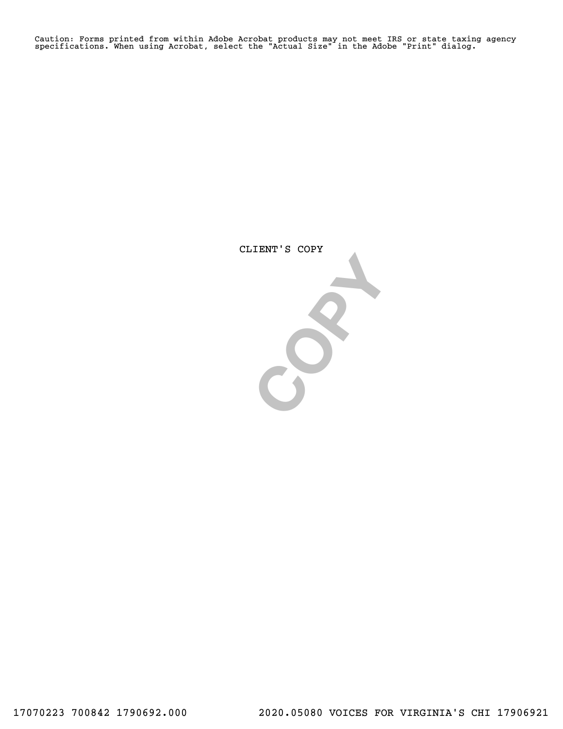Caution: Forms printed from within Adobe Acrobat products may not meet IRS or state taxing agency specifications. When using Acrobat, select the "Actual Size" in the Adobe "Print" dialog.

CLIENT'S COPY

COPY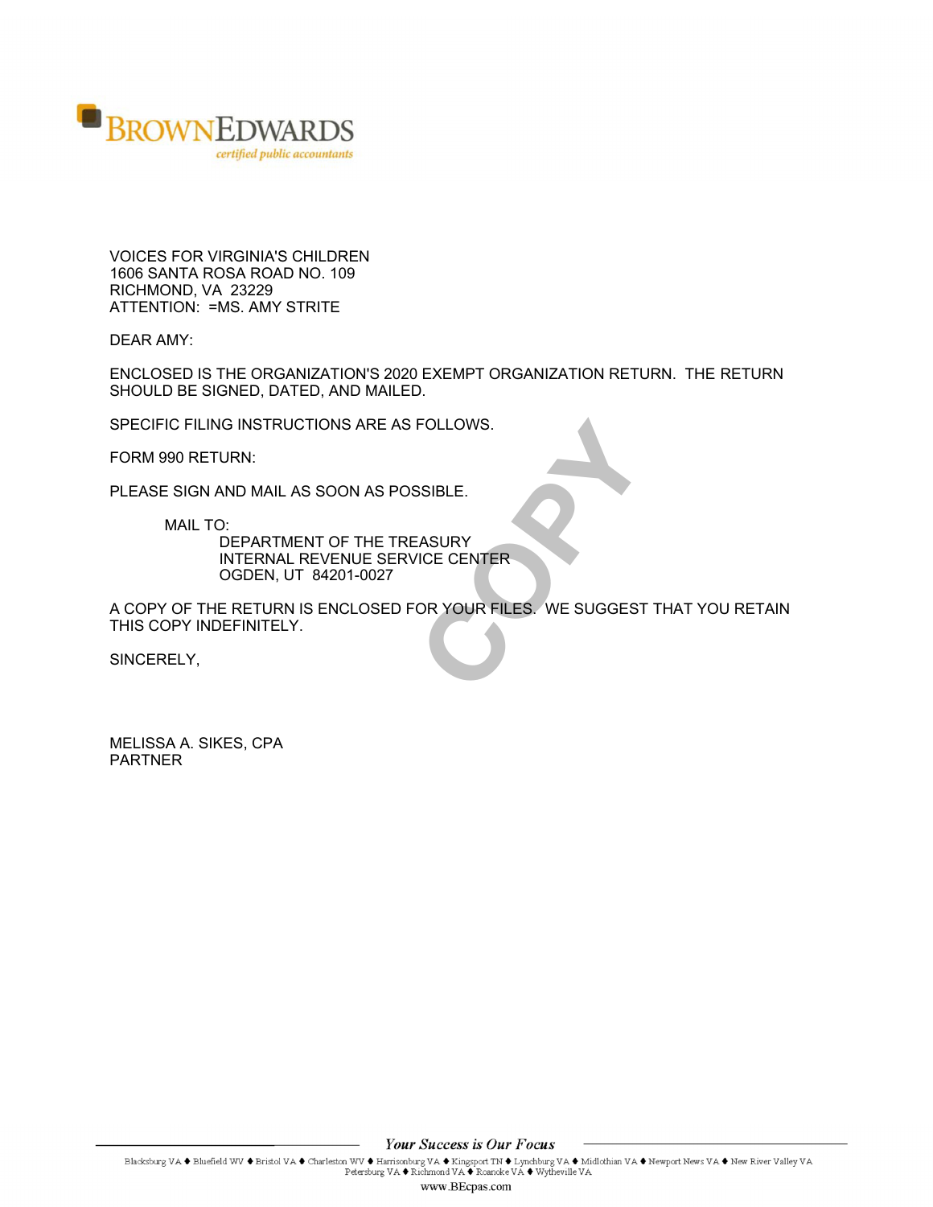BROWNEDWARDS
*certified public accountants*

VOICES FOR VIRGINIA'S CHILDREN
1606 SANTA ROSA ROAD NO. 109
RICHMOND, VA 23229
ATTENTION: =MS. AMY STRITE

DEAR AMY:

ENCLOSED IS THE ORGANIZATION'S 2020 EXEMPT ORGANIZATION RETURN. THE RETURN SHOULD BE SIGNED, DATED, AND MAILED.

SPECIFIC FILING INSTRUCTIONS ARE AS FOLLOWS.

FORM 990 RETURN:

PLEASE SIGN AND MAIL AS SOON AS POSSIBLE.

MAIL TO:
DEPARTMENT OF THE TREASURY
INTERNAL REVENUE SERVICE CENTER
OGDEN, UT 84201-0027

A COPY OF THE RETURN IS ENCLOSED FOR YOUR FILES. WE SUGGEST THAT YOU RETAIN THIS COPY INDEFINITELY.

SINCERELY,

MELISSA A. SIKES, CPA
PARTNER

*Your Success is Our Focus*

Blacksburg VA ♦ Bluefield WV ♦ Bristol VA ♦ Charleston WV ♦ Harrisonburg VA ♦ Kingsport TN ♦ Lynchburg VA ♦ Midlothian VA ♦ Newport News VA ♦ New River Valley VA
Petersburg VA ♦ Richmond VA ♦ Roanoke VA ♦ Wytheville VA

www.BEcpas.com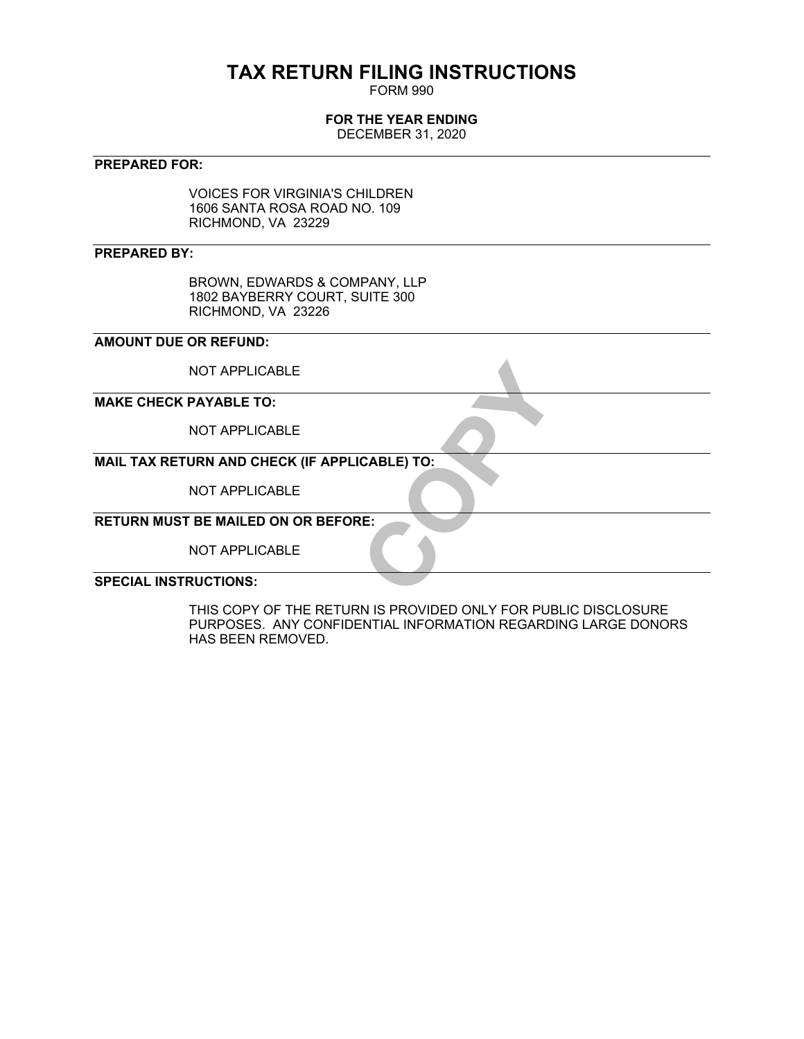# TAX RETURN FILING INSTRUCTIONS

FORM 990

**FOR THE YEAR ENDING**

DECEMBER 31, 2020

**PREPARED FOR:**

VOICES FOR VIRGINIA'S CHILDREN
1606 SANTA ROSA ROAD NO. 109
RICHMOND, VA 23229

**PREPARED BY:**

BROWN, EDWARDS & COMPANY, LLP
1802 BAYBERRY COURT, SUITE 300
RICHMOND, VA 23226

**AMOUNT DUE OR REFUND:**

NOT APPLICABLE

**MAKE CHECK PAYABLE TO:**

NOT APPLICABLE

**MAIL TAX RETURN AND CHECK (IF APPLICABLE) TO:**

NOT APPLICABLE

**RETURN MUST BE MAILED ON OR BEFORE:**

NOT APPLICABLE

**SPECIAL INSTRUCTIONS:**

THIS COPY OF THE RETURN IS PROVIDED ONLY FOR PUBLIC DISCLOSURE PURPOSES. ANY CONFIDENTIAL INFORMATION REGARDING LARGE DONORS HAS BEEN REMOVED.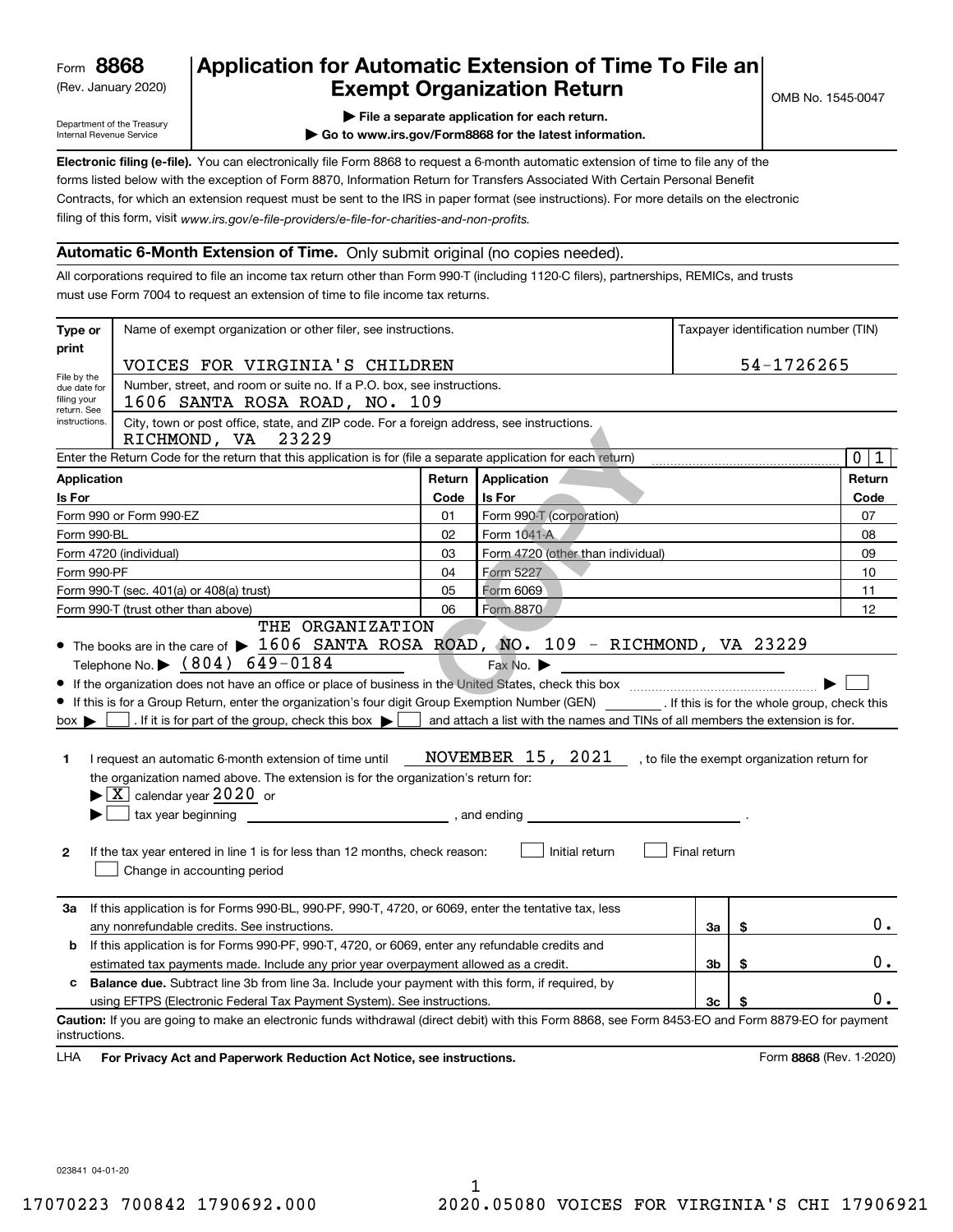Form **8868** (Rev. January 2020)

Department of the Treasury Internal Revenue Service

# Application for Automatic Extension of Time To File an Exempt Organization Return

OMB No. 1545-0047

▶ File a separate application for each return.

▶ Go to www.irs.gov/Form8868 for the latest information.

**Electronic filing (e-file).** You can electronically file Form 8868 to request a 6-month automatic extension of time to file any of the forms listed below with the exception of Form 8870, Information Return for Transfers Associated With Certain Personal Benefit Contracts, for which an extension request must be sent to the IRS in paper format (see instructions). For more details on the electronic filing of this form, visit *www.irs.gov/e-file-providers/e-file-for-charities-and-non-profits.*

## Automatic 6-Month Extension of Time. Only submit original (no copies needed).

All corporations required to file an income tax return other than Form 990-T (including 1120-C filers), partnerships, REMICs, and trusts must use Form 7004 to request an extension of time to file income tax returns.

**Type or print** — File by the due date for filing your return. See instructions.

Name of exempt organization or other filer, see instructions: VOICES FOR VIRGINIA'S CHILDREN

Taxpayer identification number (TIN): 54-1726265

Number, street, and room or suite no. If a P.O. box, see instructions: 1606 SANTA ROSA ROAD, NO. 109

City, town or post office, state, and ZIP code. For a foreign address, see instructions: RICHMOND, VA 23229

Enter the Return Code for the return that this application is for (file a separate application for each return): 0 1

| Application Is For | Return Code | Application Is For | Return Code |
|---|---|---|---|
| Form 990 or Form 990-EZ | 01 | Form 990-T (corporation) | 07 |
| Form 990-BL | 02 | Form 1041-A | 08 |
| Form 4720 (individual) | 03 | Form 4720 (other than individual) | 09 |
| Form 990-PF | 04 | Form 5227 | 10 |
| Form 990-T (sec. 401(a) or 408(a) trust) | 05 | Form 6069 | 11 |
| Form 990-T (trust other than above) | 06 | Form 8870 | 12 |

- The books are in the care of ▶ THE ORGANIZATION 1606 SANTA ROSA ROAD, NO. 109 - RICHMOND, VA 23229

  Telephone No. ▶ (804) 649-0184 Fax No. ▶
- If the organization does not have an office or place of business in the United States, check this box ▶ ☐
- If this is for a Group Return, enter the organization's four digit Group Exemption Number (GEN) ______ . If this is for the whole group, check this box ▶ ☐ . If it is for part of the group, check this box ▶ ☐ and attach a list with the names and TINs of all members the extension is for.

**1** I request an automatic 6-month extension of time until NOVEMBER 15, 2021 , to file the exempt organization return for the organization named above. The extension is for the organization's return for:

▶ ☒ calendar year 2020 or

▶ ☐ tax year beginning ______________ , and ending ______________ .

**2** If the tax year entered in line 1 is for less than 12 months, check reason: ☐ Initial return ☐ Final return ☐ Change in accounting period

| | | | | |
|---|---|---|---|---|
| **3a** | If this application is for Forms 990-BL, 990-PF, 990-T, 4720, or 6069, enter the tentative tax, less any nonrefundable credits. See instructions. | 3a | $ | 0. |
| **b** | If this application is for Forms 990-PF, 990-T, 4720, or 6069, enter any refundable credits and estimated tax payments made. Include any prior year overpayment allowed as a credit. | 3b | $ | 0. |
| **c** | **Balance due.** Subtract line 3b from line 3a. Include your payment with this form, if required, by using EFTPS (Electronic Federal Tax Payment System). See instructions. | 3c | $ | 0. |

**Caution:** If you are going to make an electronic funds withdrawal (direct debit) with this Form 8868, see Form 8453-EO and Form 8879-EO for payment instructions.

LHA **For Privacy Act and Paperwork Reduction Act Notice, see instructions.** Form **8868** (Rev. 1-2020)

023841 04-01-20

17070223 700842 1790692.000 2020.05080 VOICES FOR VIRGINIA'S CHI 17906921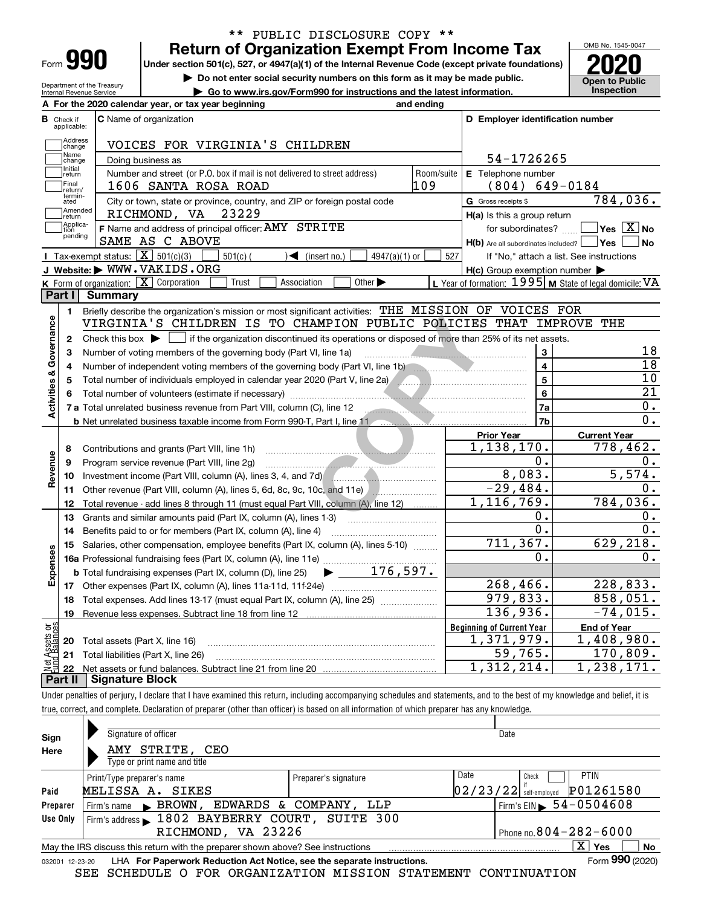\*\* PUBLIC DISCLOSURE COPY \*\*

# Form 990 — Return of Organization Exempt From Income Tax

**Under section 501(c), 527, or 4947(a)(1) of the Internal Revenue Code (except private foundations)**

▶ Do not enter social security numbers on this form as it may be made public.

▶ Go to www.irs.gov/Form990 for instructions and the latest information.

Department of the Treasury, Internal Revenue Service

OMB No. 1545-0047 | 2020 | Open to Public Inspection

**A** For the 2020 calendar year, or tax year beginning and ending

**B** Check if applicable: Address change, Name change, Initial return, Final return/terminated, Amended return, Application pending

**C** Name of organization: VOICES FOR VIRGINIA'S CHILDREN

Doing business as

Number and street (or P.O. box if mail is not delivered to street address): 1606 SANTA ROSA ROAD — Room/suite: 109

City or town, state or province, country, and ZIP or foreign postal code: RICHMOND, VA 23229

**D** Employer identification number: 54-1726265

**E** Telephone number: (804) 649-0184

**G** Gross receipts $ 784,036.

**F** Name and address of principal officer: AMY STRITE, SAME AS C ABOVE

**H(a)** Is this a group return for subordinates? Yes [ ] No [X]

**H(b)** Are all subordinates included? Yes [ ] No [ ] — If "No," attach a list. See instructions

**H(c)** Group exemption number ▶

**I** Tax-exempt status: [X] 501(c)(3) [ ] 501(c) ( ) ◀ (insert no.) [ ] 4947(a)(1) or [ ] 527

**J** Website: ▶ WWW.VAKIDS.ORG

**K** Form of organization: [X] Corporation [ ] Trust [ ] Association [ ] Other ▶

**L** Year of formation: 1995 **M** State of legal domicile: VA

## Part I Summary

**Activities & Governance**

1. Briefly describe the organization's mission or most significant activities: THE MISSION OF VOICES FOR VIRGINIA'S CHILDREN IS TO CHAMPION PUBLIC POLICIES THAT IMPROVE THE
2. Check this box ▶ [ ] if the organization discontinued its operations or disposed of more than 25% of its net assets.

| Line | Description | | Value |
|---|---|---|---|
| 3 | Number of voting members of the governing body (Part VI, line 1a) | 3 | 18 |
| 4 | Number of independent voting members of the governing body (Part VI, line 1b) | 4 | 18 |
| 5 | Total number of individuals employed in calendar year 2020 (Part V, line 2a) | 5 | 10 |
| 6 | Total number of volunteers (estimate if necessary) | 6 | 21 |
| 7a | Total unrelated business revenue from Part VIII, column (C), line 12 | 7a | 0. |
| 7b | Net unrelated business taxable income from Form 990-T, Part I, line 11 | 7b | 0. |

| Line | Description | Prior Year | Current Year |
|---|---|---|---|
| **Revenue** | | | |
| 8 | Contributions and grants (Part VIII, line 1h) | 1,138,170. | 778,462. |
| 9 | Program service revenue (Part VIII, line 2g) | 0. | 0. |
| 10 | Investment income (Part VIII, column (A), lines 3, 4, and 7d) | 8,083. | 5,574. |
| 11 | Other revenue (Part VIII, column (A), lines 5, 6d, 8c, 9c, 10c, and 11e) | -29,484. | 0. |
| 12 | Total revenue - add lines 8 through 11 (must equal Part VIII, column (A), line 12) | 1,116,769. | 784,036. |
| **Expenses** | | | |
| 13 | Grants and similar amounts paid (Part IX, column (A), lines 1-3) | 0. | 0. |
| 14 | Benefits paid to or for members (Part IX, column (A), line 4) | 0. | 0. |
| 15 | Salaries, other compensation, employee benefits (Part IX, column (A), lines 5-10) | 711,367. | 629,218. |
| 16a | Professional fundraising fees (Part IX, column (A), line 11e) | 0. | 0. |
| b | Total fundraising expenses (Part IX, column (D), line 25) ▶ 176,597. | | |
| 17 | Other expenses (Part IX, column (A), lines 11a-11d, 11f-24e) | 268,466. | 228,833. |
| 18 | Total expenses. Add lines 13-17 (must equal Part IX, column (A), line 25) | 979,833. | 858,051. |
| 19 | Revenue less expenses. Subtract line 18 from line 12 | 136,936. | -74,015. |

| Line | Net Assets or Fund Balances | Beginning of Current Year | End of Year |
|---|---|---|---|
| 20 | Total assets (Part X, line 16) | 1,371,979. | 1,408,980. |
| 21 | Total liabilities (Part X, line 26) | 59,765. | 170,809. |
| 22 | Net assets or fund balances. Subtract line 21 from line 20 | 1,312,214. | 1,238,171. |

## Part II Signature Block

Under penalties of perjury, I declare that I have examined this return, including accompanying schedules and statements, and to the best of my knowledge and belief, it is true, correct, and complete. Declaration of preparer (other than officer) is based on all information of which preparer has any knowledge.

**Sign Here**

Signature of officer — Date

AMY STRITE, CEO

Type or print name and title

**Paid Preparer Use Only**

| Print/Type preparer's name | Preparer's signature | Date | Check if self-employed | PTIN |
|---|---|---|---|---|
| MELISSA A. SIKES | | 02/23/22 | [ ] | P01261580 |

Firm's name ▶ BROWN, EDWARDS & COMPANY, LLP — Firm's EIN ▶ 54-0504608

Firm's address ▶ 1802 BAYBERRY COURT, SUITE 300, RICHMOND, VA 23226 — Phone no. 804-282-6000

May the IRS discuss this return with the preparer shown above? See instructions [X] Yes [ ] No

032001 12-23-20 LHA For Paperwork Reduction Act Notice, see the separate instructions. Form **990** (2020)

SEE SCHEDULE O FOR ORGANIZATION MISSION STATEMENT CONTINUATION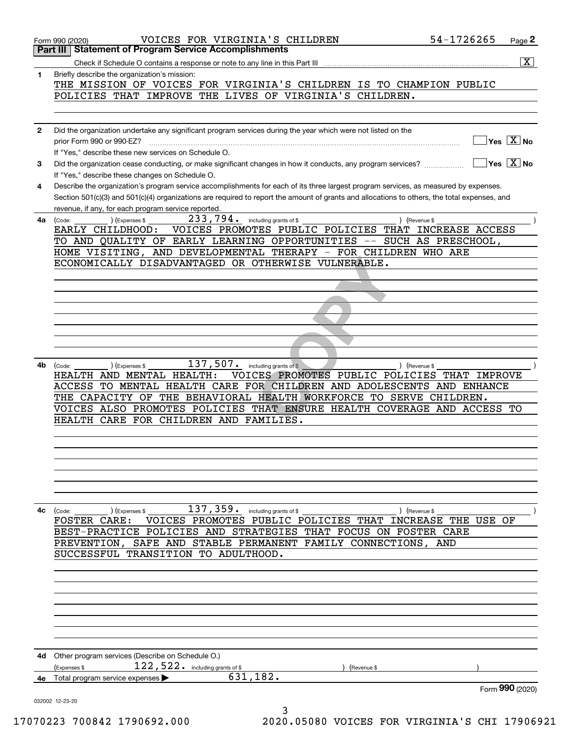Form 990 (2020) VOICES FOR VIRGINIA'S CHILDREN 54-1726265 Page 2

## Part III Statement of Program Service Accomplishments

Check if Schedule O contains a response or note to any line in this Part III .......... [X]

**1** Briefly describe the organization's mission:

THE MISSION OF VOICES FOR VIRGINIA'S CHILDREN IS TO CHAMPION PUBLIC POLICIES THAT IMPROVE THE LIVES OF VIRGINIA'S CHILDREN.

**2** Did the organization undertake any significant program services during the year which were not listed on the prior Form 990 or 990-EZ? .......... [ ] Yes [X] No

If "Yes," describe these new services on Schedule O.

**3** Did the organization cease conducting, or make significant changes in how it conducts, any program services? .......... [ ] Yes [X] No

If "Yes," describe these changes on Schedule O.

**4** Describe the organization's program service accomplishments for each of its three largest program services, as measured by expenses. Section 501(c)(3) and 501(c)(4) organizations are required to report the amount of grants and allocations to others, the total expenses, and revenue, if any, for each program service reported.

**4a** (Code: ) (Expenses $ 233,794. including grants of $ ) (Revenue $ )

EARLY CHILDHOOD: VOICES PROMOTES PUBLIC POLICIES THAT INCREASE ACCESS TO AND QUALITY OF EARLY LEARNING OPPORTUNITIES -- SUCH AS PRESCHOOL, HOME VISITING, AND DEVELOPMENTAL THERAPY - FOR CHILDREN WHO ARE ECONOMICALLY DISADVANTAGED OR OTHERWISE VULNERABLE.

**4b** (Code: ) (Expenses $ 137,507. including grants of $ ) (Revenue $ )

HEALTH AND MENTAL HEALTH: VOICES PROMOTES PUBLIC POLICIES THAT IMPROVE ACCESS TO MENTAL HEALTH CARE FOR CHILDREN AND ADOLESCENTS AND ENHANCE THE CAPACITY OF THE BEHAVIORAL HEALTH WORKFORCE TO SERVE CHILDREN. VOICES ALSO PROMOTES POLICIES THAT ENSURE HEALTH COVERAGE AND ACCESS TO HEALTH CARE FOR CHILDREN AND FAMILIES.

**4c** (Code: ) (Expenses $ 137,359. including grants of $ ) (Revenue $ )

FOSTER CARE: VOICES PROMOTES PUBLIC POLICIES THAT INCREASE THE USE OF BEST-PRACTICE POLICIES AND STRATEGIES THAT FOCUS ON FOSTER CARE PREVENTION, SAFE AND STABLE PERMANENT FAMILY CONNECTIONS, AND SUCCESSFUL TRANSITION TO ADULTHOOD.

**4d** Other program services (Describe on Schedule O.)

(Expenses $ 122,522. including grants of $ ) (Revenue $ )

**4e** Total program service expenses ▶ 631,182.

Form **990** (2020)

032002 12-23-20

17070223 700842 1790692.000 2020.05080 VOICES FOR VIRGINIA'S CHI 17906921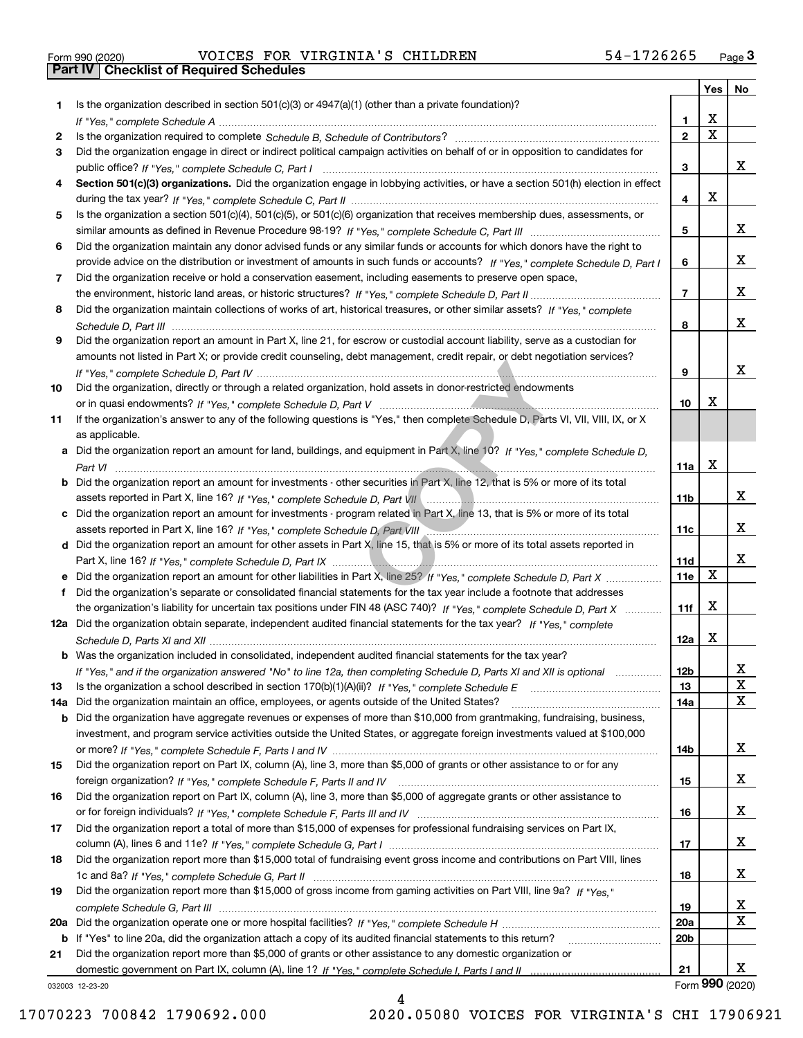Form 990 (2020) VOICES FOR VIRGINIA'S CHILDREN 54-1726265 Page 3

## Part IV Checklist of Required Schedules

| | | | Yes | No |
|---|---|---|---|---|
| 1 | Is the organization described in section 501(c)(3) or 4947(a)(1) (other than a private foundation)? *If "Yes," complete Schedule A* | 1 | X | |
| 2 | Is the organization required to complete *Schedule B, Schedule of Contributors*? | 2 | X | |
| 3 | Did the organization engage in direct or indirect political campaign activities on behalf of or in opposition to candidates for public office? *If "Yes," complete Schedule C, Part I* | 3 | | X |
| 4 | **Section 501(c)(3) organizations.** Did the organization engage in lobbying activities, or have a section 501(h) election in effect during the tax year? *If "Yes," complete Schedule C, Part II* | 4 | X | |
| 5 | Is the organization a section 501(c)(4), 501(c)(5), or 501(c)(6) organization that receives membership dues, assessments, or similar amounts as defined in Revenue Procedure 98-19? *If "Yes," complete Schedule C, Part III* | 5 | | X |
| 6 | Did the organization maintain any donor advised funds or any similar funds or accounts for which donors have the right to provide advice on the distribution or investment of amounts in such funds or accounts? *If "Yes," complete Schedule D, Part I* | 6 | | X |
| 7 | Did the organization receive or hold a conservation easement, including easements to preserve open space, the environment, historic land areas, or historic structures? *If "Yes," complete Schedule D, Part II* | 7 | | X |
| 8 | Did the organization maintain collections of works of art, historical treasures, or other similar assets? *If "Yes," complete Schedule D, Part III* | 8 | | X |
| 9 | Did the organization report an amount in Part X, line 21, for escrow or custodial account liability, serve as a custodian for amounts not listed in Part X; or provide credit counseling, debt management, credit repair, or debt negotiation services? *If "Yes," complete Schedule D, Part IV* | 9 | | X |
| 10 | Did the organization, directly or through a related organization, hold assets in donor-restricted endowments or in quasi endowments? *If "Yes," complete Schedule D, Part V* | 10 | X | |
| 11 | If the organization's answer to any of the following questions is "Yes," then complete Schedule D, Parts VI, VII, VIII, IX, or X as applicable. | | | |
| a | Did the organization report an amount for land, buildings, and equipment in Part X, line 10? *If "Yes," complete Schedule D, Part VI* | 11a | X | |
| b | Did the organization report an amount for investments - other securities in Part X, line 12, that is 5% or more of its total assets reported in Part X, line 16? *If "Yes," complete Schedule D, Part VII* | 11b | | X |
| c | Did the organization report an amount for investments - program related in Part X, line 13, that is 5% or more of its total assets reported in Part X, line 16? *If "Yes," complete Schedule D, Part VIII* | 11c | | X |
| d | Did the organization report an amount for other assets in Part X, line 15, that is 5% or more of its total assets reported in Part X, line 16? *If "Yes," complete Schedule D, Part IX* | 11d | | X |
| e | Did the organization report an amount for other liabilities in Part X, line 25? *If "Yes," complete Schedule D, Part X* | 11e | X | |
| f | Did the organization's separate or consolidated financial statements for the tax year include a footnote that addresses the organization's liability for uncertain tax positions under FIN 48 (ASC 740)? *If "Yes," complete Schedule D, Part X* | 11f | X | |
| 12a | Did the organization obtain separate, independent audited financial statements for the tax year? *If "Yes," complete Schedule D, Parts XI and XII* | 12a | X | |
| b | Was the organization included in consolidated, independent audited financial statements for the tax year? *If "Yes," and if the organization answered "No" to line 12a, then completing Schedule D, Parts XI and XII is optional* | 12b | | X |
| 13 | Is the organization a school described in section 170(b)(1)(A)(ii)? *If "Yes," complete Schedule E* | 13 | | X |
| 14a | Did the organization maintain an office, employees, or agents outside of the United States? | 14a | | X |
| b | Did the organization have aggregate revenues or expenses of more than $10,000 from grantmaking, fundraising, business, investment, and program service activities outside the United States, or aggregate foreign investments valued at $100,000 or more? *If "Yes," complete Schedule F, Parts I and IV* | 14b | | X |
| 15 | Did the organization report on Part IX, column (A), line 3, more than $5,000 of grants or other assistance to or for any foreign organization? *If "Yes," complete Schedule F, Parts II and IV* | 15 | | X |
| 16 | Did the organization report on Part IX, column (A), line 3, more than $5,000 of aggregate grants or other assistance to or for foreign individuals? *If "Yes," complete Schedule F, Parts III and IV* | 16 | | X |
| 17 | Did the organization report a total of more than $15,000 of expenses for professional fundraising services on Part IX, column (A), lines 6 and 11e? *If "Yes," complete Schedule G, Part I* | 17 | | X |
| 18 | Did the organization report more than $15,000 total of fundraising event gross income and contributions on Part VIII, lines 1c and 8a? *If "Yes," complete Schedule G, Part II* | 18 | | X |
| 19 | Did the organization report more than $15,000 of gross income from gaming activities on Part VIII, line 9a? *If "Yes," complete Schedule G, Part III* | 19 | | X |
| 20a | Did the organization operate one or more hospital facilities? *If "Yes," complete Schedule H* | 20a | | X |
| b | If "Yes" to line 20a, did the organization attach a copy of its audited financial statements to this return? | 20b | | |
| 21 | Did the organization report more than $5,000 of grants or other assistance to any domestic organization or domestic government on Part IX, column (A), line 1? *If "Yes," complete Schedule I, Parts I and II* | 21 | | X |

032003 12-23-20 Form 990 (2020)

17070223 700842 1790692.000 2020.05080 VOICES FOR VIRGINIA'S CHI 17906921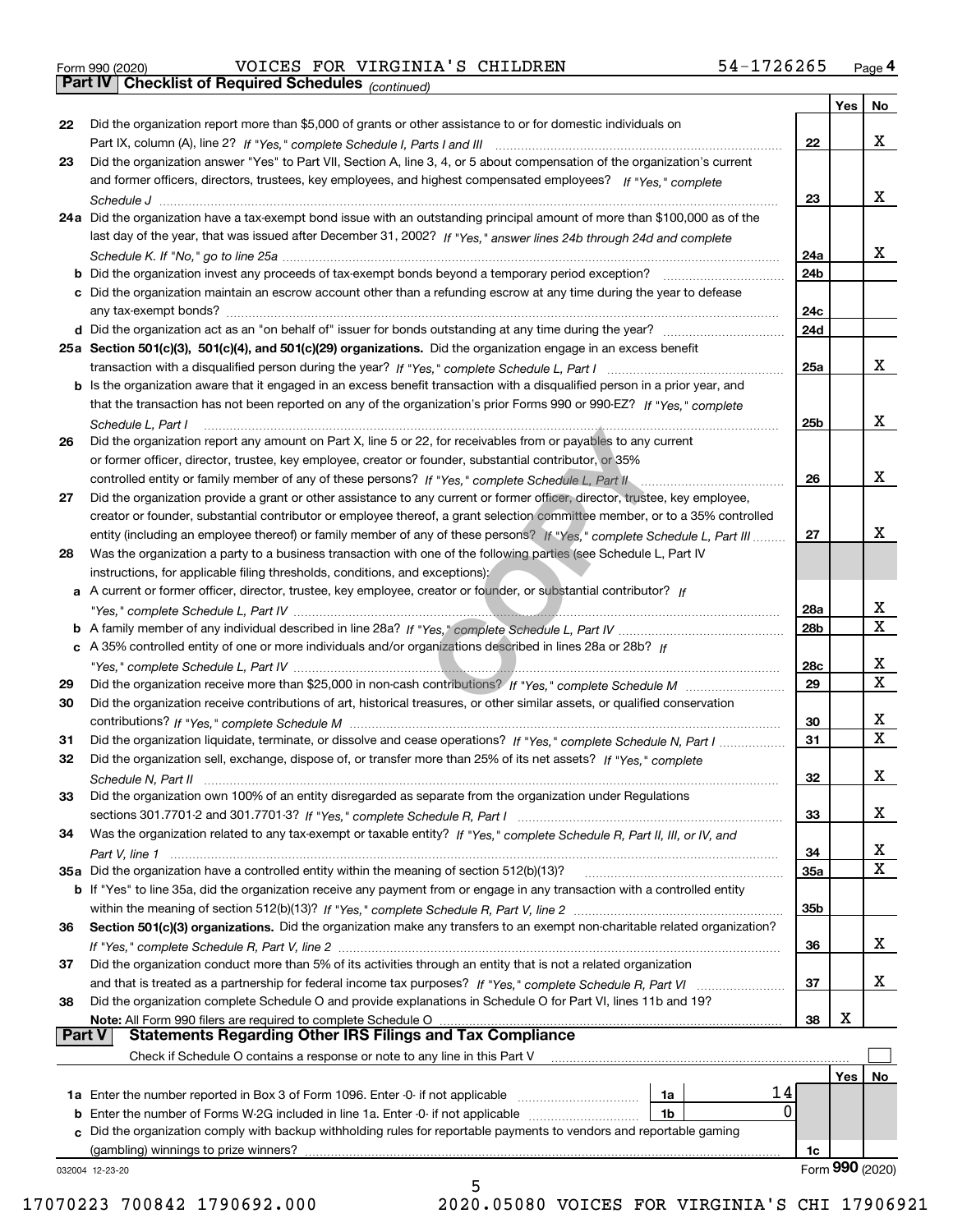Form 990 (2020) VOICES FOR VIRGINIA'S CHILDREN 54-1726265 Page 4

**Part IV | Checklist of Required Schedules** *(continued)*

| | | | Yes | No |
|---|---|---|---|---|
| 22 | Did the organization report more than $5,000 of grants or other assistance to or for domestic individuals on Part IX, column (A), line 2? *If "Yes," complete Schedule I, Parts I and III* | 22 | | X |
| 23 | Did the organization answer "Yes" to Part VII, Section A, line 3, 4, or 5 about compensation of the organization's current and former officers, directors, trustees, key employees, and highest compensated employees? *If "Yes," complete Schedule J* | 23 | | X |
| 24a | Did the organization have a tax-exempt bond issue with an outstanding principal amount of more than $100,000 as of the last day of the year, that was issued after December 31, 2002? *If "Yes," answer lines 24b through 24d and complete Schedule K. If "No," go to line 25a* | 24a | | X |
| b | Did the organization invest any proceeds of tax-exempt bonds beyond a temporary period exception? | 24b | | |
| c | Did the organization maintain an escrow account other than a refunding escrow at any time during the year to defease any tax-exempt bonds? | 24c | | |
| d | Did the organization act as an "on behalf of" issuer for bonds outstanding at any time during the year? | 24d | | |
| 25a | **Section 501(c)(3), 501(c)(4), and 501(c)(29) organizations.** Did the organization engage in an excess benefit transaction with a disqualified person during the year? *If "Yes," complete Schedule L, Part I* | 25a | | X |
| b | Is the organization aware that it engaged in an excess benefit transaction with a disqualified person in a prior year, and that the transaction has not been reported on any of the organization's prior Forms 990 or 990-EZ? *If "Yes," complete Schedule L, Part I* | 25b | | X |
| 26 | Did the organization report any amount on Part X, line 5 or 22, for receivables from or payables to any current or former officer, director, trustee, key employee, creator or founder, substantial contributor, or 35% controlled entity or family member of any of these persons? *If "Yes," complete Schedule L, Part II* | 26 | | X |
| 27 | Did the organization provide a grant or other assistance to any current or former officer, director, trustee, key employee, creator or founder, substantial contributor or employee thereof, a grant selection committee member, or to a 35% controlled entity (including an employee thereof) or family member of any of these persons? *If "Yes," complete Schedule L, Part III* | 27 | | X |
| 28 | Was the organization a party to a business transaction with one of the following parties (see Schedule L, Part IV instructions, for applicable filing thresholds, conditions, and exceptions): | | | |
| a | A current or former officer, director, trustee, key employee, creator or founder, or substantial contributor? *If "Yes," complete Schedule L, Part IV* | 28a | | X |
| b | A family member of any individual described in line 28a? *If "Yes," complete Schedule L, Part IV* | 28b | | X |
| c | A 35% controlled entity of one or more individuals and/or organizations described in lines 28a or 28b? *If "Yes," complete Schedule L, Part IV* | 28c | | X |
| 29 | Did the organization receive more than $25,000 in non-cash contributions? *If "Yes," complete Schedule M* | 29 | | X |
| 30 | Did the organization receive contributions of art, historical treasures, or other similar assets, or qualified conservation contributions? *If "Yes," complete Schedule M* | 30 | | X |
| 31 | Did the organization liquidate, terminate, or dissolve and cease operations? *If "Yes," complete Schedule N, Part I* | 31 | | X |
| 32 | Did the organization sell, exchange, dispose of, or transfer more than 25% of its net assets? *If "Yes," complete Schedule N, Part II* | 32 | | X |
| 33 | Did the organization own 100% of an entity disregarded as separate from the organization under Regulations sections 301.7701-2 and 301.7701-3? *If "Yes," complete Schedule R, Part I* | 33 | | X |
| 34 | Was the organization related to any tax-exempt or taxable entity? *If "Yes," complete Schedule R, Part II, III, or IV, and Part V, line 1* | 34 | | X |
| 35a | Did the organization have a controlled entity within the meaning of section 512(b)(13)? | 35a | | X |
| b | If "Yes" to line 35a, did the organization receive any payment from or engage in any transaction with a controlled entity within the meaning of section 512(b)(13)? *If "Yes," complete Schedule R, Part V, line 2* | 35b | | |
| 36 | **Section 501(c)(3) organizations.** Did the organization make any transfers to an exempt non-charitable related organization? *If "Yes," complete Schedule R, Part V, line 2* | 36 | | X |
| 37 | Did the organization conduct more than 5% of its activities through an entity that is not a related organization and that is treated as a partnership for federal income tax purposes? *If "Yes," complete Schedule R, Part VI* | 37 | | X |
| 38 | Did the organization complete Schedule O and provide explanations in Schedule O for Part VI, lines 11b and 19? **Note:** All Form 990 filers are required to complete Schedule O | 38 | X | |

**Part V | Statements Regarding Other IRS Filings and Tax Compliance**

Check if Schedule O contains a response or note to any line in this Part V ☐

| | | | | | Yes | No |
|---|---|---|---|---|---|---|
| 1a | Enter the number reported in Box 3 of Form 1096. Enter -0- if not applicable | 1a | 14 | | | |
| b | Enter the number of Forms W-2G included in line 1a. Enter -0- if not applicable | 1b | 0 | | | |
| c | Did the organization comply with backup withholding rules for reportable payments to vendors and reportable gaming (gambling) winnings to prize winners? | | | 1c | | |

032004 12-23-20 Form **990** (2020)

17070223 700842 1790692.000 2020.05080 VOICES FOR VIRGINIA'S CHI 17906921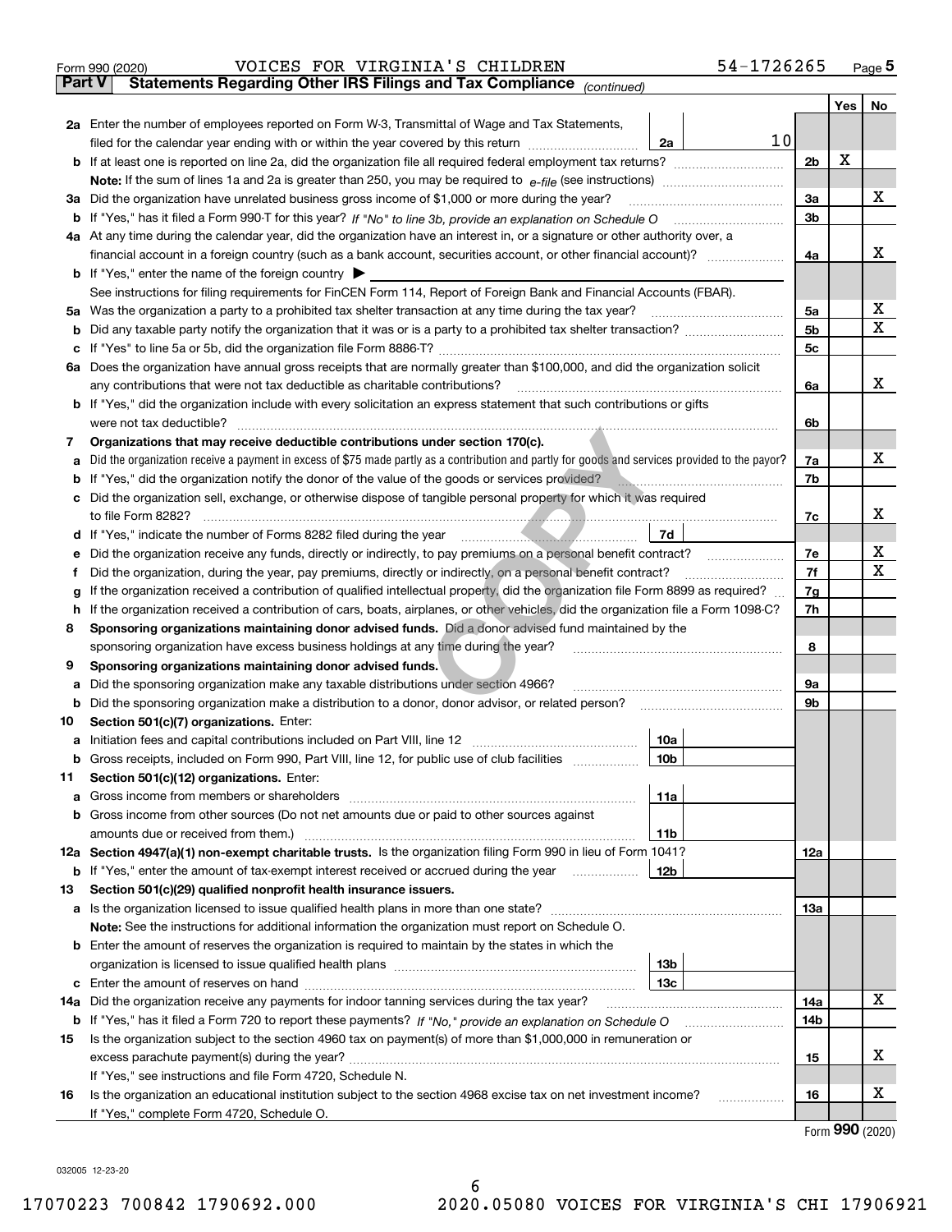Form 990 (2020) VOICES FOR VIRGINIA'S CHILDREN 54-1726265 Page 5

**Part V** **Statements Regarding Other IRS Filings and Tax Compliance** *(continued)*

| | | | | | Yes | No |
|---|---|---|---|---|---|---|
| **2a** | Enter the number of employees reported on Form W-3, Transmittal of Wage and Tax Statements, filed for the calendar year ending with or within the year covered by this return | 2a | 10 | | | |
| **b** | If at least one is reported on line 2a, did the organization file all required federal employment tax returns? | | | 2b | X | |
| | **Note:** If the sum of lines 1a and 2a is greater than 250, you may be required to *e-file* (see instructions) | | | | | |
| **3a** | Did the organization have unrelated business gross income of $1,000 or more during the year? | | | 3a | | X |
| **b** | If "Yes," has it filed a Form 990-T for this year? *If "No" to line 3b, provide an explanation on Schedule O* | | | 3b | | |
| **4a** | At any time during the calendar year, did the organization have an interest in, or a signature or other authority over, a financial account in a foreign country (such as a bank account, securities account, or other financial account)? | | | 4a | | X |
| **b** | If "Yes," enter the name of the foreign country ▶ | | | | | |
| | See instructions for filing requirements for FinCEN Form 114, Report of Foreign Bank and Financial Accounts (FBAR). | | | | | |
| **5a** | Was the organization a party to a prohibited tax shelter transaction at any time during the tax year? | | | 5a | | X |
| **b** | Did any taxable party notify the organization that it was or is a party to a prohibited tax shelter transaction? | | | 5b | | X |
| **c** | If "Yes" to line 5a or 5b, did the organization file Form 8886-T? | | | 5c | | |
| **6a** | Does the organization have annual gross receipts that are normally greater than $100,000, and did the organization solicit any contributions that were not tax deductible as charitable contributions? | | | 6a | | X |
| **b** | If "Yes," did the organization include with every solicitation an express statement that such contributions or gifts were not tax deductible? | | | 6b | | |
| **7** | **Organizations that may receive deductible contributions under section 170(c).** | | | | | |
| **a** | Did the organization receive a payment in excess of $75 made partly as a contribution and partly for goods and services provided to the payor? | | | 7a | | X |
| **b** | If "Yes," did the organization notify the donor of the value of the goods or services provided? | | | 7b | | |
| **c** | Did the organization sell, exchange, or otherwise dispose of tangible personal property for which it was required to file Form 8282? | | | 7c | | X |
| **d** | If "Yes," indicate the number of Forms 8282 filed during the year | 7d | | | | |
| **e** | Did the organization receive any funds, directly or indirectly, to pay premiums on a personal benefit contract? | | | 7e | | X |
| **f** | Did the organization, during the year, pay premiums, directly or indirectly, on a personal benefit contract? | | | 7f | | X |
| **g** | If the organization received a contribution of qualified intellectual property, did the organization file Form 8899 as required? | | | 7g | | |
| **h** | If the organization received a contribution of cars, boats, airplanes, or other vehicles, did the organization file a Form 1098-C? | | | 7h | | |
| **8** | **Sponsoring organizations maintaining donor advised funds.** Did a donor advised fund maintained by the sponsoring organization have excess business holdings at any time during the year? | | | 8 | | |
| **9** | **Sponsoring organizations maintaining donor advised funds.** | | | | | |
| **a** | Did the sponsoring organization make any taxable distributions under section 4966? | | | 9a | | |
| **b** | Did the sponsoring organization make a distribution to a donor, donor advisor, or related person? | | | 9b | | |
| **10** | **Section 501(c)(7) organizations.** Enter: | | | | | |
| **a** | Initiation fees and capital contributions included on Part VIII, line 12 | 10a | | | | |
| **b** | Gross receipts, included on Form 990, Part VIII, line 12, for public use of club facilities | 10b | | | | |
| **11** | **Section 501(c)(12) organizations.** Enter: | | | | | |
| **a** | Gross income from members or shareholders | 11a | | | | |
| **b** | Gross income from other sources (Do not net amounts due or paid to other sources against amounts due or received from them.) | 11b | | | | |
| **12a** | **Section 4947(a)(1) non-exempt charitable trusts.** Is the organization filing Form 990 in lieu of Form 1041? | | | 12a | | |
| **b** | If "Yes," enter the amount of tax-exempt interest received or accrued during the year | 12b | | | | |
| **13** | **Section 501(c)(29) qualified nonprofit health insurance issuers.** | | | | | |
| **a** | Is the organization licensed to issue qualified health plans in more than one state? | | | 13a | | |
| | **Note:** See the instructions for additional information the organization must report on Schedule O. | | | | | |
| **b** | Enter the amount of reserves the organization is required to maintain by the states in which the organization is licensed to issue qualified health plans | 13b | | | | |
| **c** | Enter the amount of reserves on hand | 13c | | | | |
| **14a** | Did the organization receive any payments for indoor tanning services during the tax year? | | | 14a | | X |
| **b** | If "Yes," has it filed a Form 720 to report these payments? *If "No," provide an explanation on Schedule O* | | | 14b | | |
| **15** | Is the organization subject to the section 4960 tax on payment(s) of more than $1,000,000 in remuneration or excess parachute payment(s) during the year? | | | 15 | | X |
| | If "Yes," see instructions and file Form 4720, Schedule N. | | | | | |
| **16** | Is the organization an educational institution subject to the section 4968 excise tax on net investment income? | | | 16 | | X |
| | If "Yes," complete Form 4720, Schedule O. | | | | | |

Form **990** (2020)

032005 12-23-20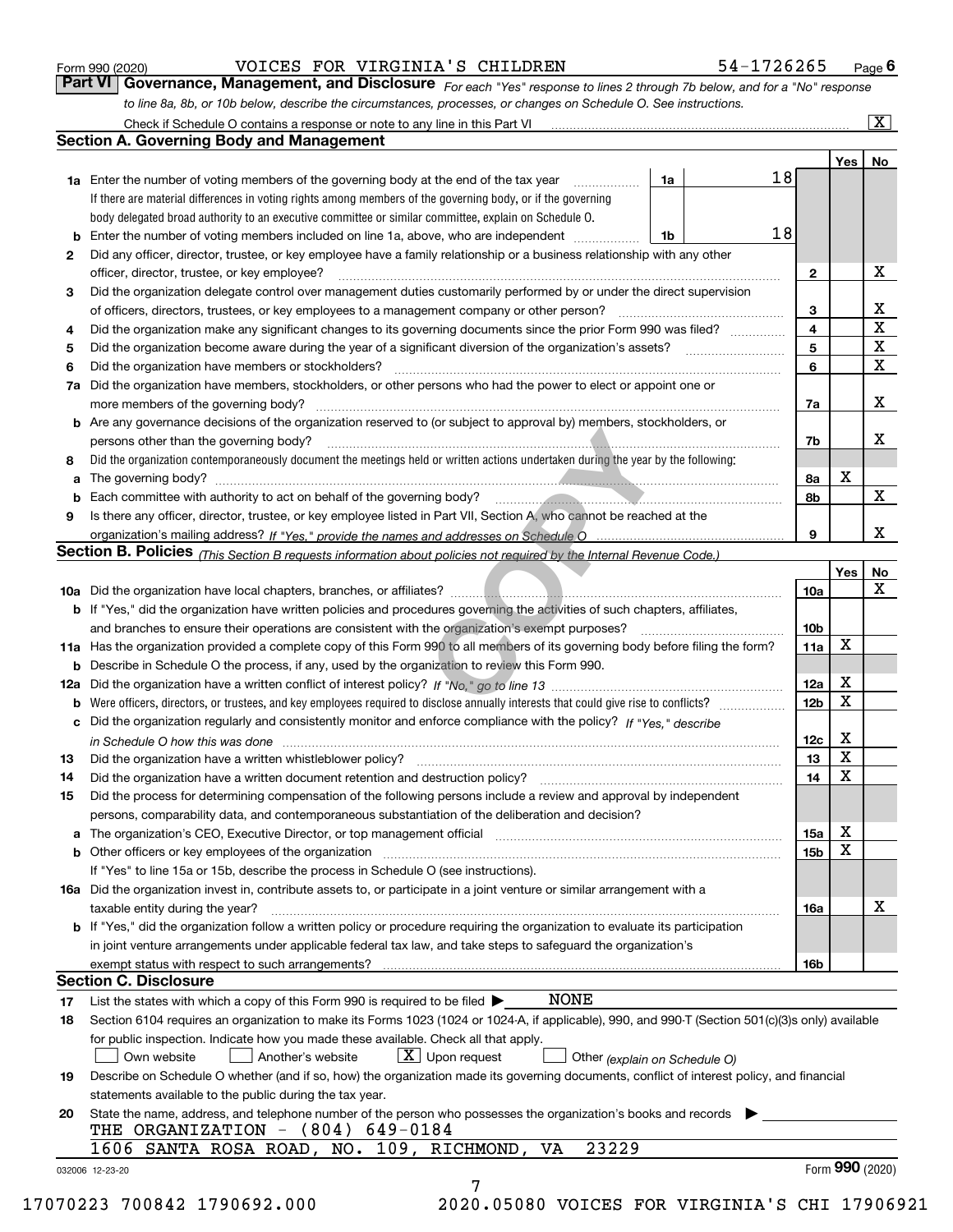Form 990 (2020) VOICES FOR VIRGINIA'S CHILDREN 54-1726265 Page 6

## Part VI Governance, Management, and Disclosure

*For each "Yes" response to lines 2 through 7b below, and for a "No" response to line 8a, 8b, or 10b below, describe the circumstances, processes, or changes on Schedule O. See instructions.*

Check if Schedule O contains a response or note to any line in this Part VI ..... [X]

### Section A. Governing Body and Management

| | | | | Yes | No |
|---|---|---|---|---|---|
| **1a** | Enter the number of voting members of the governing body at the end of the tax year. If there are material differences in voting rights among members of the governing body, or if the governing body delegated broad authority to an executive committee or similar committee, explain on Schedule O. | 1a | 18 | | |
| **b** | Enter the number of voting members included on line 1a, above, who are independent | 1b | 18 | | |
| **2** | Did any officer, director, trustee, or key employee have a family relationship or a business relationship with any other officer, director, trustee, or key employee? | 2 | | | X |
| **3** | Did the organization delegate control over management duties customarily performed by or under the direct supervision of officers, directors, trustees, or key employees to a management company or other person? | 3 | | | X |
| **4** | Did the organization make any significant changes to its governing documents since the prior Form 990 was filed? | 4 | | | X |
| **5** | Did the organization become aware during the year of a significant diversion of the organization's assets? | 5 | | | X |
| **6** | Did the organization have members or stockholders? | 6 | | | X |
| **7a** | Did the organization have members, stockholders, or other persons who had the power to elect or appoint one or more members of the governing body? | 7a | | | X |
| **b** | Are any governance decisions of the organization reserved to (or subject to approval by) members, stockholders, or persons other than the governing body? | 7b | | | X |
| **8** | Did the organization contemporaneously document the meetings held or written actions undertaken during the year by the following: | | | | |
| **a** | The governing body? | 8a | | X | |
| **b** | Each committee with authority to act on behalf of the governing body? | 8b | | | X |
| **9** | Is there any officer, director, trustee, or key employee listed in Part VII, Section A, who cannot be reached at the organization's mailing address? *If "Yes," provide the names and addresses on Schedule O* | 9 | | | X |

### Section B. Policies *(This Section B requests information about policies not required by the Internal Revenue Code.)*

| | | | Yes | No |
|---|---|---|---|---|
| **10a** | Did the organization have local chapters, branches, or affiliates? | 10a | | X |
| **b** | If "Yes," did the organization have written policies and procedures governing the activities of such chapters, affiliates, and branches to ensure their operations are consistent with the organization's exempt purposes? | 10b | | |
| **11a** | Has the organization provided a complete copy of this Form 990 to all members of its governing body before filing the form? | 11a | X | |
| **b** | Describe in Schedule O the process, if any, used by the organization to review this Form 990. | | | |
| **12a** | Did the organization have a written conflict of interest policy? *If "No," go to line 13* | 12a | X | |
| **b** | Were officers, directors, or trustees, and key employees required to disclose annually interests that could give rise to conflicts? | 12b | X | |
| **c** | Did the organization regularly and consistently monitor and enforce compliance with the policy? *If "Yes," describe in Schedule O how this was done* | 12c | X | |
| **13** | Did the organization have a written whistleblower policy? | 13 | X | |
| **14** | Did the organization have a written document retention and destruction policy? | 14 | X | |
| **15** | Did the process for determining compensation of the following persons include a review and approval by independent persons, comparability data, and contemporaneous substantiation of the deliberation and decision? | | | |
| **a** | The organization's CEO, Executive Director, or top management official | 15a | X | |
| **b** | Other officers or key employees of the organization | 15b | X | |
| | If "Yes" to line 15a or 15b, describe the process in Schedule O (see instructions). | | | |
| **16a** | Did the organization invest in, contribute assets to, or participate in a joint venture or similar arrangement with a taxable entity during the year? | 16a | | X |
| **b** | If "Yes," did the organization follow a written policy or procedure requiring the organization to evaluate its participation in joint venture arrangements under applicable federal tax law, and take steps to safeguard the organization's exempt status with respect to such arrangements? | 16b | | |

### Section C. Disclosure

**17** List the states with which a copy of this Form 990 is required to be filed ▶ NONE

**18** Section 6104 requires an organization to make its Forms 1023 (1024 or 1024-A, if applicable), 990, and 990-T (Section 501(c)(3)s only) available for public inspection. Indicate how you made these available. Check all that apply.

[ ] Own website [ ] Another's website [X] Upon request [ ] Other *(explain on Schedule O)*

**19** Describe on Schedule O whether (and if so, how) the organization made its governing documents, conflict of interest policy, and financial statements available to the public during the tax year.

**20** State the name, address, and telephone number of the person who possesses the organization's books and records ▶

THE ORGANIZATION - (804) 649-0184
1606 SANTA ROSA ROAD, NO. 109, RICHMOND, VA 23229

032006 12-23-20 Form **990** (2020)

17070223 700842 1790692.000 2020.05080 VOICES FOR VIRGINIA'S CHI 17906921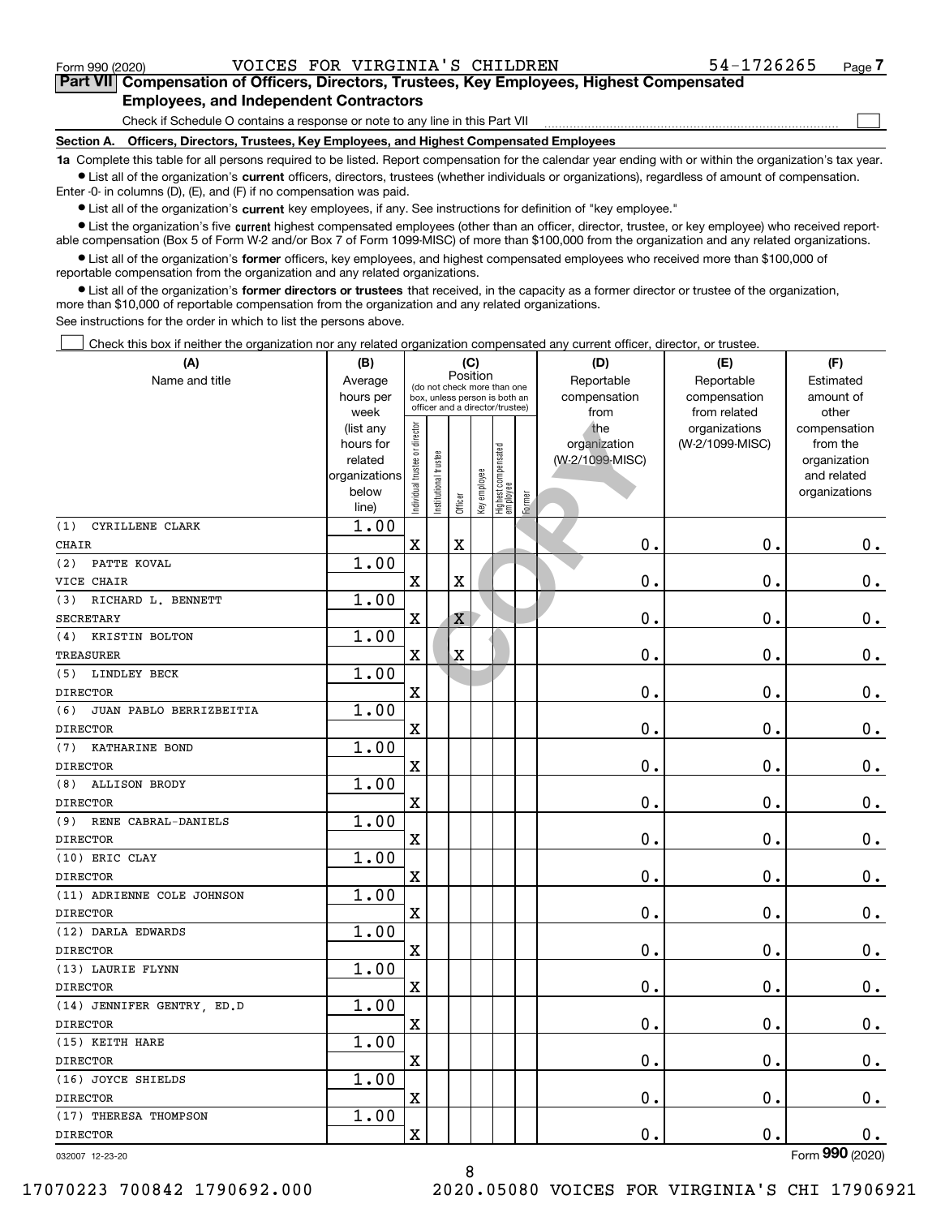Form 990 (2020) VOICES FOR VIRGINIA'S CHILDREN 54-1726265 Page 7

**Part VII Compensation of Officers, Directors, Trustees, Key Employees, Highest Compensated Employees, and Independent Contractors**

Check if Schedule O contains a response or note to any line in this Part VII

**Section A. Officers, Directors, Trustees, Key Employees, and Highest Compensated Employees**

**1a** Complete this table for all persons required to be listed. Report compensation for the calendar year ending with or within the organization's tax year.

- List all of the organization's **current** officers, directors, trustees (whether individuals or organizations), regardless of amount of compensation. Enter -0- in columns (D), (E), and (F) if no compensation was paid.
- List all of the organization's **current** key employees, if any. See instructions for definition of "key employee."
- List the organization's five **current** highest compensated employees (other than an officer, director, trustee, or key employee) who received reportable compensation (Box 5 of Form W-2 and/or Box 7 of Form 1099-MISC) of more than $100,000 from the organization and any related organizations.
- List all of the organization's **former** officers, key employees, and highest compensated employees who received more than $100,000 of reportable compensation from the organization and any related organizations.
- List all of the organization's **former directors or trustees** that received, in the capacity as a former director or trustee of the organization, more than $10,000 of reportable compensation from the organization and any related organizations.

See instructions for the order in which to list the persons above.

Check this box if neither the organization nor any related organization compensated any current officer, director, or trustee.

| (A) Name and title | (B) Average hours per week (list any hours for related organizations below line) | (C) Position (do not check more than one box, unless person is both an officer and a director/trustee) | | | | | | (D) Reportable compensation from the organization (W-2/1099-MISC) | (E) Reportable compensation from related organizations (W-2/1099-MISC) | (F) Estimated amount of other compensation from the organization and related organizations |
|---|---|---|---|---|---|---|---|---|---|---|
| | | Individual trustee or director | Institutional trustee | Officer | Key employee | Highest compensated employee | Former | | | |
| (1) CYRILLENE CLARK<br>CHAIR | 1.00 | X | | X | | | | 0. | 0. | 0. |
| (2) PATTE KOVAL<br>VICE CHAIR | 1.00 | X | | X | | | | 0. | 0. | 0. |
| (3) RICHARD L. BENNETT<br>SECRETARY | 1.00 | X | | X | | | | 0. | 0. | 0. |
| (4) KRISTIN BOLTON<br>TREASURER | 1.00 | X | | X | | | | 0. | 0. | 0. |
| (5) LINDLEY BECK<br>DIRECTOR | 1.00 | X | | | | | | 0. | 0. | 0. |
| (6) JUAN PABLO BERRIZBEITIA<br>DIRECTOR | 1.00 | X | | | | | | 0. | 0. | 0. |
| (7) KATHARINE BOND<br>DIRECTOR | 1.00 | X | | | | | | 0. | 0. | 0. |
| (8) ALLISON BRODY<br>DIRECTOR | 1.00 | X | | | | | | 0. | 0. | 0. |
| (9) RENE CABRAL-DANIELS<br>DIRECTOR | 1.00 | X | | | | | | 0. | 0. | 0. |
| (10) ERIC CLAY<br>DIRECTOR | 1.00 | X | | | | | | 0. | 0. | 0. |
| (11) ADRIENNE COLE JOHNSON<br>DIRECTOR | 1.00 | X | | | | | | 0. | 0. | 0. |
| (12) DARLA EDWARDS<br>DIRECTOR | 1.00 | X | | | | | | 0. | 0. | 0. |
| (13) LAURIE FLYNN<br>DIRECTOR | 1.00 | X | | | | | | 0. | 0. | 0. |
| (14) JENNIFER GENTRY, ED.D<br>DIRECTOR | 1.00 | X | | | | | | 0. | 0. | 0. |
| (15) KEITH HARE<br>DIRECTOR | 1.00 | X | | | | | | 0. | 0. | 0. |
| (16) JOYCE SHIELDS<br>DIRECTOR | 1.00 | X | | | | | | 0. | 0. | 0. |
| (17) THERESA THOMPSON<br>DIRECTOR | 1.00 | X | | | | | | 0. | 0. | 0. |

032007 12-23-20

Form **990** (2020)

17070223 700842 1790692.000 2020.05080 VOICES FOR VIRGINIA'S CHI 17906921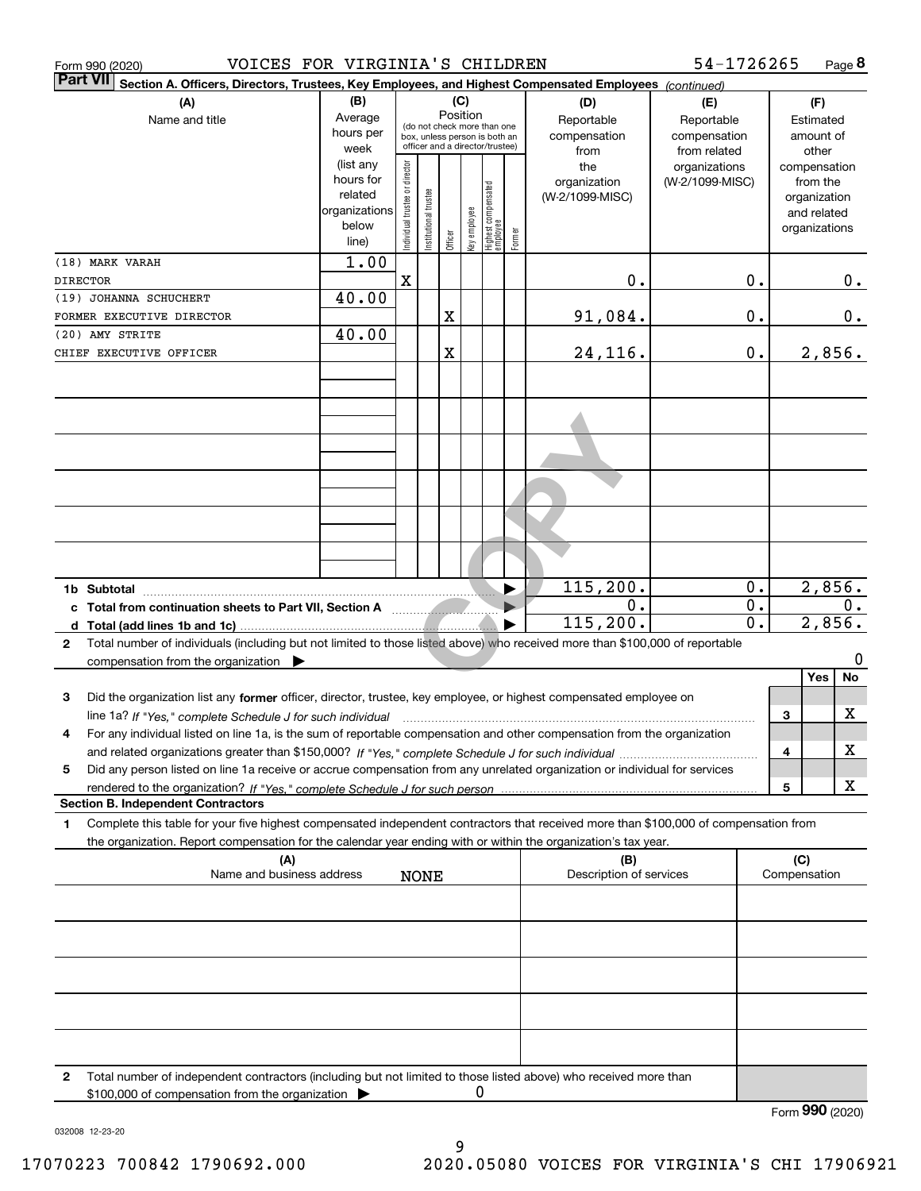Form 990 (2020) VOICES FOR VIRGINIA'S CHILDREN 54-1726265

**Part VII** **Section A. Officers, Directors, Trustees, Key Employees, and Highest Compensated Employees** *(continued)*

| (A) Name and title | (B) Average hours per week (list any hours for related organizations below line) | (C) Position: Individual trustee or director | Institutional trustee | Officer | Key employee | Highest compensated employee | Former | (D) Reportable compensation from the organization (W-2/1099-MISC) | (E) Reportable compensation from related organizations (W-2/1099-MISC) | (F) Estimated amount of other compensation from the organization and related organizations |
|---|---|---|---|---|---|---|---|---|---|---|
| (18) MARK VARAH<br>DIRECTOR | 1.00 | X | | | | | | 0. | 0. | 0. |
| (19) JOHANNA SCHUCHERT<br>FORMER EXECUTIVE DIRECTOR | 40.00 | | | X | | | | 91,084. | 0. | 0. |
| (20) AMY STRITE<br>CHIEF EXECUTIVE OFFICER | 40.00 | | | X | | | | 24,116. | 0. | 2,856. |
| **1b Subtotal** | | | | | | | | 115,200. | 0. | 2,856. |
| **c Total from continuation sheets to Part VII, Section A** | | | | | | | | 0. | 0. | 0. |
| **d Total (add lines 1b and 1c)** | | | | | | | | 115,200. | 0. | 2,856. |

**2** Total number of individuals (including but not limited to those listed above) who received more than $100,000 of reportable compensation from the organization ▶ 0

| | | Yes | No |
|---|---|---|---|
| **3** Did the organization list any **former** officer, director, trustee, key employee, or highest compensated employee on line 1a? *If "Yes," complete Schedule J for such individual* | 3 | | X |
| **4** For any individual listed on line 1a, is the sum of reportable compensation and other compensation from the organization and related organizations greater than $150,000? *If "Yes," complete Schedule J for such individual* | 4 | | X |
| **5** Did any person listed on line 1a receive or accrue compensation from any unrelated organization or individual for services rendered to the organization? *If "Yes," complete Schedule J for such person* | 5 | | X |

**Section B. Independent Contractors**

**1** Complete this table for your five highest compensated independent contractors that received more than $100,000 of compensation from the organization. Report compensation for the calendar year ending with or within the organization's tax year.

| (A) Name and business address | (B) Description of services | (C) Compensation |
|---|---|---|
| NONE | | |
| | | |
| | | |
| | | |
| | | |

**2** Total number of independent contractors (including but not limited to those listed above) who received more than $100,000 of compensation from the organization ▶ 0

Form **990** (2020)

032008 12-23-20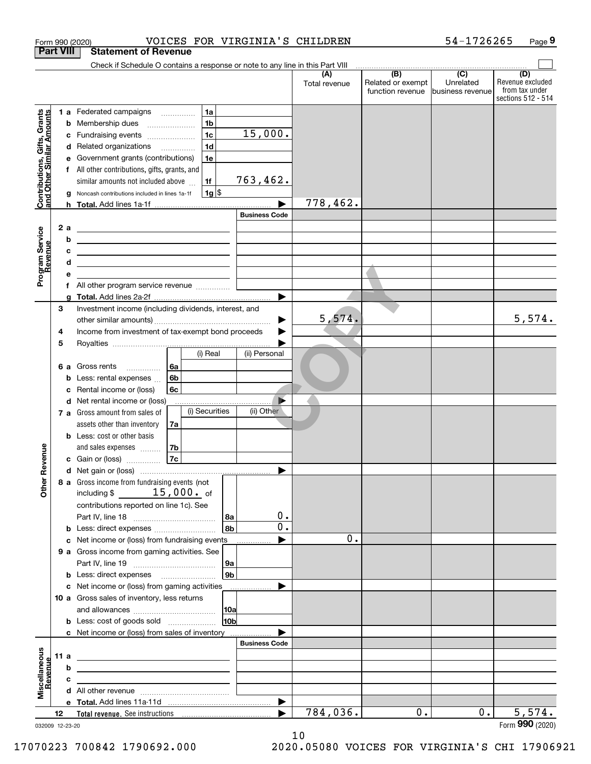Form 990 (2020) VOICES FOR VIRGINIA'S CHILDREN 54-1726265 Page 9

## Part VIII Statement of Revenue

Check if Schedule O contains a response or note to any line in this Part VIII ☐

| | | | (A) Total revenue | (B) Related or exempt function revenue | (C) Unrelated business revenue | (D) Revenue excluded from tax under sections 512 - 514 |
|---|---|---|---|---|---|---|
| **Contributions, Gifts, Grants and Other Similar Amounts** | 1a Federated campaigns | 1a | | | | |
| | b Membership dues | 1b | | | | |
| | c Fundraising events | 1c 15,000. | | | | |
| | d Related organizations | 1d | | | | |
| | e Government grants (contributions) | 1e | | | | |
| | f All other contributions, gifts, grants, and similar amounts not included above | 1f 763,462. | | | | |
| | g Noncash contributions included in lines 1a-1f | 1g $ | | | | |
| | h **Total.** Add lines 1a-1f | ▶ | 778,462. | | | |
| **Program Service Revenue** | | Business Code | | | | |
| | 2a | | | | | |
| | b | | | | | |
| | c | | | | | |
| | d | | | | | |
| | e | | | | | |
| | f All other program service revenue | | | | | |
| | g **Total.** Add lines 2a-2f | ▶ | | | | |
| **Other Revenue** | 3 Investment income (including dividends, interest, and other similar amounts) | ▶ | 5,574. | | | 5,574. |
| | 4 Income from investment of tax-exempt bond proceeds | ▶ | | | | |
| | 5 Royalties | ▶ | | | | |
| | | (i) Real / (ii) Personal | | | | |
| | 6a Gross rents | 6a | | | | |
| | b Less: rental expenses | 6b | | | | |
| | c Rental income or (loss) | 6c | | | | |
| | d Net rental income or (loss) | ▶ | | | | |
| | | (i) Securities / (ii) Other | | | | |
| | 7a Gross amount from sales of assets other than inventory | 7a | | | | |
| | b Less: cost or other basis and sales expenses | 7b | | | | |
| | c Gain or (loss) | 7c | | | | |
| | d Net gain or (loss) | ▶ | | | | |
| | 8a Gross income from fundraising events (not including $ 15,000. of contributions reported on line 1c). See Part IV, line 18 | 8a 0. | | | | |
| | b Less: direct expenses | 8b 0. | | | | |
| | c Net income or (loss) from fundraising events | ▶ | 0. | | | |
| | 9a Gross income from gaming activities. See Part IV, line 19 | 9a | | | | |
| | b Less: direct expenses | 9b | | | | |
| | c Net income or (loss) from gaming activities | ▶ | | | | |
| | 10a Gross sales of inventory, less returns and allowances | 10a | | | | |
| | b Less: cost of goods sold | 10b | | | | |
| | c Net income or (loss) from sales of inventory | ▶ | | | | |
| **Miscellaneous Revenue** | | Business Code | | | | |
| | 11a | | | | | |
| | b | | | | | |
| | c | | | | | |
| | d All other revenue | | | | | |
| | e **Total.** Add lines 11a-11d | ▶ | | | | |
| | 12 **Total revenue.** See instructions | ▶ | 784,036. | 0. | 0. | 5,574. |

032009 12-23-20 Form 990 (2020)

17070223 700842 1790692.000 2020.05080 VOICES FOR VIRGINIA'S CHI 17906921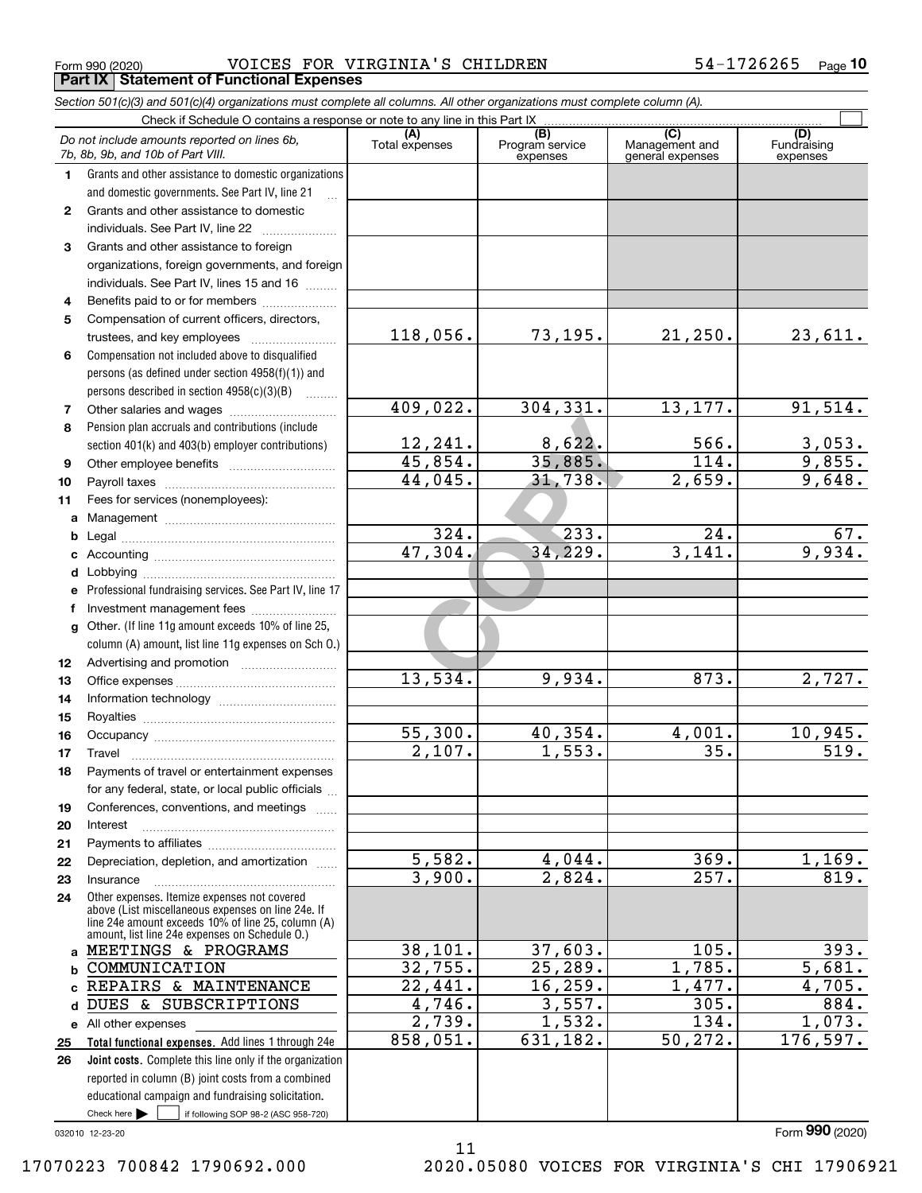Form 990 (2020) VOICES FOR VIRGINIA'S CHILDREN 54-1726265 Page **10**

**Part IX Statement of Functional Expenses**

*Section 501(c)(3) and 501(c)(4) organizations must complete all columns. All other organizations must complete column (A).*

Check if Schedule O contains a response or note to any line in this Part IX

| *Do not include amounts reported on lines 6b, 7b, 8b, 9b, and 10b of Part VIII.* | (A) Total expenses | (B) Program service expenses | (C) Management and general expenses | (D) Fundraising expenses |
|---|---|---|---|---|
| **1** Grants and other assistance to domestic organizations and domestic governments. See Part IV, line 21 | | | | |
| **2** Grants and other assistance to domestic individuals. See Part IV, line 22 | | | | |
| **3** Grants and other assistance to foreign organizations, foreign governments, and foreign individuals. See Part IV, lines 15 and 16 | | | | |
| **4** Benefits paid to or for members | | | | |
| **5** Compensation of current officers, directors, trustees, and key employees | 118,056. | 73,195. | 21,250. | 23,611. |
| **6** Compensation not included above to disqualified persons (as defined under section 4958(f)(1)) and persons described in section 4958(c)(3)(B) | | | | |
| **7** Other salaries and wages | 409,022. | 304,331. | 13,177. | 91,514. |
| **8** Pension plan accruals and contributions (include section 401(k) and 403(b) employer contributions) | 12,241. | 8,622. | 566. | 3,053. |
| **9** Other employee benefits | 45,854. | 35,885. | 114. | 9,855. |
| **10** Payroll taxes | 44,045. | 31,738. | 2,659. | 9,648. |
| **11** Fees for services (nonemployees): | | | | |
| **a** Management | | | | |
| **b** Legal | 324. | 233. | 24. | 67. |
| **c** Accounting | 47,304. | 34,229. | 3,141. | 9,934. |
| **d** Lobbying | | | | |
| **e** Professional fundraising services. See Part IV, line 17 | | | | |
| **f** Investment management fees | | | | |
| **g** Other. (If line 11g amount exceeds 10% of line 25, column (A) amount, list line 11g expenses on Sch O.) | | | | |
| **12** Advertising and promotion | | | | |
| **13** Office expenses | 13,534. | 9,934. | 873. | 2,727. |
| **14** Information technology | | | | |
| **15** Royalties | | | | |
| **16** Occupancy | 55,300. | 40,354. | 4,001. | 10,945. |
| **17** Travel | 2,107. | 1,553. | 35. | 519. |
| **18** Payments of travel or entertainment expenses for any federal, state, or local public officials | | | | |
| **19** Conferences, conventions, and meetings | | | | |
| **20** Interest | | | | |
| **21** Payments to affiliates | | | | |
| **22** Depreciation, depletion, and amortization | 5,582. | 4,044. | 369. | 1,169. |
| **23** Insurance | 3,900. | 2,824. | 257. | 819. |
| **24** Other expenses. Itemize expenses not covered above (List miscellaneous expenses on line 24e. If line 24e amount exceeds 10% of line 25, column (A) amount, list line 24e expenses on Schedule O.) | | | | |
| **a** MEETINGS & PROGRAMS | 38,101. | 37,603. | 105. | 393. |
| **b** COMMUNICATION | 32,755. | 25,289. | 1,785. | 5,681. |
| **c** REPAIRS & MAINTENANCE | 22,441. | 16,259. | 1,477. | 4,705. |
| **d** DUES & SUBSCRIPTIONS | 4,746. | 3,557. | 305. | 884. |
| **e** All other expenses | 2,739. | 1,532. | 134. | 1,073. |
| **25 Total functional expenses.** Add lines 1 through 24e | 858,051. | 631,182. | 50,272. | 176,597. |
| **26 Joint costs.** Complete this line only if the organization reported in column (B) joint costs from a combined educational campaign and fundraising solicitation. Check here ☐ if following SOP 98-2 (ASC 958-720) | | | | |

032010 12-23-20

Form **990** (2020)

17070223 700842 1790692.000 2020.05080 VOICES FOR VIRGINIA'S CHI 17906921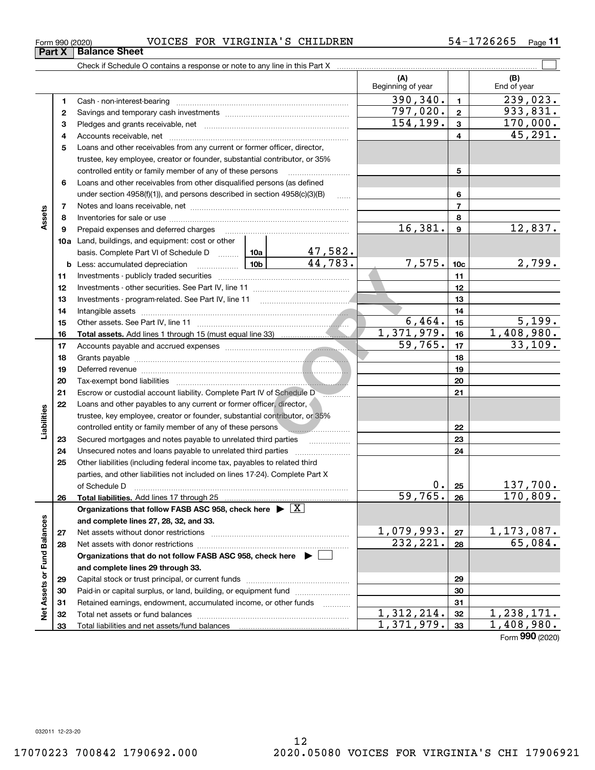Form 990 (2020) VOICES FOR VIRGINIA'S CHILDREN 54-1726265

## Part X Balance Sheet

Check if Schedule O contains a response or note to any line in this Part X ☐

| | | | | (A) Beginning of year | | (B) End of year |
|---|---|---|---|---|---|---|
| Assets | 1 | Cash - non-interest-bearing | | 390,340. | 1 | 239,023. |
| | 2 | Savings and temporary cash investments | | 797,020. | 2 | 933,831. |
| | 3 | Pledges and grants receivable, net | | 154,199. | 3 | 170,000. |
| | 4 | Accounts receivable, net | | | 4 | 45,291. |
| | 5 | Loans and other receivables from any current or former officer, director, trustee, key employee, creator or founder, substantial contributor, or 35% controlled entity or family member of any of these persons | | | 5 | |
| | 6 | Loans and other receivables from other disqualified persons (as defined under section 4958(f)(1)), and persons described in section 4958(c)(3)(B) | | | 6 | |
| | 7 | Notes and loans receivable, net | | | 7 | |
| | 8 | Inventories for sale or use | | | 8 | |
| | 9 | Prepaid expenses and deferred charges | | 16,381. | 9 | 12,837. |
| | 10a | Land, buildings, and equipment: cost or other basis. Complete Part VI of Schedule D | 10a 47,582. | | | |
| | b | Less: accumulated depreciation | 10b 44,783. | 7,575. | 10c | 2,799. |
| | 11 | Investments - publicly traded securities | | | 11 | |
| | 12 | Investments - other securities. See Part IV, line 11 | | | 12 | |
| | 13 | Investments - program-related. See Part IV, line 11 | | | 13 | |
| | 14 | Intangible assets | | | 14 | |
| | 15 | Other assets. See Part IV, line 11 | | 6,464. | 15 | 5,199. |
| | 16 | **Total assets.** Add lines 1 through 15 (must equal line 33) | | 1,371,979. | 16 | 1,408,980. |
| Liabilities | 17 | Accounts payable and accrued expenses | | 59,765. | 17 | 33,109. |
| | 18 | Grants payable | | | 18 | |
| | 19 | Deferred revenue | | | 19 | |
| | 20 | Tax-exempt bond liabilities | | | 20 | |
| | 21 | Escrow or custodial account liability. Complete Part IV of Schedule D | | | 21 | |
| | 22 | Loans and other payables to any current or former officer, director, trustee, key employee, creator or founder, substantial contributor, or 35% controlled entity or family member of any of these persons | | | 22 | |
| | 23 | Secured mortgages and notes payable to unrelated third parties | | | 23 | |
| | 24 | Unsecured notes and loans payable to unrelated third parties | | | 24 | |
| | 25 | Other liabilities (including federal income tax, payables to related third parties, and other liabilities not included on lines 17-24). Complete Part X of Schedule D | | 0. | 25 | 137,700. |
| | 26 | **Total liabilities.** Add lines 17 through 25 | | 59,765. | 26 | 170,809. |
| Net Assets or Fund Balances | | **Organizations that follow FASB ASC 958, check here ▶ ☒ and complete lines 27, 28, 32, and 33.** | | | | |
| | 27 | Net assets without donor restrictions | | 1,079,993. | 27 | 1,173,087. |
| | 28 | Net assets with donor restrictions | | 232,221. | 28 | 65,084. |
| | | **Organizations that do not follow FASB ASC 958, check here ▶ ☐ and complete lines 29 through 33.** | | | | |
| | 29 | Capital stock or trust principal, or current funds | | | 29 | |
| | 30 | Paid-in or capital surplus, or land, building, or equipment fund | | | 30 | |
| | 31 | Retained earnings, endowment, accumulated income, or other funds | | | 31 | |
| | 32 | Total net assets or fund balances | | 1,312,214. | 32 | 1,238,171. |
| | 33 | Total liabilities and net assets/fund balances | | 1,371,979. | 33 | 1,408,980. |

Form **990** (2020)

032011 12-23-20

17070223 700842 1790692.000 2020.05080 VOICES FOR VIRGINIA'S CHI 17906921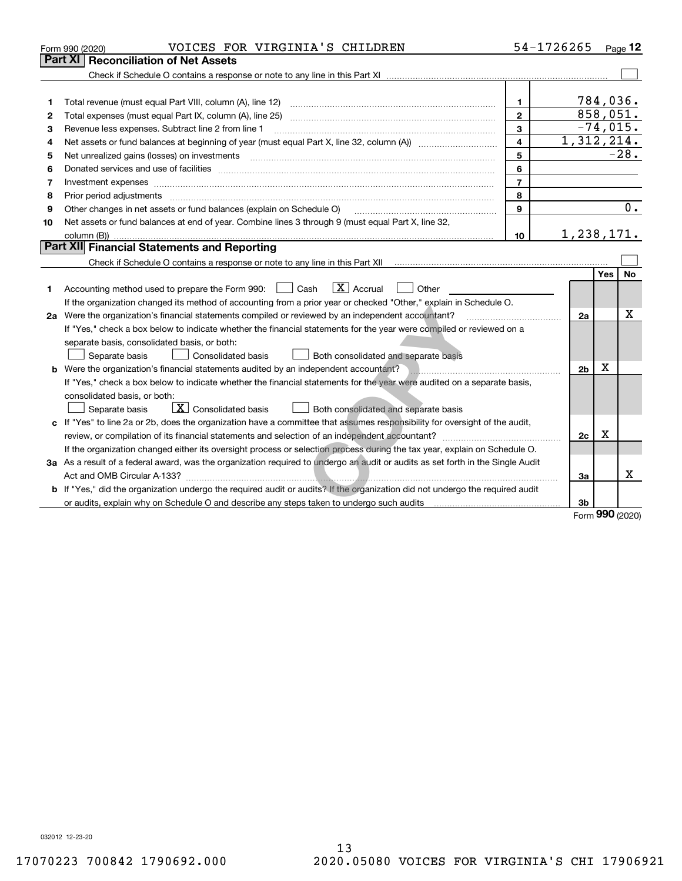Form 990 (2020) VOICES FOR VIRGINIA'S CHILDREN 54-1726265 Page 12

## Part XI Reconciliation of Net Assets

Check if Schedule O contains a response or note to any line in this Part XI ☐

| | | | |
|---|---|---|---|
| 1 | Total revenue (must equal Part VIII, column (A), line 12) | 1 | 784,036. |
| 2 | Total expenses (must equal Part IX, column (A), line 25) | 2 | 858,051. |
| 3 | Revenue less expenses. Subtract line 2 from line 1 | 3 | -74,015. |
| 4 | Net assets or fund balances at beginning of year (must equal Part X, line 32, column (A)) | 4 | 1,312,214. |
| 5 | Net unrealized gains (losses) on investments | 5 | -28. |
| 6 | Donated services and use of facilities | 6 | |
| 7 | Investment expenses | 7 | |
| 8 | Prior period adjustments | 8 | |
| 9 | Other changes in net assets or fund balances (explain on Schedule O) | 9 | 0. |
| 10 | Net assets or fund balances at end of year. Combine lines 3 through 9 (must equal Part X, line 32, column (B)) | 10 | 1,238,171. |

## Part XII Financial Statements and Reporting

Check if Schedule O contains a response or note to any line in this Part XII ☐

| | | | Yes | No |
|---|---|---|---|---|
| 1 | Accounting method used to prepare the Form 990: ☐ Cash ☒ Accrual ☐ Other<br>If the organization changed its method of accounting from a prior year or checked "Other," explain in Schedule O. | | | |
| 2a | Were the organization's financial statements compiled or reviewed by an independent accountant? | 2a | | X |
| | If "Yes," check a box below to indicate whether the financial statements for the year were compiled or reviewed on a separate basis, consolidated basis, or both:<br>☐ Separate basis ☐ Consolidated basis ☐ Both consolidated and separate basis | | | |
| b | Were the organization's financial statements audited by an independent accountant? | 2b | X | |
| | If "Yes," check a box below to indicate whether the financial statements for the year were audited on a separate basis, consolidated basis, or both:<br>☐ Separate basis ☒ Consolidated basis ☐ Both consolidated and separate basis | | | |
| c | If "Yes" to line 2a or 2b, does the organization have a committee that assumes responsibility for oversight of the audit, review, or compilation of its financial statements and selection of an independent accountant? | 2c | X | |
| | If the organization changed either its oversight process or selection process during the tax year, explain on Schedule O. | | | |
| 3a | As a result of a federal award, was the organization required to undergo an audit or audits as set forth in the Single Audit Act and OMB Circular A-133? | 3a | | X |
| b | If "Yes," did the organization undergo the required audit or audits? If the organization did not undergo the required audit or audits, explain why on Schedule O and describe any steps taken to undergo such audits | 3b | | |

Form **990** (2020)

032012 12-23-20

17070223 700842 1790692.000 2020.05080 VOICES FOR VIRGINIA'S CHI 17906921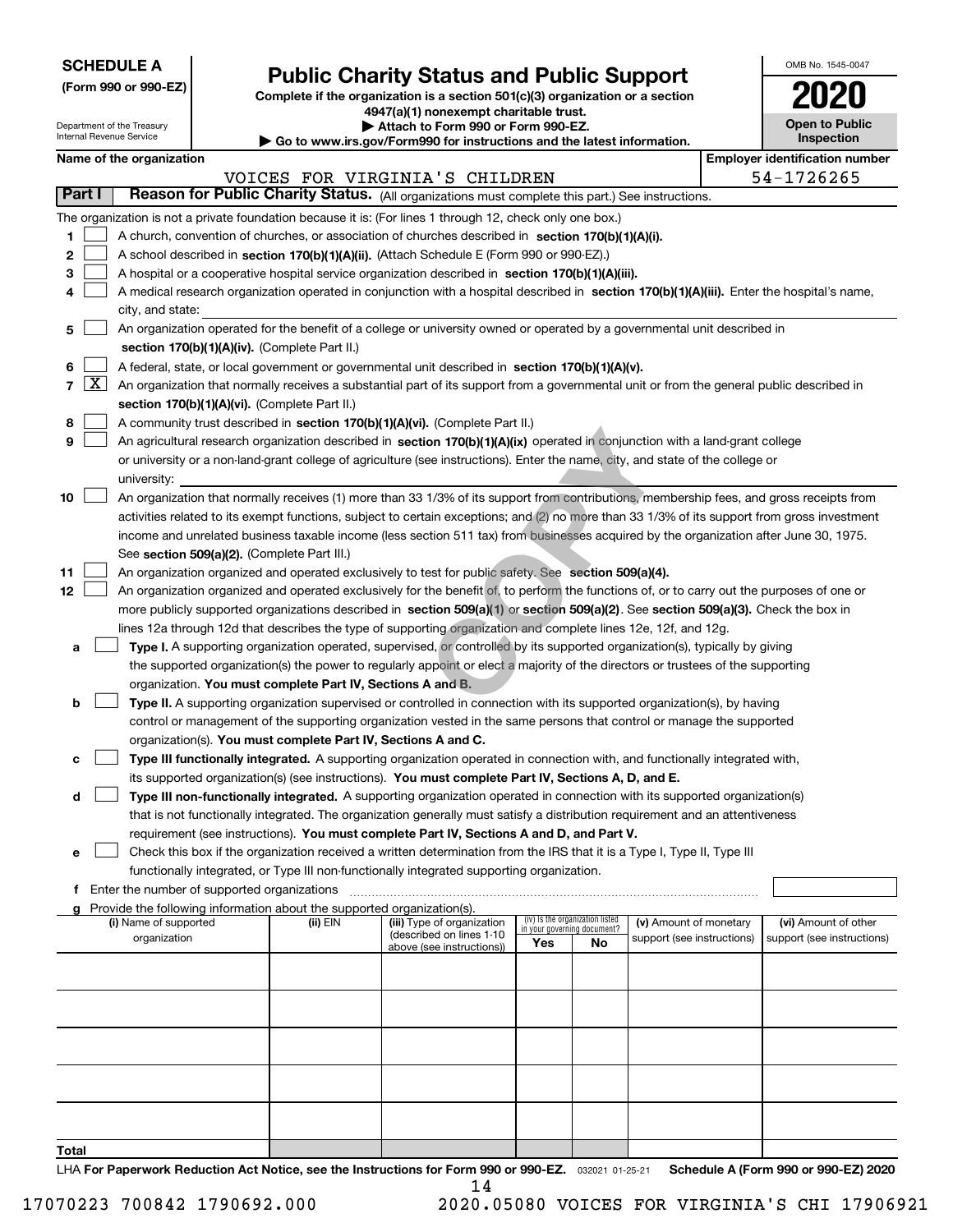**SCHEDULE A**
**(Form 990 or 990-EZ)**

Department of the Treasury
Internal Revenue Service

# Public Charity Status and Public Support

**Complete if the organization is a section 501(c)(3) organization or a section 4947(a)(1) nonexempt charitable trust.**
**▶ Attach to Form 990 or Form 990-EZ.**
**▶ Go to www.irs.gov/Form990 for instructions and the latest information.**

OMB No. 1545-0047
**2020**
**Open to Public Inspection**

**Name of the organization:** VOICES FOR VIRGINIA'S CHILDREN
**Employer identification number:** 54-1726265

## Part I — Reason for Public Charity Status. (All organizations must complete this part.) See instructions.

The organization is not a private foundation because it is: (For lines 1 through 12, check only one box.)

1. ☐ A church, convention of churches, or association of churches described in **section 170(b)(1)(A)(i).**
2. ☐ A school described in **section 170(b)(1)(A)(ii).** (Attach Schedule E (Form 990 or 990-EZ).)
3. ☐ A hospital or a cooperative hospital service organization described in **section 170(b)(1)(A)(iii).**
4. ☐ A medical research organization operated in conjunction with a hospital described in **section 170(b)(1)(A)(iii).** Enter the hospital's name, city, and state:
5. ☐ An organization operated for the benefit of a college or university owned or operated by a governmental unit described in **section 170(b)(1)(A)(iv).** (Complete Part II.)
6. ☐ A federal, state, or local government or governmental unit described in **section 170(b)(1)(A)(v).**
7. ☒ An organization that normally receives a substantial part of its support from a governmental unit or from the general public described in **section 170(b)(1)(A)(vi).** (Complete Part II.)
8. ☐ A community trust described in **section 170(b)(1)(A)(vi).** (Complete Part II.)
9. ☐ An agricultural research organization described in **section 170(b)(1)(A)(ix)** operated in conjunction with a land-grant college or university or a non-land-grant college of agriculture (see instructions). Enter the name, city, and state of the college or university:
10. ☐ An organization that normally receives (1) more than 33 1/3% of its support from contributions, membership fees, and gross receipts from activities related to its exempt functions, subject to certain exceptions; and (2) no more than 33 1/3% of its support from gross investment income and unrelated business taxable income (less section 511 tax) from businesses acquired by the organization after June 30, 1975. See **section 509(a)(2).** (Complete Part III.)
11. ☐ An organization organized and operated exclusively to test for public safety. See **section 509(a)(4).**
12. ☐ An organization organized and operated exclusively for the benefit of, to perform the functions of, or to carry out the purposes of one or more publicly supported organizations described in **section 509(a)(1)** or **section 509(a)(2)**. See **section 509(a)(3).** Check the box in lines 12a through 12d that describes the type of supporting organization and complete lines 12e, 12f, and 12g.
   - **a** ☐ **Type I.** A supporting organization operated, supervised, or controlled by its supported organization(s), typically by giving the supported organization(s) the power to regularly appoint or elect a majority of the directors or trustees of the supporting organization. **You must complete Part IV, Sections A and B.**
   - **b** ☐ **Type II.** A supporting organization supervised or controlled in connection with its supported organization(s), by having control or management of the supporting organization vested in the same persons that control or manage the supported organization(s). **You must complete Part IV, Sections A and C.**
   - **c** ☐ **Type III functionally integrated.** A supporting organization operated in connection with, and functionally integrated with, its supported organization(s) (see instructions). **You must complete Part IV, Sections A, D, and E.**
   - **d** ☐ **Type III non-functionally integrated.** A supporting organization operated in connection with its supported organization(s) that is not functionally integrated. The organization generally must satisfy a distribution requirement and an attentiveness requirement (see instructions). **You must complete Part IV, Sections A and D, and Part V.**
   - **e** ☐ Check this box if the organization received a written determination from the IRS that it is a Type I, Type II, Type III functionally integrated, or Type III non-functionally integrated supporting organization.
   - **f** Enter the number of supported organizations
   - **g** Provide the following information about the supported organization(s).

| (i) Name of supported organization | (ii) EIN | (iii) Type of organization (described on lines 1-10 above (see instructions)) | (iv) Is the organization listed in your governing document? Yes | No | (v) Amount of monetary support (see instructions) | (vi) Amount of other support (see instructions) |
|---|---|---|---|---|---|---|
| | | | | | | |
| | | | | | | |
| | | | | | | |
| | | | | | | |
| | | | | | | |
| **Total** | | | | | | |

LHA **For Paperwork Reduction Act Notice, see the Instructions for Form 990 or 990-EZ.** 032021 01-25-21 **Schedule A (Form 990 or 990-EZ) 2020**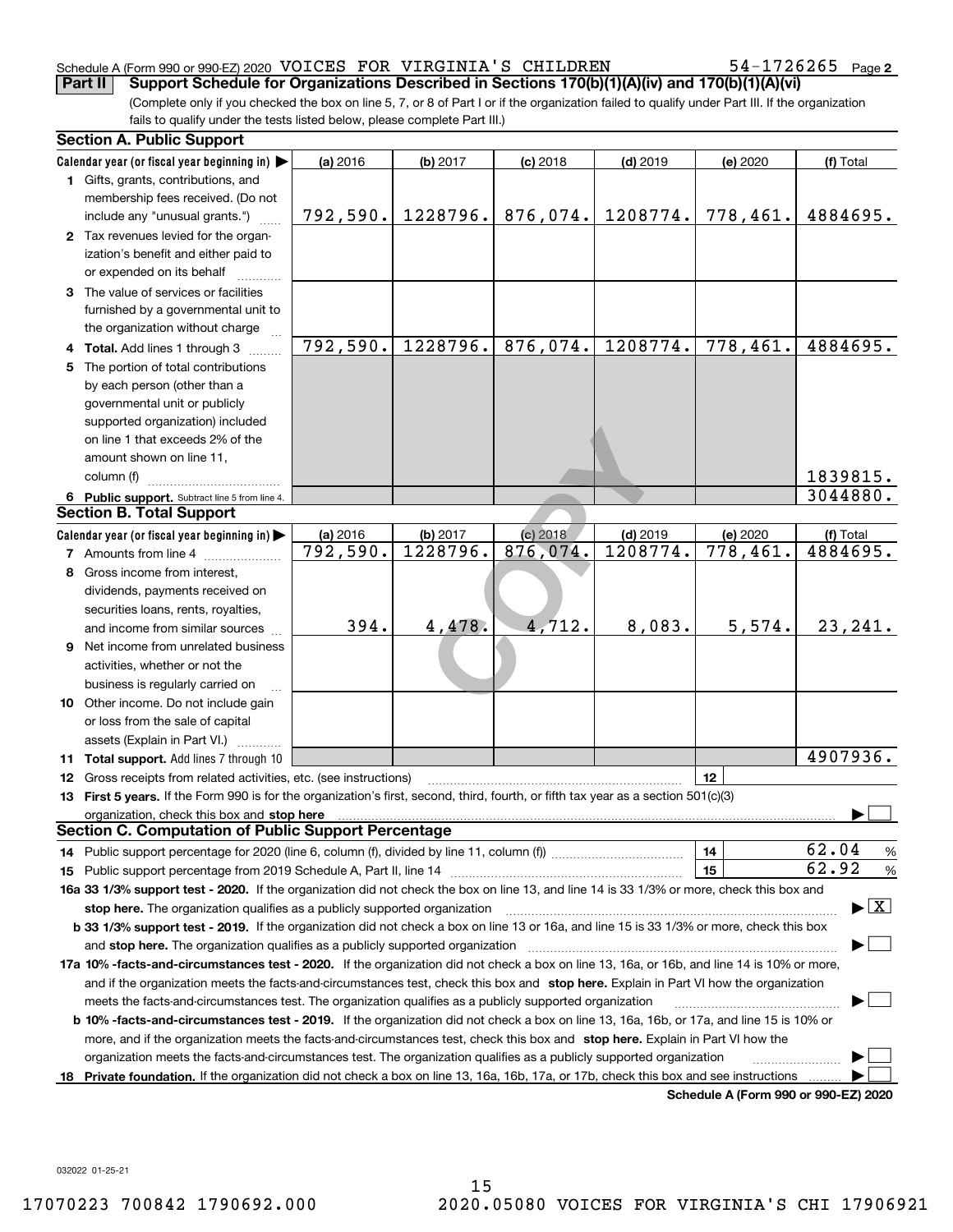Schedule A (Form 990 or 990-EZ) 2020 VOICES FOR VIRGINIA'S CHILDREN 54-1726265 Page **2**

**Part II** **Support Schedule for Organizations Described in Sections 170(b)(1)(A)(iv) and 170(b)(1)(A)(vi)**

(Complete only if you checked the box on line 5, 7, or 8 of Part I or if the organization failed to qualify under Part III. If the organization fails to qualify under the tests listed below, please complete Part III.)

**Section A. Public Support**

| Calendar year (or fiscal year beginning in) ▶ | (a) 2016 | (b) 2017 | (c) 2018 | (d) 2019 | (e) 2020 | (f) Total |
|---|---|---|---|---|---|---|
| **1** Gifts, grants, contributions, and membership fees received. (Do not include any "unusual grants.") | 792,590. | 1228796. | 876,074. | 1208774. | 778,461. | 4884695. |
| **2** Tax revenues levied for the organization's benefit and either paid to or expended on its behalf | | | | | | |
| **3** The value of services or facilities furnished by a governmental unit to the organization without charge | | | | | | |
| **4 Total.** Add lines 1 through 3 | 792,590. | 1228796. | 876,074. | 1208774. | 778,461. | 4884695. |
| **5** The portion of total contributions by each person (other than a governmental unit or publicly supported organization) included on line 1 that exceeds 2% of the amount shown on line 11, column (f) | | | | | | 1839815. |
| **6 Public support.** Subtract line 5 from line 4. | | | | | | 3044880. |

**Section B. Total Support**

| Calendar year (or fiscal year beginning in) ▶ | (a) 2016 | (b) 2017 | (c) 2018 | (d) 2019 | (e) 2020 | (f) Total |
|---|---|---|---|---|---|---|
| **7** Amounts from line 4 | 792,590. | 1228796. | 876,074. | 1208774. | 778,461. | 4884695. |
| **8** Gross income from interest, dividends, payments received on securities loans, rents, royalties, and income from similar sources | 394. | 4,478. | 4,712. | 8,083. | 5,574. | 23,241. |
| **9** Net income from unrelated business activities, whether or not the business is regularly carried on | | | | | | |
| **10** Other income. Do not include gain or loss from the sale of capital assets (Explain in Part VI.) | | | | | | |
| **11 Total support.** Add lines 7 through 10 | | | | | | 4907936. |

**12** Gross receipts from related activities, etc. (see instructions) **12**

**13 First 5 years.** If the Form 990 is for the organization's first, second, third, fourth, or fifth tax year as a section 501(c)(3) organization, check this box and **stop here** ▶ ☐

**Section C. Computation of Public Support Percentage**

**14** Public support percentage for 2020 (line 6, column (f), divided by line 11, column (f)) **14** 62.04 %

**15** Public support percentage from 2019 Schedule A, Part II, line 14 **15** 62.92 %

**16a 33 1/3% support test - 2020.** If the organization did not check the box on line 13, and line 14 is 33 1/3% or more, check this box and **stop here.** The organization qualifies as a publicly supported organization ▶ ☒

**b 33 1/3% support test - 2019.** If the organization did not check a box on line 13 or 16a, and line 15 is 33 1/3% or more, check this box and **stop here.** The organization qualifies as a publicly supported organization ▶ ☐

**17a 10% -facts-and-circumstances test - 2020.** If the organization did not check a box on line 13, 16a, or 16b, and line 14 is 10% or more, and if the organization meets the facts-and-circumstances test, check this box and **stop here.** Explain in Part VI how the organization meets the facts-and-circumstances test. The organization qualifies as a publicly supported organization ▶ ☐

**b 10% -facts-and-circumstances test - 2019.** If the organization did not check a box on line 13, 16a, 16b, or 17a, and line 15 is 10% or more, and if the organization meets the facts-and-circumstances test, check this box and **stop here.** Explain in Part VI how the organization meets the facts-and-circumstances test. The organization qualifies as a publicly supported organization ▶ ☐

**18 Private foundation.** If the organization did not check a box on line 13, 16a, 16b, 17a, or 17b, check this box and see instructions ▶ ☐

**Schedule A (Form 990 or 990-EZ) 2020**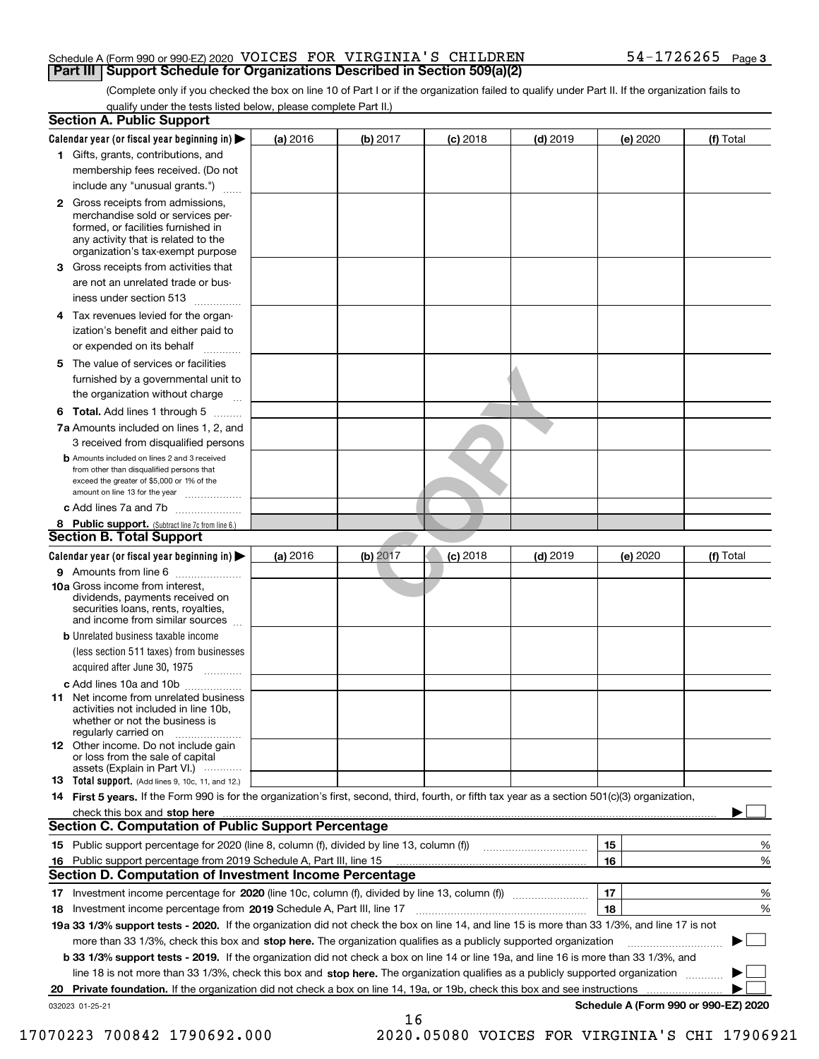Schedule A (Form 990 or 990-EZ) 2020 VOICES FOR VIRGINIA'S CHILDREN 54-1726265 Page 3

**Part III Support Schedule for Organizations Described in Section 509(a)(2)**

(Complete only if you checked the box on line 10 of Part I or if the organization failed to qualify under Part II. If the organization fails to qualify under the tests listed below, please complete Part II.)

## Section A. Public Support

| Calendar year (or fiscal year beginning in) ▶ | (a) 2016 | (b) 2017 | (c) 2018 | (d) 2019 | (e) 2020 | (f) Total |
|---|---|---|---|---|---|---|
| 1 Gifts, grants, contributions, and membership fees received. (Do not include any "unusual grants.") | | | | | | |
| 2 Gross receipts from admissions, merchandise sold or services performed, or facilities furnished in any activity that is related to the organization's tax-exempt purpose | | | | | | |
| 3 Gross receipts from activities that are not an unrelated trade or business under section 513 | | | | | | |
| 4 Tax revenues levied for the organization's benefit and either paid to or expended on its behalf | | | | | | |
| 5 The value of services or facilities furnished by a governmental unit to the organization without charge | | | | | | |
| 6 **Total.** Add lines 1 through 5 | | | | | | |
| 7a Amounts included on lines 1, 2, and 3 received from disqualified persons | | | | | | |
| b Amounts included on lines 2 and 3 received from other than disqualified persons that exceed the greater of $5,000 or 1% of the amount on line 13 for the year | | | | | | |
| c Add lines 7a and 7b | | | | | | |
| 8 **Public support.** (Subtract line 7c from line 6.) | | | | | | |

## Section B. Total Support

| Calendar year (or fiscal year beginning in) ▶ | (a) 2016 | (b) 2017 | (c) 2018 | (d) 2019 | (e) 2020 | (f) Total |
|---|---|---|---|---|---|---|
| 9 Amounts from line 6 | | | | | | |
| 10a Gross income from interest, dividends, payments received on securities loans, rents, royalties, and income from similar sources | | | | | | |
| b Unrelated business taxable income (less section 511 taxes) from businesses acquired after June 30, 1975 | | | | | | |
| c Add lines 10a and 10b | | | | | | |
| 11 Net income from unrelated business activities not included in line 10b, whether or not the business is regularly carried on | | | | | | |
| 12 Other income. Do not include gain or loss from the sale of capital assets (Explain in Part VI.) | | | | | | |
| 13 **Total support.** (Add lines 9, 10c, 11, and 12.) | | | | | | |

14 **First 5 years.** If the Form 990 is for the organization's first, second, third, fourth, or fifth tax year as a section 501(c)(3) organization, check this box and **stop here** ▶ ☐

## Section C. Computation of Public Support Percentage

| | | | |
|---|---|---|---|
| 15 | Public support percentage for 2020 (line 8, column (f), divided by line 13, column (f)) | 15 | % |
| 16 | Public support percentage from 2019 Schedule A, Part III, line 15 | 16 | % |

## Section D. Computation of Investment Income Percentage

| | | | |
|---|---|---|---|
| 17 | Investment income percentage for **2020** (line 10c, column (f), divided by line 13, column (f)) | 17 | % |
| 18 | Investment income percentage from **2019** Schedule A, Part III, line 17 | 18 | % |

**19a 33 1/3% support tests - 2020.** If the organization did not check the box on line 14, and line 15 is more than 33 1/3%, and line 17 is not more than 33 1/3%, check this box and **stop here.** The organization qualifies as a publicly supported organization ▶ ☐

**b 33 1/3% support tests - 2019.** If the organization did not check a box on line 14 or line 19a, and line 16 is more than 33 1/3%, and line 18 is not more than 33 1/3%, check this box and **stop here.** The organization qualifies as a publicly supported organization ▶ ☐

**20 Private foundation.** If the organization did not check a box on line 14, 19a, or 19b, check this box and see instructions ▶ ☐

032023 01-25-21 **Schedule A (Form 990 or 990-EZ) 2020**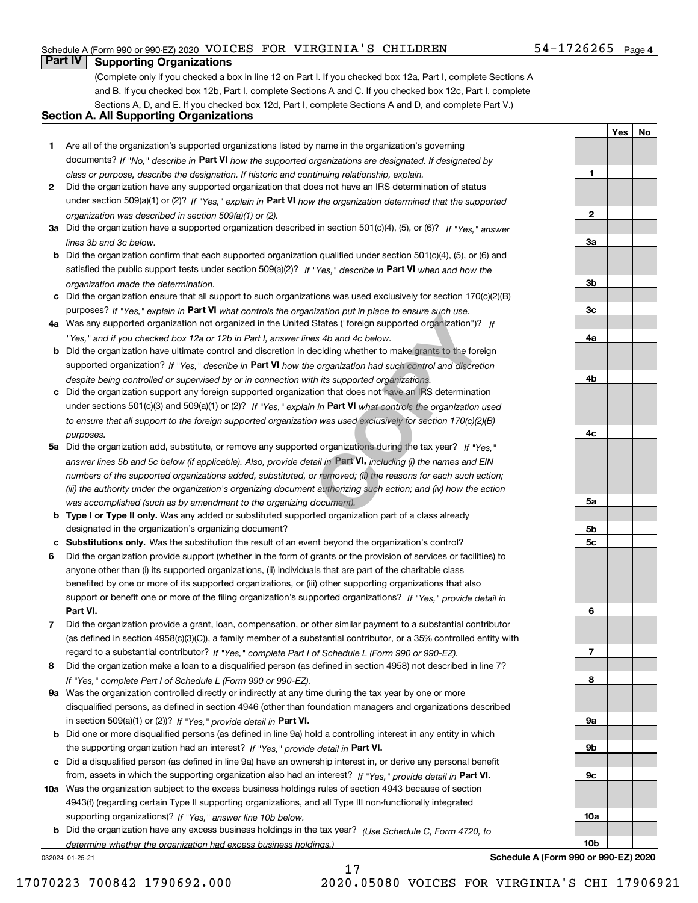Schedule A (Form 990 or 990-EZ) 2020 VOICES FOR VIRGINIA'S CHILDREN 54-1726265 Page 4

## Part IV Supporting Organizations

(Complete only if you checked a box in line 12 on Part I. If you checked box 12a, Part I, complete Sections A and B. If you checked box 12b, Part I, complete Sections A and C. If you checked box 12c, Part I, complete Sections A, D, and E. If you checked box 12d, Part I, complete Sections A and D, and complete Part V.)

### Section A. All Supporting Organizations

| | | | Yes | No |
|---|---|---|---|---|
| **1** | Are all of the organization's supported organizations listed by name in the organization's governing documents? *If "No," describe in* **Part VI** *how the supported organizations are designated. If designated by class or purpose, describe the designation. If historic and continuing relationship, explain.* | 1 | | |
| **2** | Did the organization have any supported organization that does not have an IRS determination of status under section 509(a)(1) or (2)? *If "Yes," explain in* **Part VI** *how the organization determined that the supported organization was described in section 509(a)(1) or (2).* | 2 | | |
| **3a** | Did the organization have a supported organization described in section 501(c)(4), (5), or (6)? *If "Yes," answer lines 3b and 3c below.* | 3a | | |
| **b** | Did the organization confirm that each supported organization qualified under section 501(c)(4), (5), or (6) and satisfied the public support tests under section 509(a)(2)? *If "Yes," describe in* **Part VI** *when and how the organization made the determination.* | 3b | | |
| **c** | Did the organization ensure that all support to such organizations was used exclusively for section 170(c)(2)(B) purposes? *If "Yes," explain in* **Part VI** *what controls the organization put in place to ensure such use.* | 3c | | |
| **4a** | Was any supported organization not organized in the United States ("foreign supported organization")? *If "Yes," and if you checked box 12a or 12b in Part I, answer lines 4b and 4c below.* | 4a | | |
| **b** | Did the organization have ultimate control and discretion in deciding whether to make grants to the foreign supported organization? *If "Yes," describe in* **Part VI** *how the organization had such control and discretion despite being controlled or supervised by or in connection with its supported organizations.* | 4b | | |
| **c** | Did the organization support any foreign supported organization that does not have an IRS determination under sections 501(c)(3) and 509(a)(1) or (2)? *If "Yes," explain in* **Part VI** *what controls the organization used to ensure that all support to the foreign supported organization was used exclusively for section 170(c)(2)(B) purposes.* | 4c | | |
| **5a** | Did the organization add, substitute, or remove any supported organizations during the tax year? *If "Yes," answer lines 5b and 5c below (if applicable). Also, provide detail in* **Part VI,** *including (i) the names and EIN numbers of the supported organizations added, substituted, or removed; (ii) the reasons for each such action; (iii) the authority under the organization's organizing document authorizing such action; and (iv) how the action was accomplished (such as by amendment to the organizing document).* | 5a | | |
| **b** | **Type I or Type II only.** Was any added or substituted supported organization part of a class already designated in the organization's organizing document? | 5b | | |
| **c** | **Substitutions only.** Was the substitution the result of an event beyond the organization's control? | 5c | | |
| **6** | Did the organization provide support (whether in the form of grants or the provision of services or facilities) to anyone other than (i) its supported organizations, (ii) individuals that are part of the charitable class benefited by one or more of its supported organizations, or (iii) other supporting organizations that also support or benefit one or more of the filing organization's supported organizations? *If "Yes," provide detail in* **Part VI.** | 6 | | |
| **7** | Did the organization provide a grant, loan, compensation, or other similar payment to a substantial contributor (as defined in section 4958(c)(3)(C)), a family member of a substantial contributor, or a 35% controlled entity with regard to a substantial contributor? *If "Yes," complete Part I of Schedule L (Form 990 or 990-EZ).* | 7 | | |
| **8** | Did the organization make a loan to a disqualified person (as defined in section 4958) not described in line 7? *If "Yes," complete Part I of Schedule L (Form 990 or 990-EZ).* | 8 | | |
| **9a** | Was the organization controlled directly or indirectly at any time during the tax year by one or more disqualified persons, as defined in section 4946 (other than foundation managers and organizations described in section 509(a)(1) or (2))? *If "Yes," provide detail in* **Part VI.** | 9a | | |
| **b** | Did one or more disqualified persons (as defined in line 9a) hold a controlling interest in any entity in which the supporting organization had an interest? *If "Yes," provide detail in* **Part VI.** | 9b | | |
| **c** | Did a disqualified person (as defined in line 9a) have an ownership interest in, or derive any personal benefit from, assets in which the supporting organization also had an interest? *If "Yes," provide detail in* **Part VI.** | 9c | | |
| **10a** | Was the organization subject to the excess business holdings rules of section 4943 because of section 4943(f) (regarding certain Type II supporting organizations, and all Type III non-functionally integrated supporting organizations)? *If "Yes," answer line 10b below.* | 10a | | |
| **b** | Did the organization have any excess business holdings in the tax year? *(Use Schedule C, Form 4720, to determine whether the organization had excess business holdings.)* | 10b | | |

032024 01-25-21 **Schedule A (Form 990 or 990-EZ) 2020**

17070223 700842 1790692.000 2020.05080 VOICES FOR VIRGINIA'S CHI 17906921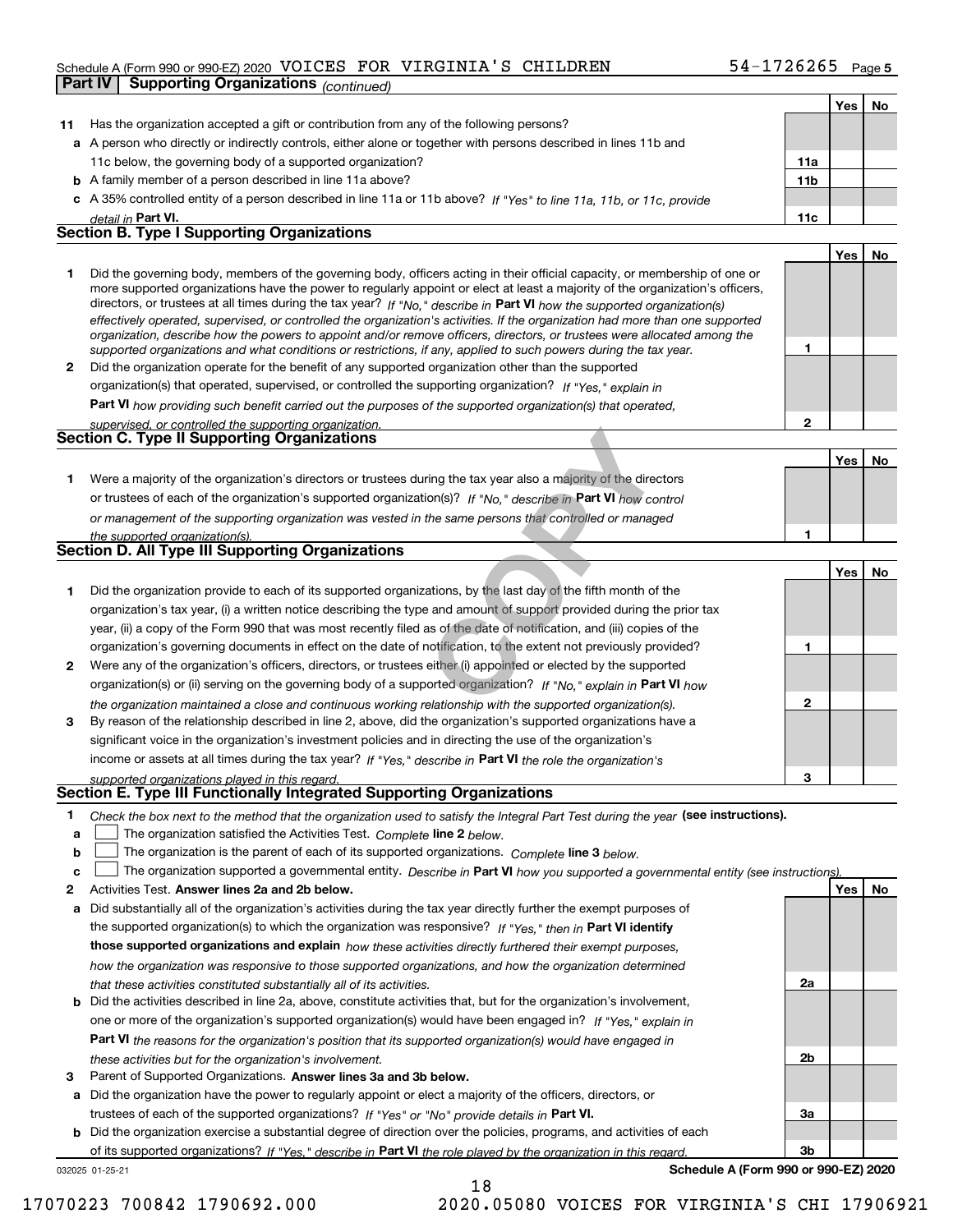Schedule A (Form 990 or 990-EZ) 2020 VOICES FOR VIRGINIA'S CHILDREN 54-1726265 Page 5

**Part IV Supporting Organizations** *(continued)*

| | | | Yes | No |
|---|---|---|---|---|
| **11** | Has the organization accepted a gift or contribution from any of the following persons? | | | |
| **a** | A person who directly or indirectly controls, either alone or together with persons described in lines 11b and 11c below, the governing body of a supported organization? | **11a** | | |
| **b** | A family member of a person described in line 11a above? | **11b** | | |
| **c** | A 35% controlled entity of a person described in line 11a or 11b above? *If "Yes" to line 11a, 11b, or 11c, provide detail in* **Part VI.** | **11c** | | |

## Section B. Type I Supporting Organizations

| | | | Yes | No |
|---|---|---|---|---|
| **1** | Did the governing body, members of the governing body, officers acting in their official capacity, or membership of one or more supported organizations have the power to regularly appoint or elect at least a majority of the organization's officers, directors, or trustees at all times during the tax year? *If "No," describe in* **Part VI** *how the supported organization(s) effectively operated, supervised, or controlled the organization's activities. If the organization had more than one supported organization, describe how the powers to appoint and/or remove officers, directors, or trustees were allocated among the supported organizations and what conditions or restrictions, if any, applied to such powers during the tax year.* | **1** | | |
| **2** | Did the organization operate for the benefit of any supported organization other than the supported organization(s) that operated, supervised, or controlled the supporting organization? *If "Yes," explain in* **Part VI** *how providing such benefit carried out the purposes of the supported organization(s) that operated, supervised, or controlled the supporting organization.* | **2** | | |

## Section C. Type II Supporting Organizations

| | | | Yes | No |
|---|---|---|---|---|
| **1** | Were a majority of the organization's directors or trustees during the tax year also a majority of the directors or trustees of each of the organization's supported organization(s)? *If "No," describe in* **Part VI** *how control or management of the supporting organization was vested in the same persons that controlled or managed the supported organization(s).* | **1** | | |

## Section D. All Type III Supporting Organizations

| | | | Yes | No |
|---|---|---|---|---|
| **1** | Did the organization provide to each of its supported organizations, by the last day of the fifth month of the organization's tax year, (i) a written notice describing the type and amount of support provided during the prior tax year, (ii) a copy of the Form 990 that was most recently filed as of the date of notification, and (iii) copies of the organization's governing documents in effect on the date of notification, to the extent not previously provided? | **1** | | |
| **2** | Were any of the organization's officers, directors, or trustees either (i) appointed or elected by the supported organization(s) or (ii) serving on the governing body of a supported organization? *If "No," explain in* **Part VI** *how the organization maintained a close and continuous working relationship with the supported organization(s).* | **2** | | |
| **3** | By reason of the relationship described in line 2, above, did the organization's supported organizations have a significant voice in the organization's investment policies and in directing the use of the organization's income or assets at all times during the tax year? *If "Yes," describe in* **Part VI** *the role the organization's supported organizations played in this regard.* | **3** | | |

## Section E. Type III Functionally Integrated Supporting Organizations

**1** *Check the box next to the method that the organization used to satisfy the Integral Part Test during the year* **(see instructions).**

**a** ☐ The organization satisfied the Activities Test. *Complete* **line 2** *below.*

**b** ☐ The organization is the parent of each of its supported organizations. *Complete* **line 3** *below.*

**c** ☐ The organization supported a governmental entity. *Describe in* **Part VI** *how you supported a governmental entity (see instructions).*

| | | | Yes | No |
|---|---|---|---|---|
| **2** | Activities Test. **Answer lines 2a and 2b below.** | | | |
| **a** | Did substantially all of the organization's activities during the tax year directly further the exempt purposes of the supported organization(s) to which the organization was responsive? *If "Yes," then in* **Part VI identify those supported organizations and explain** *how these activities directly furthered their exempt purposes, how the organization was responsive to those supported organizations, and how the organization determined that these activities constituted substantially all of its activities.* | **2a** | | |
| **b** | Did the activities described in line 2a, above, constitute activities that, but for the organization's involvement, one or more of the organization's supported organization(s) would have been engaged in? *If "Yes," explain in* **Part VI** *the reasons for the organization's position that its supported organization(s) would have engaged in these activities but for the organization's involvement.* | **2b** | | |
| **3** | Parent of Supported Organizations. **Answer lines 3a and 3b below.** | | | |
| **a** | Did the organization have the power to regularly appoint or elect a majority of the officers, directors, or trustees of each of the supported organizations? *If "Yes" or "No" provide details in* **Part VI.** | **3a** | | |
| **b** | Did the organization exercise a substantial degree of direction over the policies, programs, and activities of each of its supported organizations? *If "Yes," describe in* **Part VI** *the role played by the organization in this regard.* | **3b** | | |

032025 01-25-21 **Schedule A (Form 990 or 990-EZ) 2020**

17070223 700842 1790692.000 2020.05080 VOICES FOR VIRGINIA'S CHI 17906921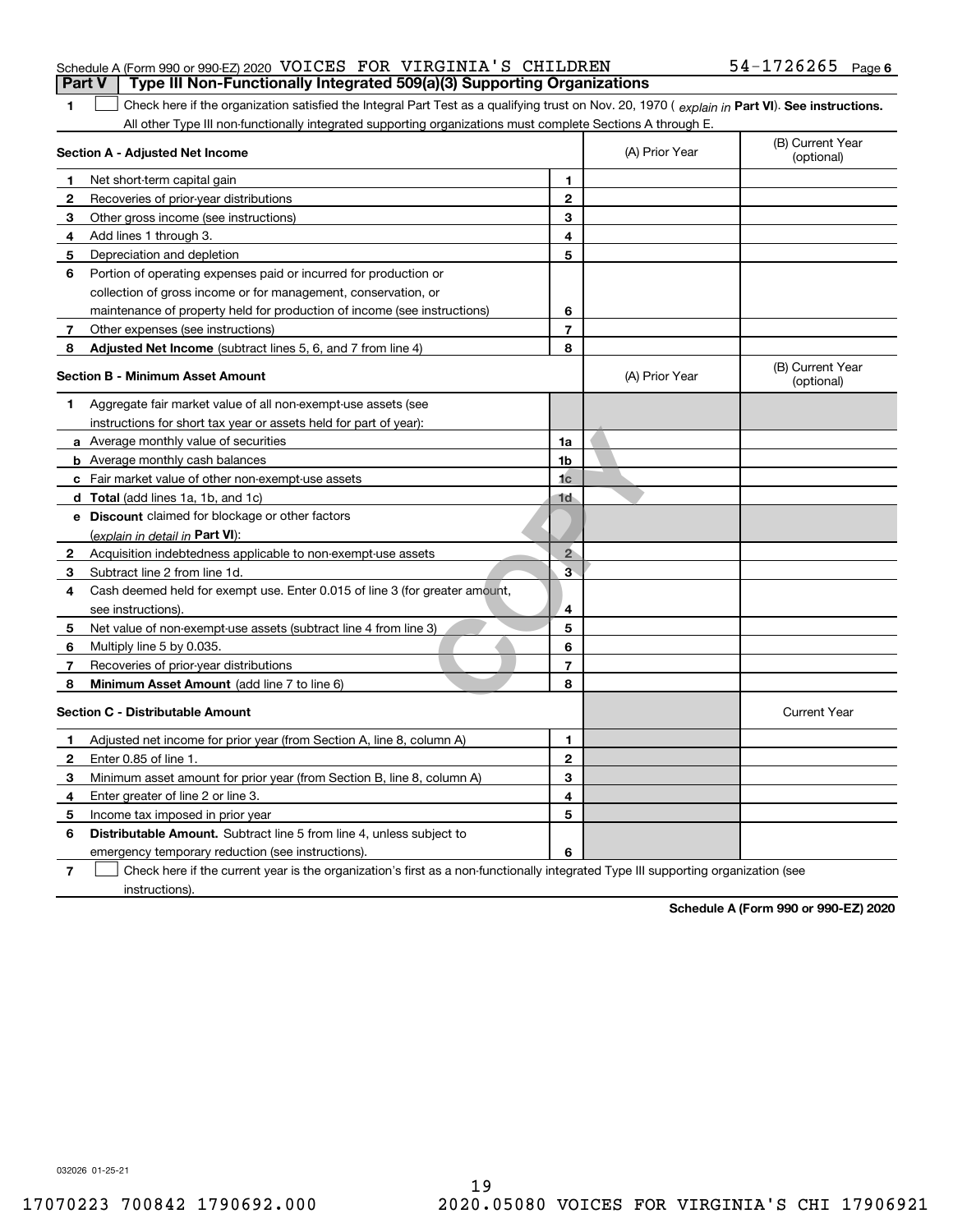Schedule A (Form 990 or 990-EZ) 2020 VOICES FOR VIRGINIA'S CHILDREN 54-1726265 Page 6

## Part V Type III Non-Functionally Integrated 509(a)(3) Supporting Organizations

**1** ☐ Check here if the organization satisfied the Integral Part Test as a qualifying trust on Nov. 20, 1970 ( *explain in* **Part VI**). **See instructions.** All other Type III non-functionally integrated supporting organizations must complete Sections A through E.

| Section A - Adjusted Net Income | | (A) Prior Year | (B) Current Year (optional) |
|---|---|---|---|
| **1** Net short-term capital gain | 1 | | |
| **2** Recoveries of prior-year distributions | 2 | | |
| **3** Other gross income (see instructions) | 3 | | |
| **4** Add lines 1 through 3. | 4 | | |
| **5** Depreciation and depletion | 5 | | |
| **6** Portion of operating expenses paid or incurred for production or collection of gross income or for management, conservation, or maintenance of property held for production of income (see instructions) | 6 | | |
| **7** Other expenses (see instructions) | 7 | | |
| **8** **Adjusted Net Income** (subtract lines 5, 6, and 7 from line 4) | 8 | | |

| Section B - Minimum Asset Amount | | (A) Prior Year | (B) Current Year (optional) |
|---|---|---|---|
| **1** Aggregate fair market value of all non-exempt-use assets (see instructions for short tax year or assets held for part of year): | | | |
| **a** Average monthly value of securities | 1a | | |
| **b** Average monthly cash balances | 1b | | |
| **c** Fair market value of other non-exempt-use assets | 1c | | |
| **d** **Total** (add lines 1a, 1b, and 1c) | 1d | | |
| **e** **Discount** claimed for blockage or other factors (*explain in detail in* **Part VI**): | | | |
| **2** Acquisition indebtedness applicable to non-exempt-use assets | 2 | | |
| **3** Subtract line 2 from line 1d. | 3 | | |
| **4** Cash deemed held for exempt use. Enter 0.015 of line 3 (for greater amount, see instructions). | 4 | | |
| **5** Net value of non-exempt-use assets (subtract line 4 from line 3) | 5 | | |
| **6** Multiply line 5 by 0.035. | 6 | | |
| **7** Recoveries of prior-year distributions | 7 | | |
| **8** **Minimum Asset Amount** (add line 7 to line 6) | 8 | | |

| Section C - Distributable Amount | | | Current Year |
|---|---|---|---|
| **1** Adjusted net income for prior year (from Section A, line 8, column A) | 1 | | |
| **2** Enter 0.85 of line 1. | 2 | | |
| **3** Minimum asset amount for prior year (from Section B, line 8, column A) | 3 | | |
| **4** Enter greater of line 2 or line 3. | 4 | | |
| **5** Income tax imposed in prior year | 5 | | |
| **6** **Distributable Amount.** Subtract line 5 from line 4, unless subject to emergency temporary reduction (see instructions). | 6 | | |

**7** ☐ Check here if the current year is the organization's first as a non-functionally integrated Type III supporting organization (see instructions).

**Schedule A (Form 990 or 990-EZ) 2020**

032026 01-25-21

17070223 700842 1790692.000 2020.05080 VOICES FOR VIRGINIA'S CHI 17906921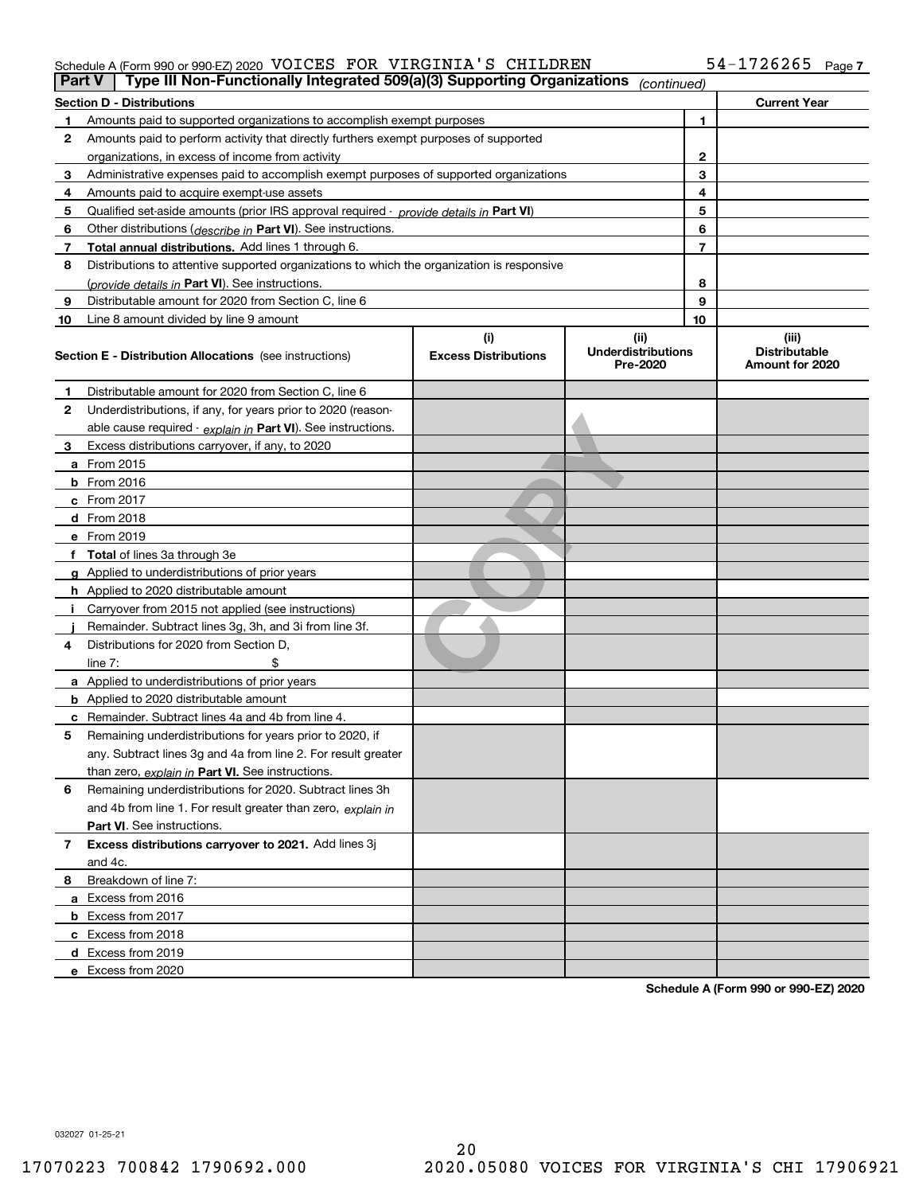Schedule A (Form 990 or 990-EZ) 2020 VOICES FOR VIRGINIA'S CHILDREN 54-1726265 Page 7

**Part V | Type III Non-Functionally Integrated 509(a)(3) Supporting Organizations** *(continued)*

| **Section D - Distributions** | | | **Current Year** |
|---|---|---|---|
| 1 | Amounts paid to supported organizations to accomplish exempt purposes | 1 | |
| 2 | Amounts paid to perform activity that directly furthers exempt purposes of supported organizations, in excess of income from activity | 2 | |
| 3 | Administrative expenses paid to accomplish exempt purposes of supported organizations | 3 | |
| 4 | Amounts paid to acquire exempt-use assets | 4 | |
| 5 | Qualified set-aside amounts (prior IRS approval required - *provide details in* **Part VI**) | 5 | |
| 6 | Other distributions (*describe in* **Part VI**). See instructions. | 6 | |
| 7 | **Total annual distributions.** Add lines 1 through 6. | 7 | |
| 8 | Distributions to attentive supported organizations to which the organization is responsive (*provide details in* **Part VI**). See instructions. | 8 | |
| 9 | Distributable amount for 2020 from Section C, line 6 | 9 | |
| 10 | Line 8 amount divided by line 9 amount | 10 | |

| | **Section E - Distribution Allocations** (see instructions) | **(i)** **Excess Distributions** | **(ii)** **Underdistributions Pre-2020** | **(iii)** **Distributable Amount for 2020** |
|---|---|---|---|---|
| 1 | Distributable amount for 2020 from Section C, line 6 | | | |
| 2 | Underdistributions, if any, for years prior to 2020 (reasonable cause required - *explain in* **Part VI**). See instructions. | | | |
| 3 | Excess distributions carryover, if any, to 2020 | | | |
| a | From 2015 | | | |
| b | From 2016 | | | |
| c | From 2017 | | | |
| d | From 2018 | | | |
| e | From 2019 | | | |
| f | **Total** of lines 3a through 3e | | | |
| g | Applied to underdistributions of prior years | | | |
| h | Applied to 2020 distributable amount | | | |
| i | Carryover from 2015 not applied (see instructions) | | | |
| j | Remainder. Subtract lines 3g, 3h, and 3i from line 3f. | | | |
| 4 | Distributions for 2020 from Section D, line 7: $ | | | |
| a | Applied to underdistributions of prior years | | | |
| b | Applied to 2020 distributable amount | | | |
| c | Remainder. Subtract lines 4a and 4b from line 4. | | | |
| 5 | Remaining underdistributions for years prior to 2020, if any. Subtract lines 3g and 4a from line 2. For result greater than zero, *explain in* **Part VI.** See instructions. | | | |
| 6 | Remaining underdistributions for 2020. Subtract lines 3h and 4b from line 1. For result greater than zero, *explain in* **Part VI**. See instructions. | | | |
| 7 | **Excess distributions carryover to 2021.** Add lines 3j and 4c. | | | |
| 8 | Breakdown of line 7: | | | |
| a | Excess from 2016 | | | |
| b | Excess from 2017 | | | |
| c | Excess from 2018 | | | |
| d | Excess from 2019 | | | |
| e | Excess from 2020 | | | |

**Schedule A (Form 990 or 990-EZ) 2020**

032027 01-25-21

17070223 700842 1790692.000 2020.05080 VOICES FOR VIRGINIA'S CHI 17906921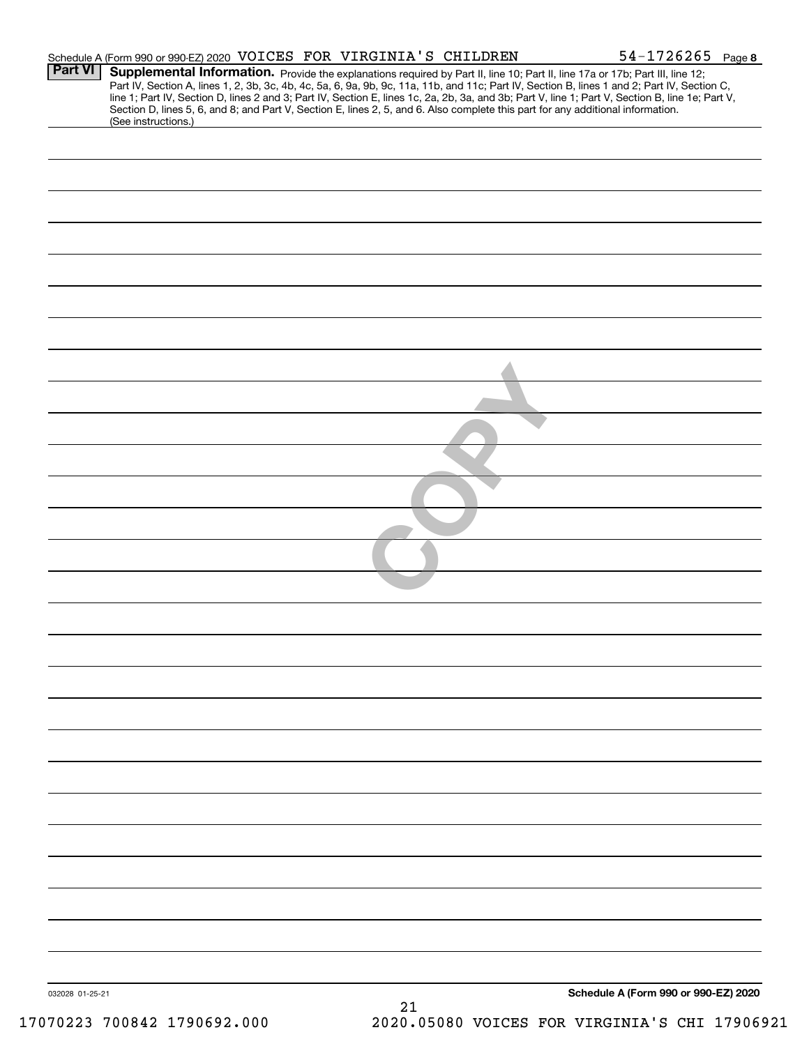Schedule A (Form 990 or 990-EZ) 2020 VOICES FOR VIRGINIA'S CHILDREN 54-1726265 Page 8

**Part VI** **Supplemental Information.** Provide the explanations required by Part II, line 10; Part II, line 17a or 17b; Part III, line 12; Part IV, Section A, lines 1, 2, 3b, 3c, 4b, 4c, 5a, 6, 9a, 9b, 9c, 11a, 11b, and 11c; Part IV, Section B, lines 1 and 2; Part IV, Section C, line 1; Part IV, Section D, lines 2 and 3; Part IV, Section E, lines 1c, 2a, 2b, 3a, and 3b; Part V, line 1; Part V, Section B, line 1e; Part V, Section D, lines 5, 6, and 8; and Part V, Section E, lines 2, 5, and 6. Also complete this part for any additional information. (See instructions.)

COPY

032028 01-25-21

**Schedule A (Form 990 or 990-EZ) 2020**

17070223 700842 1790692.000 2020.05080 VOICES FOR VIRGINIA'S CHI 17906921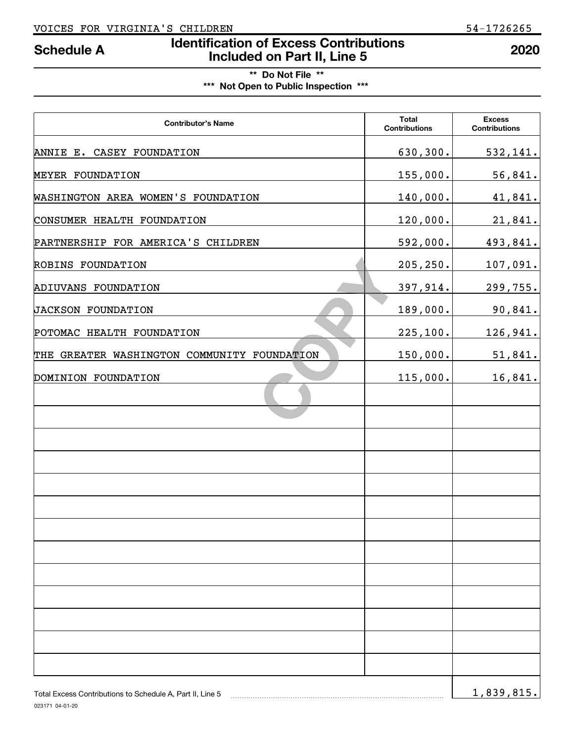VOICES FOR VIRGINIA'S CHILDREN 54-1726265

# Schedule A — Identification of Excess Contributions Included on Part II, Line 5 — 2020

**\*\* Do Not File \*\***

**\*\*\* Not Open to Public Inspection \*\*\***

| Contributor's Name | Total Contributions | Excess Contributions |
|---|---|---|
| ANNIE E. CASEY FOUNDATION | 630,300. | 532,141. |
| MEYER FOUNDATION | 155,000. | 56,841. |
| WASHINGTON AREA WOMEN'S FOUNDATION | 140,000. | 41,841. |
| CONSUMER HEALTH FOUNDATION | 120,000. | 21,841. |
| PARTNERSHIP FOR AMERICA'S CHILDREN | 592,000. | 493,841. |
| ROBINS FOUNDATION | 205,250. | 107,091. |
| ADIUVANS FOUNDATION | 397,914. | 299,755. |
| JACKSON FOUNDATION | 189,000. | 90,841. |
| POTOMAC HEALTH FOUNDATION | 225,100. | 126,941. |
| THE GREATER WASHINGTON COMMUNITY FOUNDATION | 150,000. | 51,841. |
| DOMINION FOUNDATION | 115,000. | 16,841. |

Total Excess Contributions to Schedule A, Part II, Line 5 ........ 1,839,815.

023171 04-01-20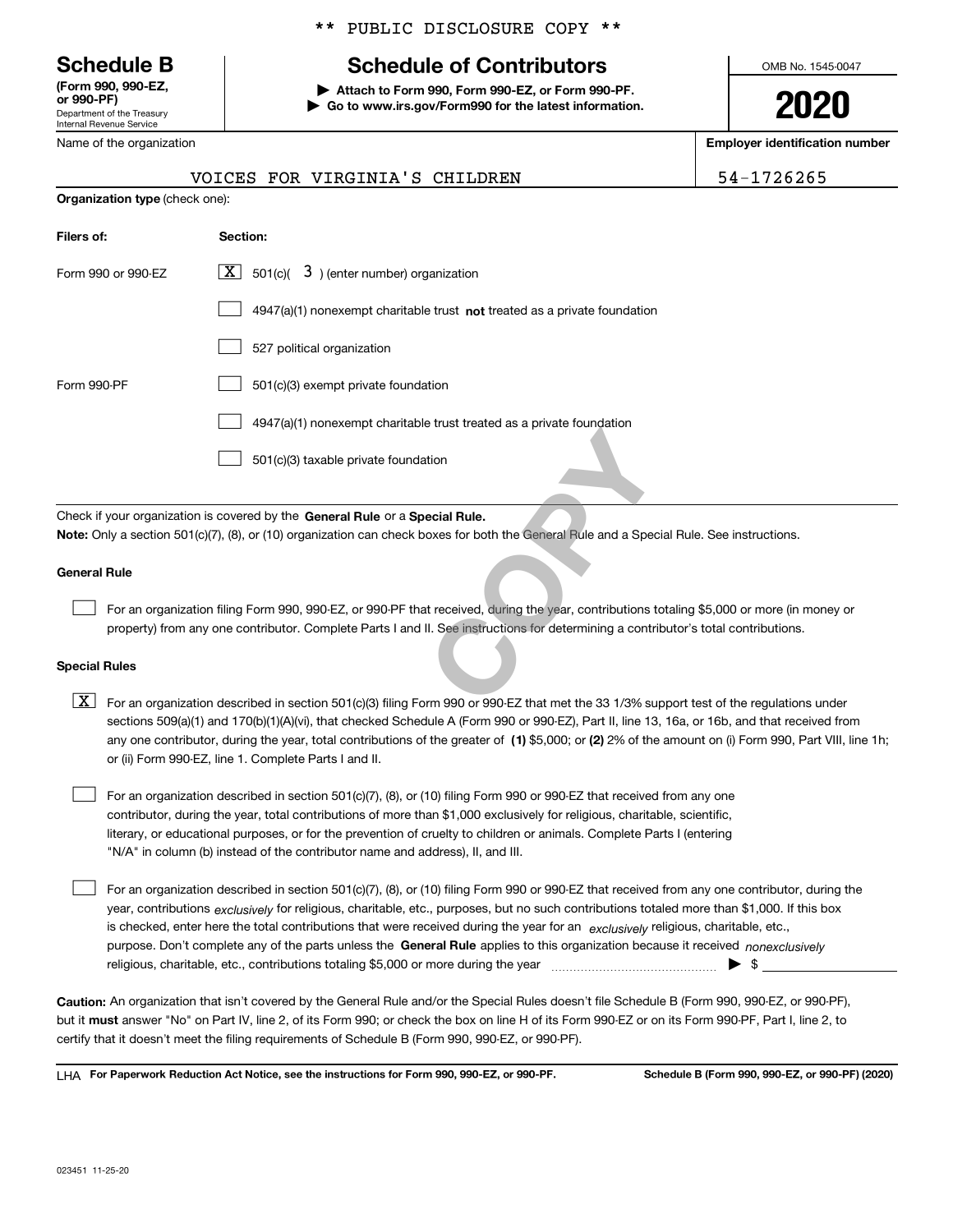** PUBLIC DISCLOSURE COPY **

# Schedule B

**(Form 990, 990-EZ, or 990-PF)**
Department of the Treasury
Internal Revenue Service

## Schedule of Contributors

▶ **Attach to Form 990, Form 990-EZ, or Form 990-PF.**
▶ **Go to www.irs.gov/Form990 for the latest information.**

OMB No. 1545-0047

**2020**

| Name of the organization | Employer identification number |
|---|---|
| VOICES FOR VIRGINIA'S CHILDREN | 54-1726265 |

**Organization type** (check one):

| Filers of: | Section: |
|---|---|
| Form 990 or 990-EZ | [X] 501(c)( 3 ) (enter number) organization |
| | [ ] 4947(a)(1) nonexempt charitable trust **not** treated as a private foundation |
| | [ ] 527 political organization |
| Form 990-PF | [ ] 501(c)(3) exempt private foundation |
| | [ ] 4947(a)(1) nonexempt charitable trust treated as a private foundation |
| | [ ] 501(c)(3) taxable private foundation |

Check if your organization is covered by the **General Rule** or a **Special Rule.**

**Note:** Only a section 501(c)(7), (8), or (10) organization can check boxes for both the General Rule and a Special Rule. See instructions.

### General Rule

[ ] For an organization filing Form 990, 990-EZ, or 990-PF that received, during the year, contributions totaling $5,000 or more (in money or property) from any one contributor. Complete Parts I and II. See instructions for determining a contributor's total contributions.

### Special Rules

[X] For an organization described in section 501(c)(3) filing Form 990 or 990-EZ that met the 33 1/3% support test of the regulations under sections 509(a)(1) and 170(b)(1)(A)(vi), that checked Schedule A (Form 990 or 990-EZ), Part II, line 13, 16a, or 16b, and that received from any one contributor, during the year, total contributions of the greater of **(1)** $5,000; or **(2)** 2% of the amount on (i) Form 990, Part VIII, line 1h; or (ii) Form 990-EZ, line 1. Complete Parts I and II.

[ ] For an organization described in section 501(c)(7), (8), or (10) filing Form 990 or 990-EZ that received from any one contributor, during the year, total contributions of more than $1,000 exclusively for religious, charitable, scientific, literary, or educational purposes, or for the prevention of cruelty to children or animals. Complete Parts I (entering "N/A" in column (b) instead of the contributor name and address), II, and III.

[ ] For an organization described in section 501(c)(7), (8), or (10) filing Form 990 or 990-EZ that received from any one contributor, during the year, contributions *exclusively* for religious, charitable, etc., purposes, but no such contributions totaled more than $1,000. If this box is checked, enter here the total contributions that were received during the year for an *exclusively* religious, charitable, etc., purpose. Don't complete any of the parts unless the **General Rule** applies to this organization because it received *nonexclusively* religious, charitable, etc., contributions totaling $5,000 or more during the year ▶ $

**Caution:** An organization that isn't covered by the General Rule and/or the Special Rules doesn't file Schedule B (Form 990, 990-EZ, or 990-PF), but it **must** answer "No" on Part IV, line 2, of its Form 990; or check the box on line H of its Form 990-EZ or on its Form 990-PF, Part I, line 2, to certify that it doesn't meet the filing requirements of Schedule B (Form 990, 990-EZ, or 990-PF).

LHA **For Paperwork Reduction Act Notice, see the instructions for Form 990, 990-EZ, or 990-PF.** **Schedule B (Form 990, 990-EZ, or 990-PF) (2020)**

023451 11-25-20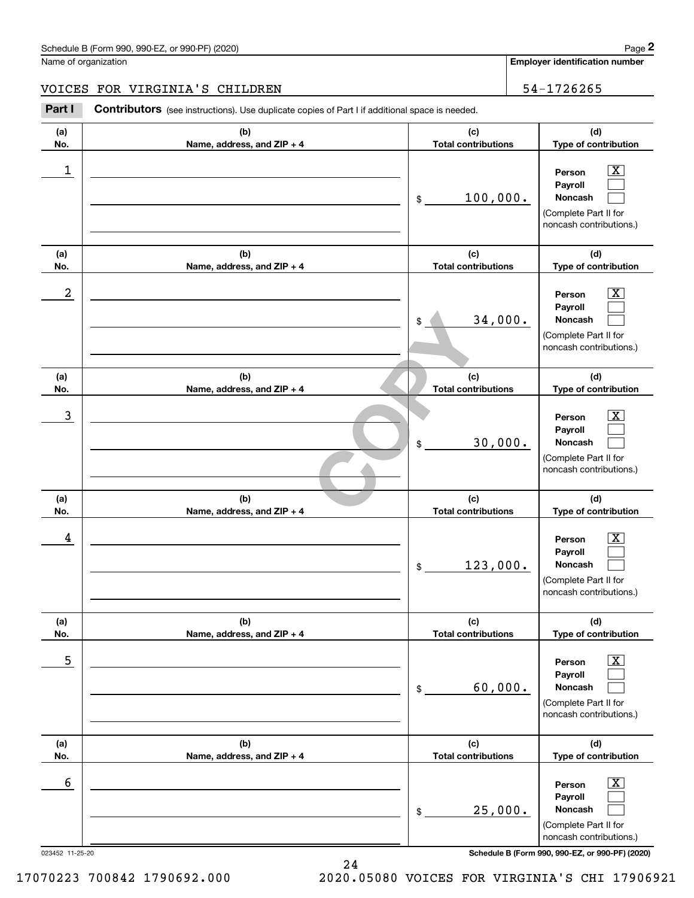Schedule B (Form 990, 990-EZ, or 990-PF) (2020)

Name of organization: VOICES FOR VIRGINIA'S CHILDREN

Employer identification number: 54-1726265

## Part I — Contributors (see instructions). Use duplicate copies of Part I if additional space is needed.

| (a) No. | (b) Name, address, and ZIP + 4 | (c) Total contributions | (d) Type of contribution |
|---|---|---|---|
| 1 | | $ 100,000. | Person [X] Payroll [ ] Noncash [ ] (Complete Part II for noncash contributions.) |
| 2 | | $ 34,000. | Person [X] Payroll [ ] Noncash [ ] (Complete Part II for noncash contributions.) |
| 3 | | $ 30,000. | Person [X] Payroll [ ] Noncash [ ] (Complete Part II for noncash contributions.) |
| 4 | | $ 123,000. | Person [X] Payroll [ ] Noncash [ ] (Complete Part II for noncash contributions.) |
| 5 | | $ 60,000. | Person [X] Payroll [ ] Noncash [ ] (Complete Part II for noncash contributions.) |
| 6 | | $ 25,000. | Person [X] Payroll [ ] Noncash [ ] (Complete Part II for noncash contributions.) |

COPY

023452 11-25-20

Schedule B (Form 990, 990-EZ, or 990-PF) (2020)

17070223 700842 1790692.000 2020.05080 VOICES FOR VIRGINIA'S CHI 17906921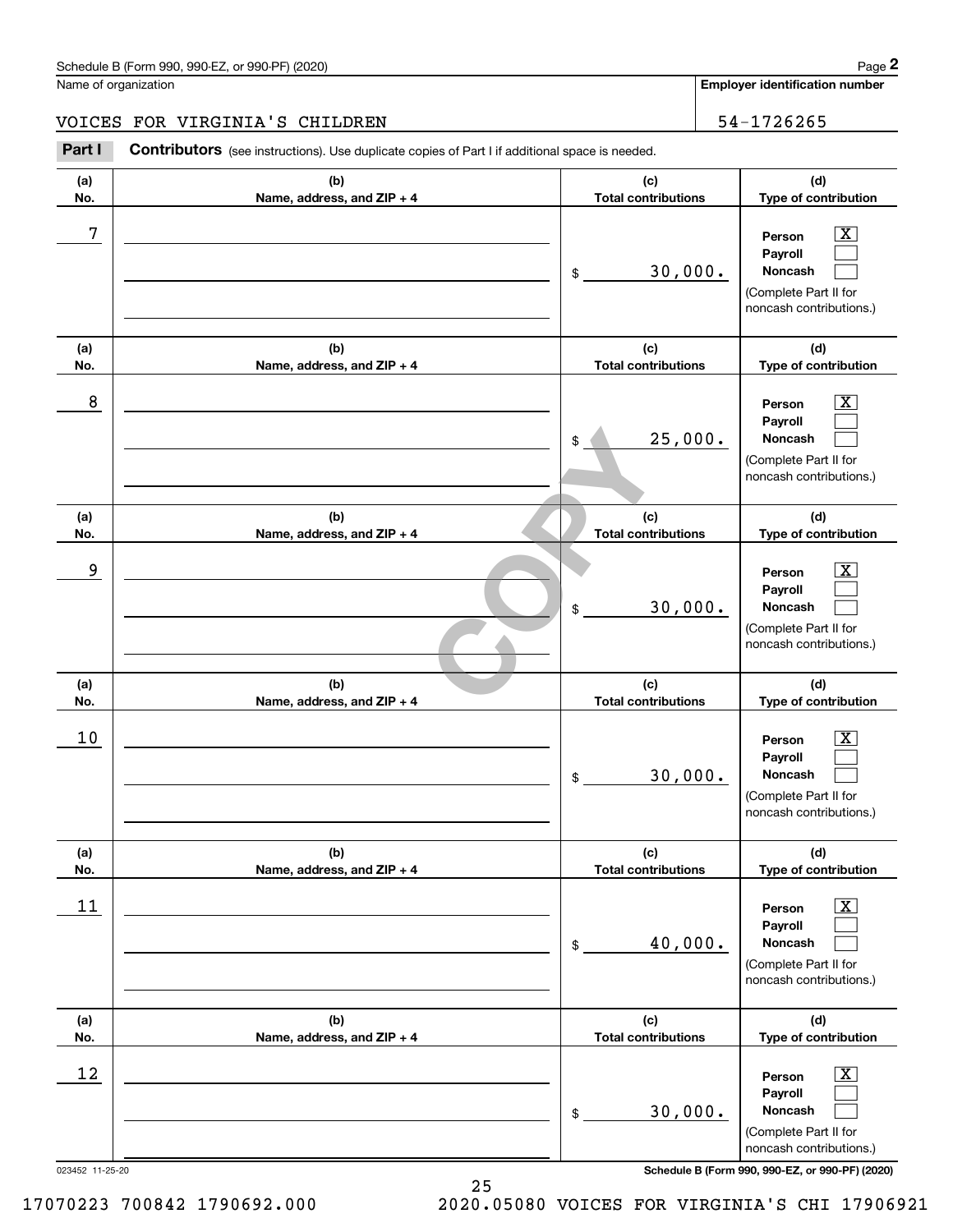Schedule B (Form 990, 990-EZ, or 990-PF) (2020)

Name of organization: VOICES FOR VIRGINIA'S CHILDREN

Employer identification number: 54-1726265

**Part I** **Contributors** (see instructions). Use duplicate copies of Part I if additional space is needed.

| (a) No. | (b) Name, address, and ZIP + 4 | (c) Total contributions | (d) Type of contribution |
|---|---|---|---|
| 7 | | $ 30,000. | Person [X] Payroll [ ] Noncash [ ] (Complete Part II for noncash contributions.) |
| 8 | | $ 25,000. | Person [X] Payroll [ ] Noncash [ ] (Complete Part II for noncash contributions.) |
| 9 | | $ 30,000. | Person [X] Payroll [ ] Noncash [ ] (Complete Part II for noncash contributions.) |
| 10 | | $ 30,000. | Person [X] Payroll [ ] Noncash [ ] (Complete Part II for noncash contributions.) |
| 11 | | $ 40,000. | Person [X] Payroll [ ] Noncash [ ] (Complete Part II for noncash contributions.) |
| 12 | | $ 30,000. | Person [X] Payroll [ ] Noncash [ ] (Complete Part II for noncash contributions.) |

023452 11-25-20

Schedule B (Form 990, 990-EZ, or 990-PF) (2020)

17070223 700842 1790692.000    2020.05080 VOICES FOR VIRGINIA'S CHI 17906921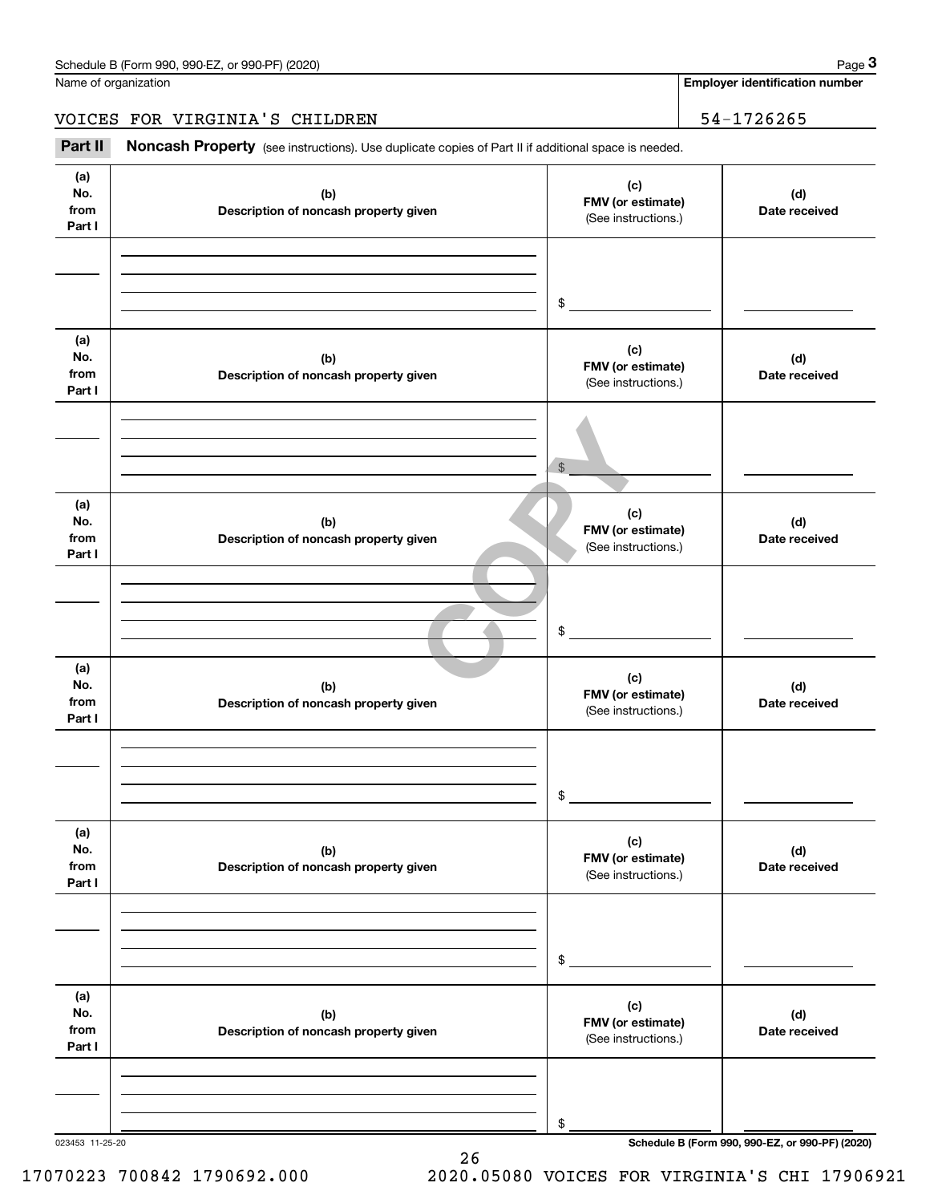Name of organization

**Employer identification number**

VOICES FOR VIRGINIA'S CHILDREN

54-1726265

**Part II** **Noncash Property** (see instructions). Use duplicate copies of Part II if additional space is needed.

| (a) No. from Part I | (b) Description of noncash property given | (c) FMV (or estimate) (See instructions.) | (d) Date received |
|---|---|---|---|
| | | $ | |

| (a) No. from Part I | (b) Description of noncash property given | (c) FMV (or estimate) (See instructions.) | (d) Date received |
|---|---|---|---|
| | | $ | |

| (a) No. from Part I | (b) Description of noncash property given | (c) FMV (or estimate) (See instructions.) | (d) Date received |
|---|---|---|---|
| | | $ | |

| (a) No. from Part I | (b) Description of noncash property given | (c) FMV (or estimate) (See instructions.) | (d) Date received |
|---|---|---|---|
| | | $ | |

| (a) No. from Part I | (b) Description of noncash property given | (c) FMV (or estimate) (See instructions.) | (d) Date received |
|---|---|---|---|
| | | $ | |

| (a) No. from Part I | (b) Description of noncash property given | (c) FMV (or estimate) (See instructions.) | (d) Date received |
|---|---|---|---|
| | | $ | |

COPY

023453 11-25-20

**Schedule B (Form 990, 990-EZ, or 990-PF) (2020)**

17070223 700842 1790692.000 2020.05080 VOICES FOR VIRGINIA'S CHI 17906921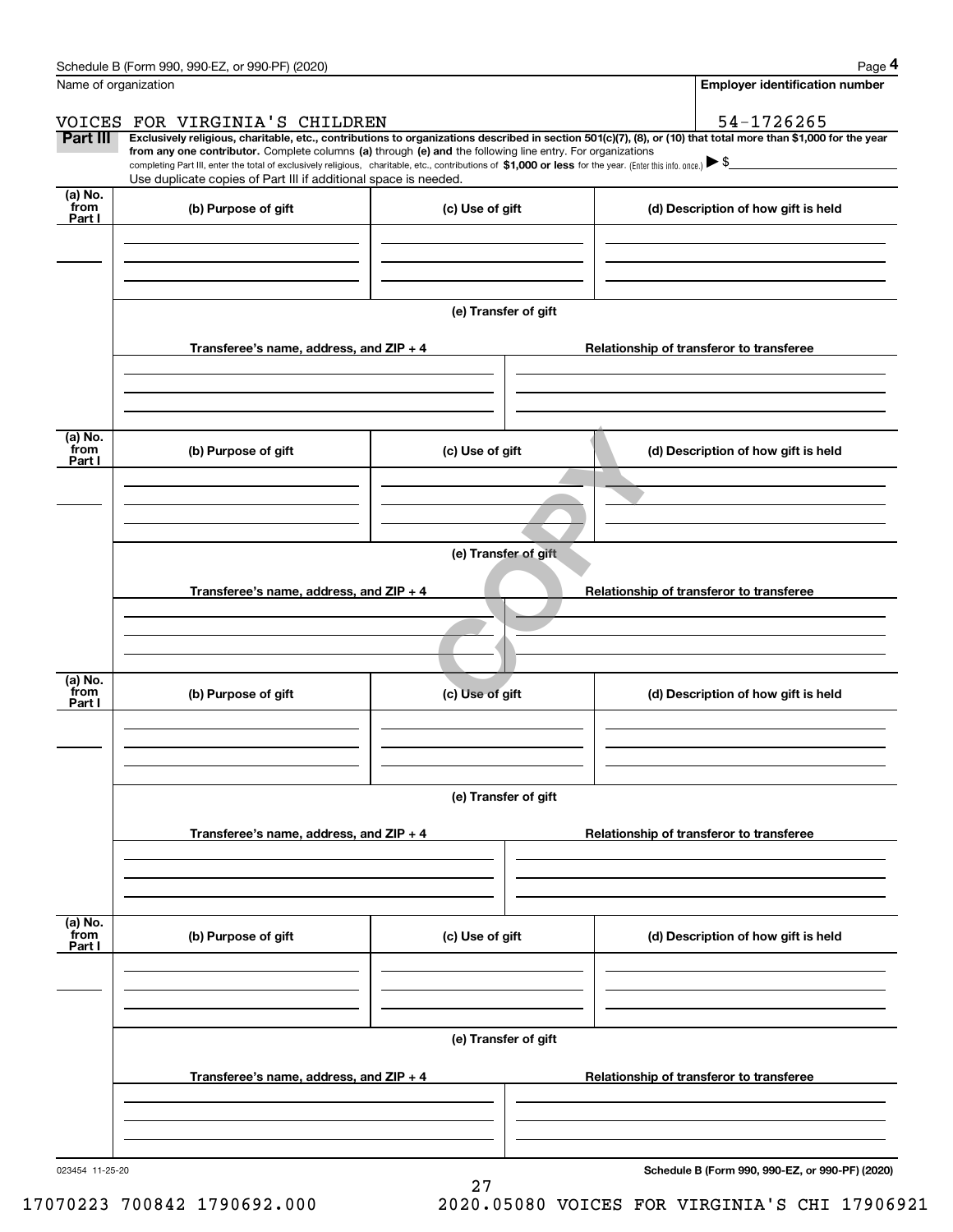Schedule B (Form 990, 990-EZ, or 990-PF) (2020)

| Name of organization | Employer identification number |
| --- | --- |
| VOICES FOR VIRGINIA'S CHILDREN | 54-1726265 |

**Part III** **Exclusively religious, charitable, etc., contributions to organizations described in section 501(c)(7), (8), or (10) that total more than $1,000 for the year from any one contributor.** Complete columns **(a)** through **(e) and** the following line entry. For organizations completing Part III, enter the total of exclusively religious, charitable, etc., contributions of **$1,000 or less** for the year. (Enter this info. once.) ▶ $

Use duplicate copies of Part III if additional space is needed.

| (a) No. from Part I | (b) Purpose of gift | (c) Use of gift | (d) Description of how gift is held |
| --- | --- | --- | --- |
| | | | |

(e) Transfer of gift

| Transferee's name, address, and ZIP + 4 | Relationship of transferor to transferee |
| --- | --- |
| | |

| (a) No. from Part I | (b) Purpose of gift | (c) Use of gift | (d) Description of how gift is held |
| --- | --- | --- | --- |
| | | | |

(e) Transfer of gift

| Transferee's name, address, and ZIP + 4 | Relationship of transferor to transferee |
| --- | --- |
| | |

| (a) No. from Part I | (b) Purpose of gift | (c) Use of gift | (d) Description of how gift is held |
| --- | --- | --- | --- |
| | | | |

(e) Transfer of gift

| Transferee's name, address, and ZIP + 4 | Relationship of transferor to transferee |
| --- | --- |
| | |

| (a) No. from Part I | (b) Purpose of gift | (c) Use of gift | (d) Description of how gift is held |
| --- | --- | --- | --- |
| | | | |

(e) Transfer of gift

| Transferee's name, address, and ZIP + 4 | Relationship of transferor to transferee |
| --- | --- |
| | |

COPY

023454 11-25-20

**Schedule B (Form 990, 990-EZ, or 990-PF) (2020)**

17070223 700842 1790692.000 2020.05080 VOICES FOR VIRGINIA'S CHI 17906921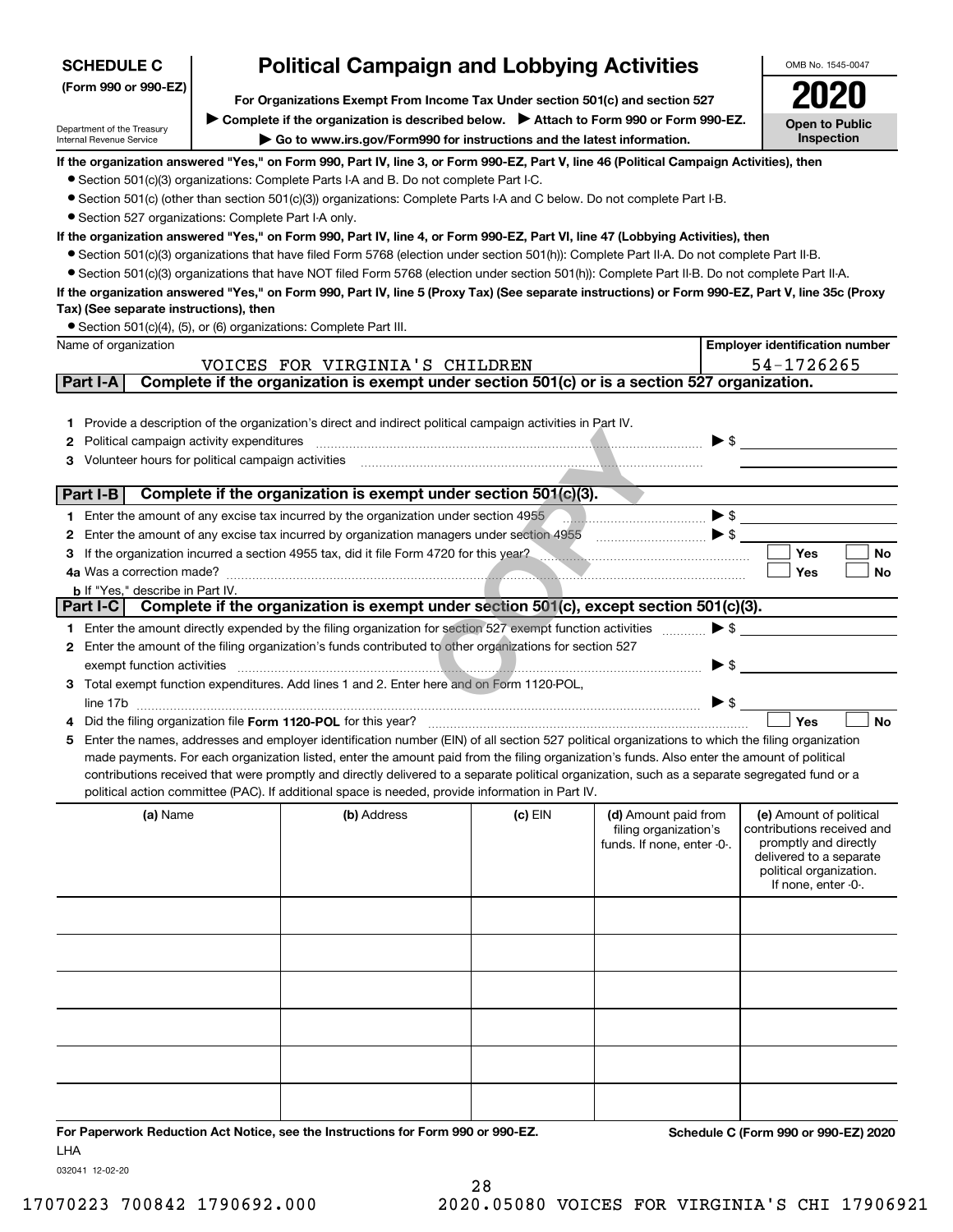**SCHEDULE C**
**(Form 990 or 990-EZ)**

Department of the Treasury
Internal Revenue Service

# Political Campaign and Lobbying Activities

**For Organizations Exempt From Income Tax Under section 501(c) and section 527**

▶ **Complete if the organization is described below.** ▶ **Attach to Form 990 or Form 990-EZ.**

▶ **Go to www.irs.gov/Form990 for instructions and the latest information.**

OMB No. 1545-0047

**2020**

**Open to Public Inspection**

**If the organization answered "Yes," on Form 990, Part IV, line 3, or Form 990-EZ, Part V, line 46 (Political Campaign Activities), then**

- Section 501(c)(3) organizations: Complete Parts I-A and B. Do not complete Part I-C.
- Section 501(c) (other than section 501(c)(3)) organizations: Complete Parts I-A and C below. Do not complete Part I-B.
- Section 527 organizations: Complete Part I-A only.

**If the organization answered "Yes," on Form 990, Part IV, line 4, or Form 990-EZ, Part VI, line 47 (Lobbying Activities), then**

- Section 501(c)(3) organizations that have filed Form 5768 (election under section 501(h)): Complete Part II-A. Do not complete Part II-B.
- Section 501(c)(3) organizations that have NOT filed Form 5768 (election under section 501(h)): Complete Part II-B. Do not complete Part II-A.

**If the organization answered "Yes," on Form 990, Part IV, line 5 (Proxy Tax) (See separate instructions) or Form 990-EZ, Part V, line 35c (Proxy Tax) (See separate instructions), then**

- Section 501(c)(4), (5), or (6) organizations: Complete Part III.

| Name of organization | Employer identification number |
|---|---|
| VOICES FOR VIRGINIA'S CHILDREN | 54-1726265 |

**Part I-A** **Complete if the organization is exempt under section 501(c) or is a section 527 organization.**

1 Provide a description of the organization's direct and indirect political campaign activities in Part IV.
2 Political campaign activity expenditures ▶ $
3 Volunteer hours for political campaign activities

**Part I-B** **Complete if the organization is exempt under section 501(c)(3).**

1 Enter the amount of any excise tax incurred by the organization under section 4955 ▶ $
2 Enter the amount of any excise tax incurred by organization managers under section 4955 ▶ $
3 If the organization incurred a section 4955 tax, did it file Form 4720 for this year? ☐ Yes ☐ No
4a Was a correction made? ☐ Yes ☐ No
b If "Yes," describe in Part IV.

**Part I-C** **Complete if the organization is exempt under section 501(c), except section 501(c)(3).**

1 Enter the amount directly expended by the filing organization for section 527 exempt function activities ▶ $
2 Enter the amount of the filing organization's funds contributed to other organizations for section 527 exempt function activities ▶ $
3 Total exempt function expenditures. Add lines 1 and 2. Enter here and on Form 1120-POL, line 17b ▶ $
4 Did the filing organization file **Form 1120-POL** for this year? ☐ Yes ☐ No
5 Enter the names, addresses and employer identification number (EIN) of all section 527 political organizations to which the filing organization made payments. For each organization listed, enter the amount paid from the filing organization's funds. Also enter the amount of political contributions received that were promptly and directly delivered to a separate political organization, such as a separate segregated fund or a political action committee (PAC). If additional space is needed, provide information in Part IV.

| (a) Name | (b) Address | (c) EIN | (d) Amount paid from filing organization's funds. If none, enter -0-. | (e) Amount of political contributions received and promptly and directly delivered to a separate political organization. If none, enter -0-. |
|---|---|---|---|---|
| | | | | |
| | | | | |
| | | | | |
| | | | | |
| | | | | |
| | | | | |

**For Paperwork Reduction Act Notice, see the Instructions for Form 990 or 990-EZ.** **Schedule C (Form 990 or 990-EZ) 2020**

LHA
032041 12-02-20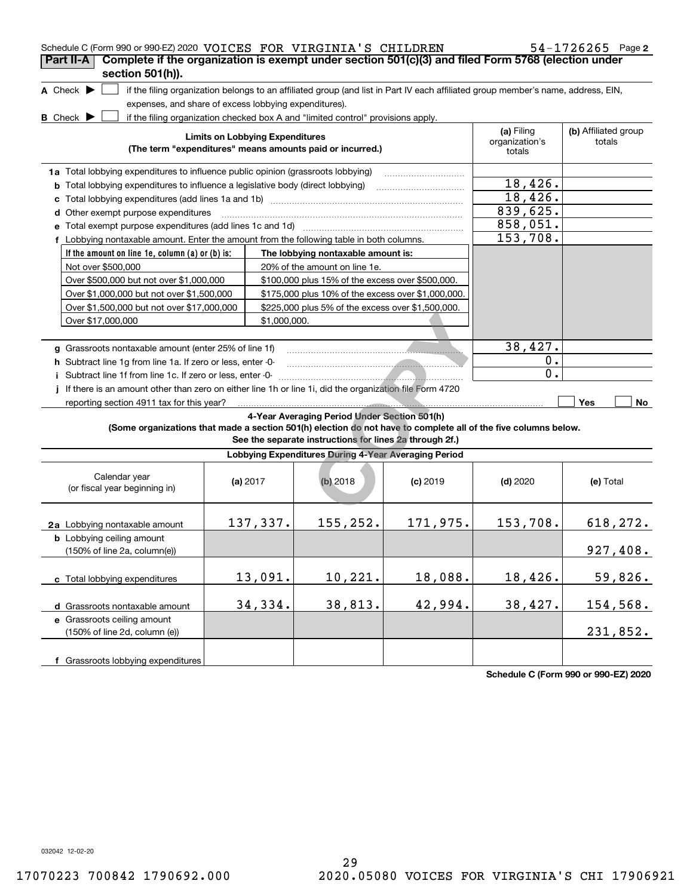Schedule C (Form 990 or 990-EZ) 2020 VOICES FOR VIRGINIA'S CHILDREN 54-1726265 Page 2

## Part II-A Complete if the organization is exempt under section 501(c)(3) and filed Form 5768 (election under section 501(h)).

**A** Check ▶ ☐ if the filing organization belongs to an affiliated group (and list in Part IV each affiliated group member's name, address, EIN, expenses, and share of excess lobbying expenditures).

**B** Check ▶ ☐ if the filing organization checked box A and "limited control" provisions apply.

| Limits on Lobbying Expenditures (The term "expenditures" means amounts paid or incurred.) | (a) Filing organization's totals | (b) Affiliated group totals |
|---|---|---|
| **1a** Total lobbying expenditures to influence public opinion (grassroots lobbying) | | |
| **b** Total lobbying expenditures to influence a legislative body (direct lobbying) | 18,426. | |
| **c** Total lobbying expenditures (add lines 1a and 1b) | 18,426. | |
| **d** Other exempt purpose expenditures | 839,625. | |
| **e** Total exempt purpose expenditures (add lines 1c and 1d) | 858,051. | |
| **f** Lobbying nontaxable amount. Enter the amount from the following table in both columns. | 153,708. | |

| If the amount on line 1e, column (a) or (b) is: | The lobbying nontaxable amount is: |
|---|---|
| Not over $500,000 | 20% of the amount on line 1e. |
| Over $500,000 but not over $1,000,000 | $100,000 plus 15% of the excess over $500,000. |
| Over $1,000,000 but not over $1,500,000 | $175,000 plus 10% of the excess over $1,000,000. |
| Over $1,500,000 but not over $17,000,000 | $225,000 plus 5% of the excess over $1,500,000. |
| Over $17,000,000 | $1,000,000. |

| | (a) Filing organization's totals | (b) Affiliated group totals |
|---|---|---|
| **g** Grassroots nontaxable amount (enter 25% of line 1f) | 38,427. | |
| **h** Subtract line 1g from line 1a. If zero or less, enter -0- | 0. | |
| **i** Subtract line 1f from line 1c. If zero or less, enter -0- | 0. | |
| **j** If there is an amount other than zero on either line 1h or line 1i, did the organization file Form 4720 reporting section 4911 tax for this year? | ☐ Yes | ☐ No |

### 4-Year Averaging Period Under Section 501(h)

**(Some organizations that made a section 501(h) election do not have to complete all of the five columns below. See the separate instructions for lines 2a through 2f.)**

**Lobbying Expenditures During 4-Year Averaging Period**

| Calendar year (or fiscal year beginning in) | (a) 2017 | (b) 2018 | (c) 2019 | (d) 2020 | (e) Total |
|---|---|---|---|---|---|
| **2a** Lobbying nontaxable amount | 137,337. | 155,252. | 171,975. | 153,708. | 618,272. |
| **b** Lobbying ceiling amount (150% of line 2a, column(e)) | | | | | 927,408. |
| **c** Total lobbying expenditures | 13,091. | 10,221. | 18,088. | 18,426. | 59,826. |
| **d** Grassroots nontaxable amount | 34,334. | 38,813. | 42,994. | 38,427. | 154,568. |
| **e** Grassroots ceiling amount (150% of line 2d, column (e)) | | | | | 231,852. |
| **f** Grassroots lobbying expenditures | | | | | |

Schedule C (Form 990 or 990-EZ) 2020

032042 12-02-20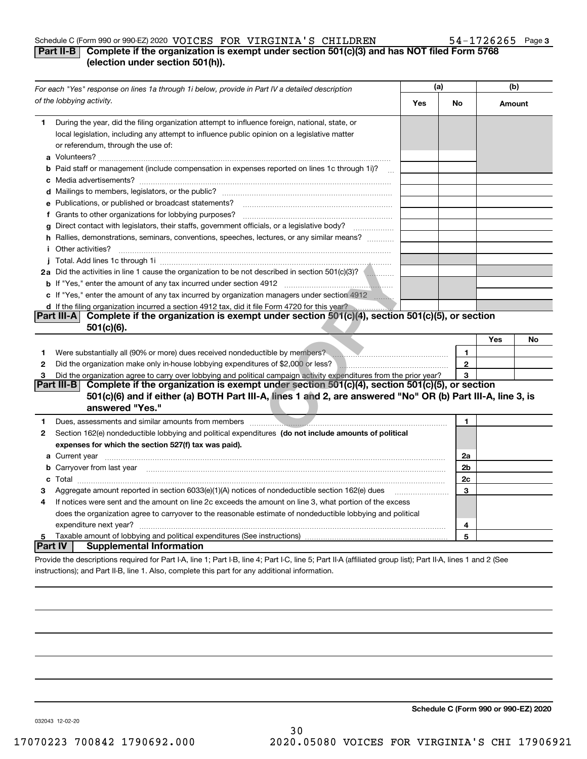Schedule C (Form 990 or 990-EZ) 2020 VOICES FOR VIRGINIA'S CHILDREN 54-1726265 Page 3

## Part II-B Complete if the organization is exempt under section 501(c)(3) and has NOT filed Form 5768 (election under section 501(h)).

| *For each "Yes" response on lines 1a through 1i below, provide in Part IV a detailed description of the lobbying activity.* | (a) Yes | (a) No | (b) Amount |
|---|---|---|---|
| **1** During the year, did the filing organization attempt to influence foreign, national, state, or local legislation, including any attempt to influence public opinion on a legislative matter or referendum, through the use of: | | | |
| **a** Volunteers? | | | |
| **b** Paid staff or management (include compensation in expenses reported on lines 1c through 1i)? | | | |
| **c** Media advertisements? | | | |
| **d** Mailings to members, legislators, or the public? | | | |
| **e** Publications, or published or broadcast statements? | | | |
| **f** Grants to other organizations for lobbying purposes? | | | |
| **g** Direct contact with legislators, their staffs, government officials, or a legislative body? | | | |
| **h** Rallies, demonstrations, seminars, conventions, speeches, lectures, or any similar means? | | | |
| **i** Other activities? | | | |
| **j** Total. Add lines 1c through 1i | | | |
| **2a** Did the activities in line 1 cause the organization to be not described in section 501(c)(3)? | | | |
| **b** If "Yes," enter the amount of any tax incurred under section 4912 | | | |
| **c** If "Yes," enter the amount of any tax incurred by organization managers under section 4912 | | | |
| **d** If the filing organization incurred a section 4912 tax, did it file Form 4720 for this year? | | | |

## Part III-A Complete if the organization is exempt under section 501(c)(4), section 501(c)(5), or section 501(c)(6).

| | | | Yes | No |
|---|---|---|---|---|
| **1** | Were substantially all (90% or more) dues received nondeductible by members? | 1 | | |
| **2** | Did the organization make only in-house lobbying expenditures of $2,000 or less? | 2 | | |
| **3** | Did the organization agree to carry over lobbying and political campaign activity expenditures from the prior year? | 3 | | |

## Part III-B Complete if the organization is exempt under section 501(c)(4), section 501(c)(5), or section 501(c)(6) and if either (a) BOTH Part III-A, lines 1 and 2, are answered "No" OR (b) Part III-A, line 3, is answered "Yes."

| | | | |
|---|---|---|---|
| **1** | Dues, assessments and similar amounts from members | 1 | |
| **2** | Section 162(e) nondeductible lobbying and political expenditures **(do not include amounts of political expenses for which the section 527(f) tax was paid).** | | |
| **a** | Current year | 2a | |
| **b** | Carryover from last year | 2b | |
| **c** | Total | 2c | |
| **3** | Aggregate amount reported in section 6033(e)(1)(A) notices of nondeductible section 162(e) dues | 3 | |
| **4** | If notices were sent and the amount on line 2c exceeds the amount on line 3, what portion of the excess does the organization agree to carryover to the reasonable estimate of nondeductible lobbying and political expenditure next year? | 4 | |
| **5** | Taxable amount of lobbying and political expenditures (See instructions) | 5 | |

## Part IV Supplemental Information

Provide the descriptions required for Part I-A, line 1; Part I-B, line 4; Part I-C, line 5; Part II-A (affiliated group list); Part II-A, lines 1 and 2 (See instructions); and Part II-B, line 1. Also, complete this part for any additional information.

**Schedule C (Form 990 or 990-EZ) 2020**

032043 12-02-20

17070223 700842 1790692.000 2020.05080 VOICES FOR VIRGINIA'S CHI 17906921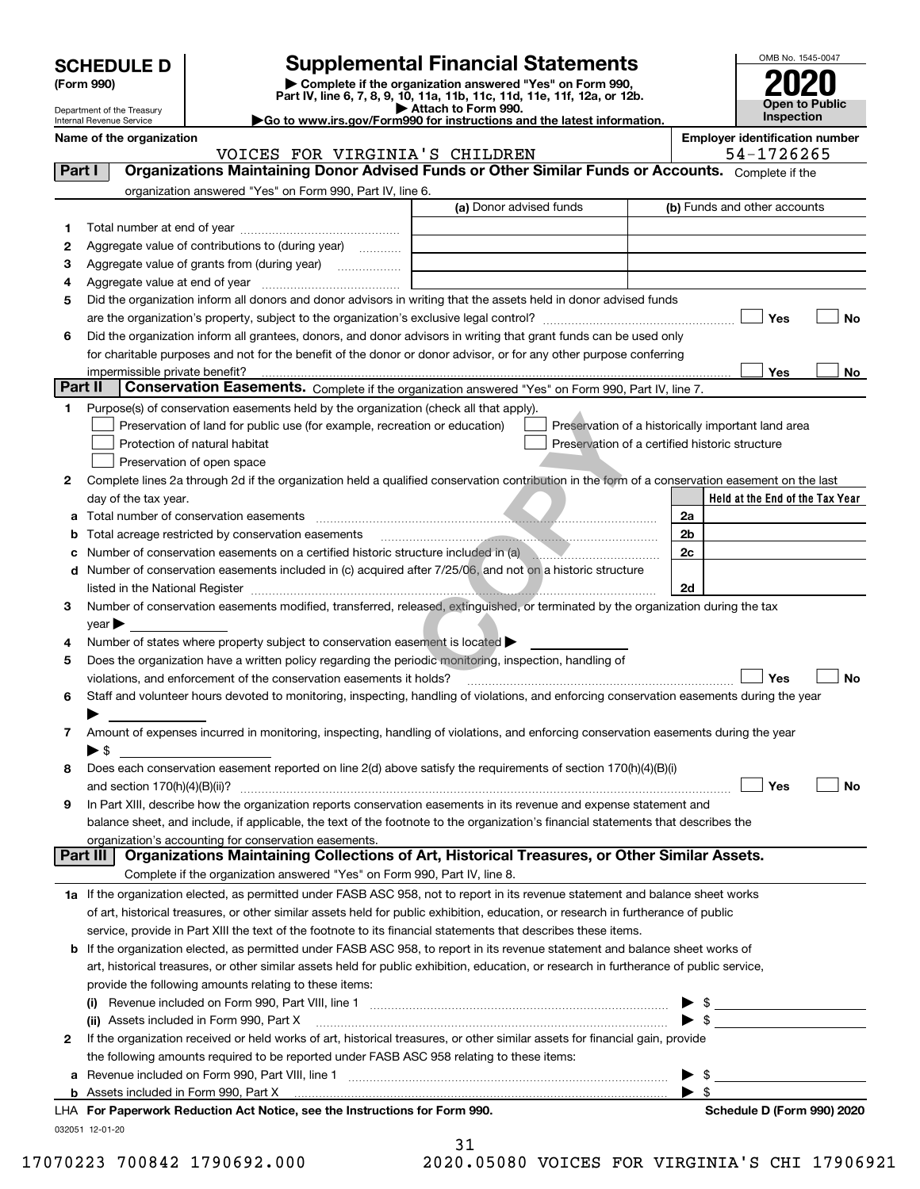# SCHEDULE D (Form 990)

Department of the Treasury
Internal Revenue Service

## Supplemental Financial Statements

▶ Complete if the organization answered "Yes" on Form 990, Part IV, line 6, 7, 8, 9, 10, 11a, 11b, 11c, 11d, 11e, 11f, 12a, or 12b.
▶ Attach to Form 990.
▶ Go to www.irs.gov/Form990 for instructions and the latest information.

OMB No. 1545-0047
**2020**
**Open to Public Inspection**

**Name of the organization:** VOICES FOR VIRGINIA'S CHILDREN
**Employer identification number:** 54-1726265

## Part I Organizations Maintaining Donor Advised Funds or Other Similar Funds or Accounts. Complete if the organization answered "Yes" on Form 990, Part IV, line 6.

| | | (a) Donor advised funds | (b) Funds and other accounts |
|---|---|---|---|
| 1 | Total number at end of year | | |
| 2 | Aggregate value of contributions to (during year) | | |
| 3 | Aggregate value of grants from (during year) | | |
| 4 | Aggregate value at end of year | | |

5 Did the organization inform all donors and donor advisors in writing that the assets held in donor advised funds are the organization's property, subject to the organization's exclusive legal control? ☐ Yes ☐ No

6 Did the organization inform all grantees, donors, and donor advisors in writing that grant funds can be used only for charitable purposes and not for the benefit of the donor or donor advisor, or for any other purpose conferring impermissible private benefit? ☐ Yes ☐ No

## Part II Conservation Easements. Complete if the organization answered "Yes" on Form 990, Part IV, line 7.

1 Purpose(s) of conservation easements held by the organization (check all that apply).
- ☐ Preservation of land for public use (for example, recreation or education)
- ☐ Protection of natural habitat
- ☐ Preservation of open space
- ☐ Preservation of a historically important land area
- ☐ Preservation of a certified historic structure

2 Complete lines 2a through 2d if the organization held a qualified conservation contribution in the form of a conservation easement on the last day of the tax year.

| | | | Held at the End of the Tax Year |
|---|---|---|---|
| a | Total number of conservation easements | 2a | |
| b | Total acreage restricted by conservation easements | 2b | |
| c | Number of conservation easements on a certified historic structure included in (a) | 2c | |
| d | Number of conservation easements included in (c) acquired after 7/25/06, and not on a historic structure listed in the National Register | 2d | |

3 Number of conservation easements modified, transferred, released, extinguished, or terminated by the organization during the tax year ▶

4 Number of states where property subject to conservation easement is located ▶

5 Does the organization have a written policy regarding the periodic monitoring, inspection, handling of violations, and enforcement of the conservation easements it holds? ☐ Yes ☐ No

6 Staff and volunteer hours devoted to monitoring, inspecting, handling of violations, and enforcing conservation easements during the year ▶

7 Amount of expenses incurred in monitoring, inspecting, handling of violations, and enforcing conservation easements during the year ▶ $

8 Does each conservation easement reported on line 2(d) above satisfy the requirements of section 170(h)(4)(B)(i) and section 170(h)(4)(B)(ii)? ☐ Yes ☐ No

9 In Part XIII, describe how the organization reports conservation easements in its revenue and expense statement and balance sheet, and include, if applicable, the text of the footnote to the organization's financial statements that describes the organization's accounting for conservation easements.

## Part III Organizations Maintaining Collections of Art, Historical Treasures, or Other Similar Assets. Complete if the organization answered "Yes" on Form 990, Part IV, line 8.

1a If the organization elected, as permitted under FASB ASC 958, not to report in its revenue statement and balance sheet works of art, historical treasures, or other similar assets held for public exhibition, education, or research in furtherance of public service, provide in Part XIII the text of the footnote to its financial statements that describes these items.

b If the organization elected, as permitted under FASB ASC 958, to report in its revenue statement and balance sheet works of art, historical treasures, or other similar assets held for public exhibition, education, or research in furtherance of public service, provide the following amounts relating to these items:

(i) Revenue included on Form 990, Part VIII, line 1 ▶ $

(ii) Assets included in Form 990, Part X ▶ $

2 If the organization received or held works of art, historical treasures, or other similar assets for financial gain, provide the following amounts required to be reported under FASB ASC 958 relating to these items:

a Revenue included on Form 990, Part VIII, line 1 ▶ $

b Assets included in Form 990, Part X ▶ $

LHA For Paperwork Reduction Act Notice, see the Instructions for Form 990. Schedule D (Form 990) 2020

032051 12-01-20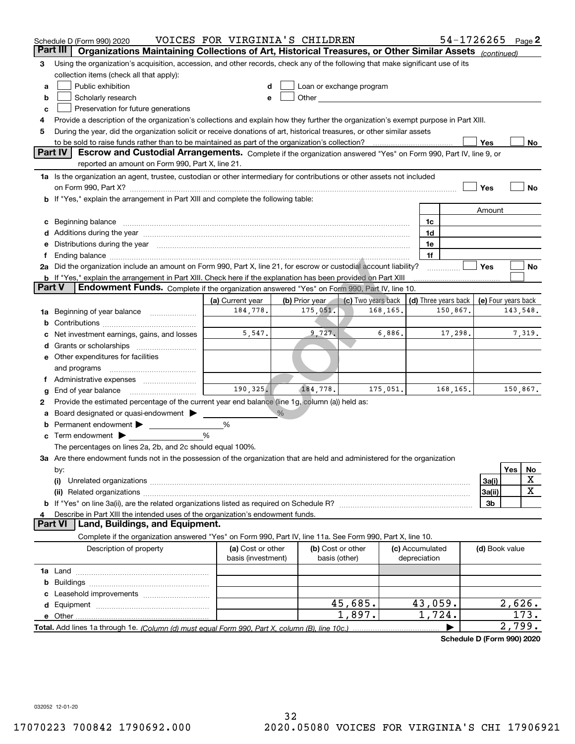Schedule D (Form 990) 2020 VOICES FOR VIRGINIA'S CHILDREN 54-1726265 Page 2

## Part III Organizations Maintaining Collections of Art, Historical Treasures, or Other Similar Assets *(continued)*

3 Using the organization's acquisition, accession, and other records, check any of the following that make significant use of its collection items (check all that apply):

a ☐ Public exhibition
b ☐ Scholarly research
c ☐ Preservation for future generations
d ☐ Loan or exchange program
e ☐ Other

4 Provide a description of the organization's collections and explain how they further the organization's exempt purpose in Part XIII.

5 During the year, did the organization solicit or receive donations of art, historical treasures, or other similar assets to be sold to raise funds rather than to be maintained as part of the organization's collection? ☐ Yes ☐ No

## Part IV Escrow and Custodial Arrangements.

Complete if the organization answered "Yes" on Form 990, Part IV, line 9, or reported an amount on Form 990, Part X, line 21.

1a Is the organization an agent, trustee, custodian or other intermediary for contributions or other assets not included on Form 990, Part X? ☐ Yes ☐ No

b If "Yes," explain the arrangement in Part XIII and complete the following table:

| | | Amount |
|---|---|---|
| c Beginning balance | 1c | |
| d Additions during the year | 1d | |
| e Distributions during the year | 1e | |
| f Ending balance | 1f | |

2a Did the organization include an amount on Form 990, Part X, line 21, for escrow or custodial account liability? ☐ Yes ☐ No

b If "Yes," explain the arrangement in Part XIII. Check here if the explanation has been provided on Part XIII ☐

## Part V Endowment Funds.

Complete if the organization answered "Yes" on Form 990, Part IV, line 10.

| | (a) Current year | (b) Prior year | (c) Two years back | (d) Three years back | (e) Four years back |
|---|---|---|---|---|---|
| 1a Beginning of year balance | 184,778. | 175,051. | 168,165. | 150,867. | 143,548. |
| b Contributions | | | | | |
| c Net investment earnings, gains, and losses | 5,547. | 9,727. | 6,886. | 17,298. | 7,319. |
| d Grants or scholarships | | | | | |
| e Other expenditures for facilities and programs | | | | | |
| f Administrative expenses | | | | | |
| g End of year balance | 190,325. | 184,778. | 175,051. | 168,165. | 150,867. |

2 Provide the estimated percentage of the current year end balance (line 1g, column (a)) held as:

a Board designated or quasi-endowment ▶ %
b Permanent endowment ▶ %
c Term endowment ▶ %

The percentages on lines 2a, 2b, and 2c should equal 100%.

3a Are there endowment funds not in the possession of the organization that are held and administered for the organization by:

| | | Yes | No |
|---|---|---|---|
| (i) Unrelated organizations | 3a(i) | | X |
| (ii) Related organizations | 3a(ii) | | X |
| b If "Yes" on line 3a(ii), are the related organizations listed as required on Schedule R? | 3b | | |

4 Describe in Part XIII the intended uses of the organization's endowment funds.

## Part VI Land, Buildings, and Equipment.

Complete if the organization answered "Yes" on Form 990, Part IV, line 11a. See Form 990, Part X, line 10.

| Description of property | (a) Cost or other basis (investment) | (b) Cost or other basis (other) | (c) Accumulated depreciation | (d) Book value |
|---|---|---|---|---|
| 1a Land | | | | |
| b Buildings | | | | |
| c Leasehold improvements | | | | |
| d Equipment | | 45,685. | 43,059. | 2,626. |
| e Other | | 1,897. | 1,724. | 173. |
| **Total.** Add lines 1a through 1e. *(Column (d) must equal Form 990, Part X, column (B), line 10c.)* | | | ▶ | 2,799. |

**Schedule D (Form 990) 2020**

032052 12-01-20

17070223 700842 1790692.000 2020.05080 VOICES FOR VIRGINIA'S CHI 17906921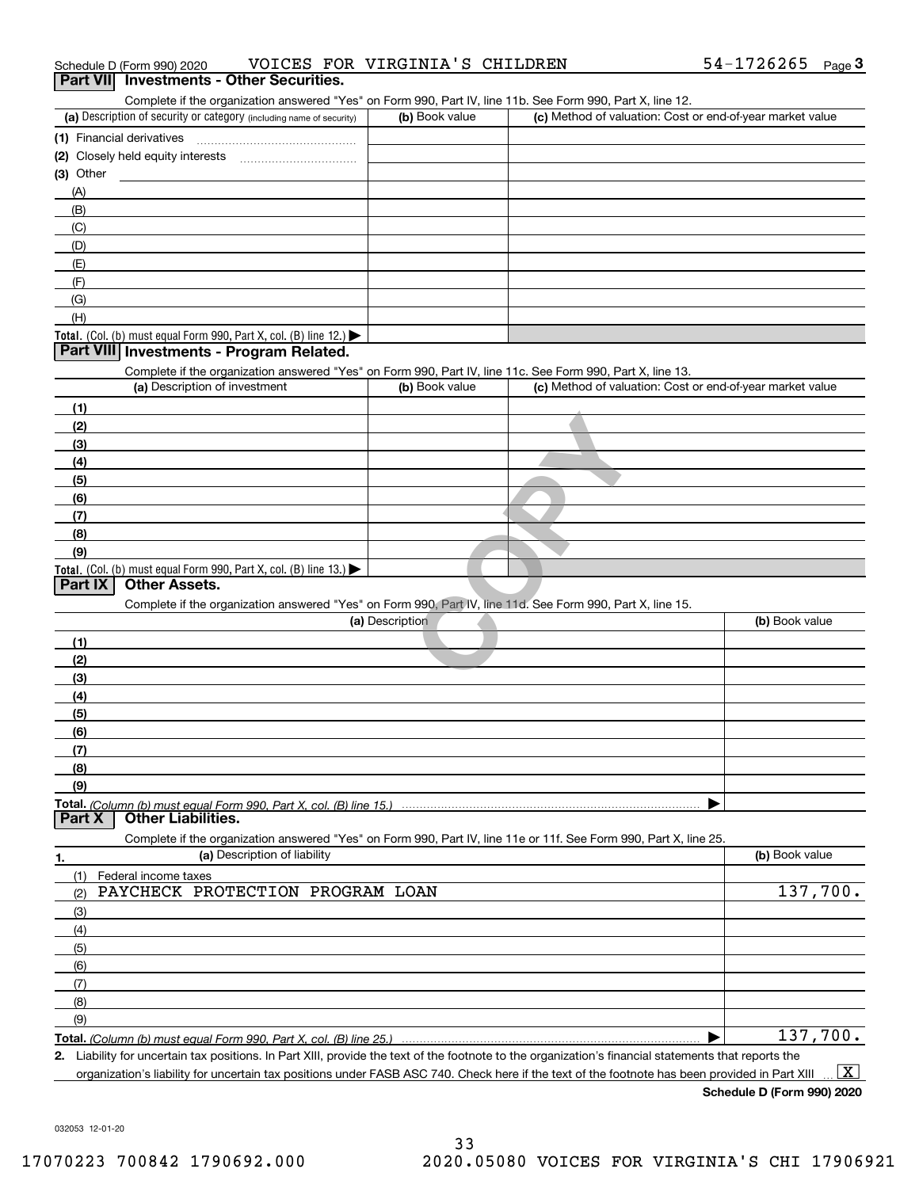Schedule D (Form 990) 2020 VOICES FOR VIRGINIA'S CHILDREN 54-1726265 Page 3

## Part VII Investments - Other Securities.

Complete if the organization answered "Yes" on Form 990, Part IV, line 11b. See Form 990, Part X, line 12.

| (a) Description of security or category (including name of security) | (b) Book value | (c) Method of valuation: Cost or end-of-year market value |
|---|---|---|
| (1) Financial derivatives | | |
| (2) Closely held equity interests | | |
| (3) Other | | |
| (A) | | |
| (B) | | |
| (C) | | |
| (D) | | |
| (E) | | |
| (F) | | |
| (G) | | |
| (H) | | |
| Total. (Col. (b) must equal Form 990, Part X, col. (B) line 12.) | | |

## Part VIII Investments - Program Related.

Complete if the organization answered "Yes" on Form 990, Part IV, line 11c. See Form 990, Part X, line 13.

| (a) Description of investment | (b) Book value | (c) Method of valuation: Cost or end-of-year market value |
|---|---|---|
| (1) | | |
| (2) | | |
| (3) | | |
| (4) | | |
| (5) | | |
| (6) | | |
| (7) | | |
| (8) | | |
| (9) | | |
| Total. (Col. (b) must equal Form 990, Part X, col. (B) line 13.) | | |

## Part IX Other Assets.

Complete if the organization answered "Yes" on Form 990, Part IV, line 11d. See Form 990, Part X, line 15.

| (a) Description | (b) Book value |
|---|---|
| (1) | |
| (2) | |
| (3) | |
| (4) | |
| (5) | |
| (6) | |
| (7) | |
| (8) | |
| (9) | |
| Total. (Column (b) must equal Form 990, Part X, col. (B) line 15.) | |

## Part X Other Liabilities.

Complete if the organization answered "Yes" on Form 990, Part IV, line 11e or 11f. See Form 990, Part X, line 25.

| 1. (a) Description of liability | (b) Book value |
|---|---|
| (1) Federal income taxes | |
| (2) PAYCHECK PROTECTION PROGRAM LOAN | 137,700. |
| (3) | |
| (4) | |
| (5) | |
| (6) | |
| (7) | |
| (8) | |
| (9) | |
| Total. (Column (b) must equal Form 990, Part X, col. (B) line 25.) | 137,700. |

2. Liability for uncertain tax positions. In Part XIII, provide the text of the footnote to the organization's financial statements that reports the organization's liability for uncertain tax positions under FASB ASC 740. Check here if the text of the footnote has been provided in Part XIII ... [X]

Schedule D (Form 990) 2020

032053 12-01-20

17070223 700842 1790692.000 2020.05080 VOICES FOR VIRGINIA'S CHI 17906921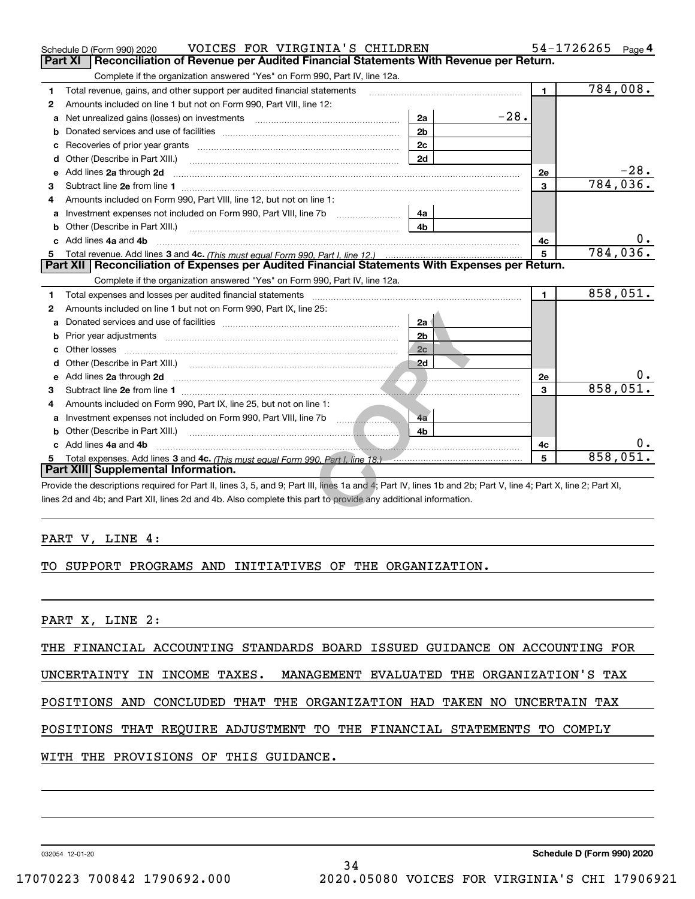Schedule D (Form 990) 2020 VOICES FOR VIRGINIA'S CHILDREN 54-1726265 Page 4

## Part XI Reconciliation of Revenue per Audited Financial Statements With Revenue per Return.

Complete if the organization answered "Yes" on Form 990, Part IV, line 12a.

| | | | | | |
|---|---|---|---|---|---|
| 1 | Total revenue, gains, and other support per audited financial statements | | | 1 | 784,008. |
| 2 | Amounts included on line 1 but not on Form 990, Part VIII, line 12: | | | | |
| a | Net unrealized gains (losses) on investments | 2a | -28. | | |
| b | Donated services and use of facilities | 2b | | | |
| c | Recoveries of prior year grants | 2c | | | |
| d | Other (Describe in Part XIII.) | 2d | | | |
| e | Add lines 2a through 2d | | | 2e | -28. |
| 3 | Subtract line 2e from line 1 | | | 3 | 784,036. |
| 4 | Amounts included on Form 990, Part VIII, line 12, but not on line 1: | | | | |
| a | Investment expenses not included on Form 990, Part VIII, line 7b | 4a | | | |
| b | Other (Describe in Part XIII.) | 4b | | | |
| c | Add lines 4a and 4b | | | 4c | 0. |
| 5 | Total revenue. Add lines 3 and 4c. *(This must equal Form 990, Part I, line 12.)* | | | 5 | 784,036. |

## Part XII Reconciliation of Expenses per Audited Financial Statements With Expenses per Return.

Complete if the organization answered "Yes" on Form 990, Part IV, line 12a.

| | | | | | |
|---|---|---|---|---|---|
| 1 | Total expenses and losses per audited financial statements | | | 1 | 858,051. |
| 2 | Amounts included on line 1 but not on Form 990, Part IX, line 25: | | | | |
| a | Donated services and use of facilities | 2a | | | |
| b | Prior year adjustments | 2b | | | |
| c | Other losses | 2c | | | |
| d | Other (Describe in Part XIII.) | 2d | | | |
| e | Add lines 2a through 2d | | | 2e | 0. |
| 3 | Subtract line 2e from line 1 | | | 3 | 858,051. |
| 4 | Amounts included on Form 990, Part IX, line 25, but not on line 1: | | | | |
| a | Investment expenses not included on Form 990, Part VIII, line 7b | 4a | | | |
| b | Other (Describe in Part XIII.) | 4b | | | |
| c | Add lines 4a and 4b | | | 4c | 0. |
| 5 | Total expenses. Add lines 3 and 4c. *(This must equal Form 990, Part I, line 18.)* | | | 5 | 858,051. |

## Part XIII Supplemental Information.

Provide the descriptions required for Part II, lines 3, 5, and 9; Part III, lines 1a and 4; Part IV, lines 1b and 2b; Part V, line 4; Part X, line 2; Part XI, lines 2d and 4b; and Part XII, lines 2d and 4b. Also complete this part to provide any additional information.

PART V, LINE 4:

TO SUPPORT PROGRAMS AND INITIATIVES OF THE ORGANIZATION.

PART X, LINE 2:

THE FINANCIAL ACCOUNTING STANDARDS BOARD ISSUED GUIDANCE ON ACCOUNTING FOR UNCERTAINTY IN INCOME TAXES. MANAGEMENT EVALUATED THE ORGANIZATION'S TAX POSITIONS AND CONCLUDED THAT THE ORGANIZATION HAD TAKEN NO UNCERTAIN TAX POSITIONS THAT REQUIRE ADJUSTMENT TO THE FINANCIAL STATEMENTS TO COMPLY WITH THE PROVISIONS OF THIS GUIDANCE.

032054 12-01-20 **Schedule D (Form 990) 2020**

17070223 700842 1790692.000 2020.05080 VOICES FOR VIRGINIA'S CHI 17906921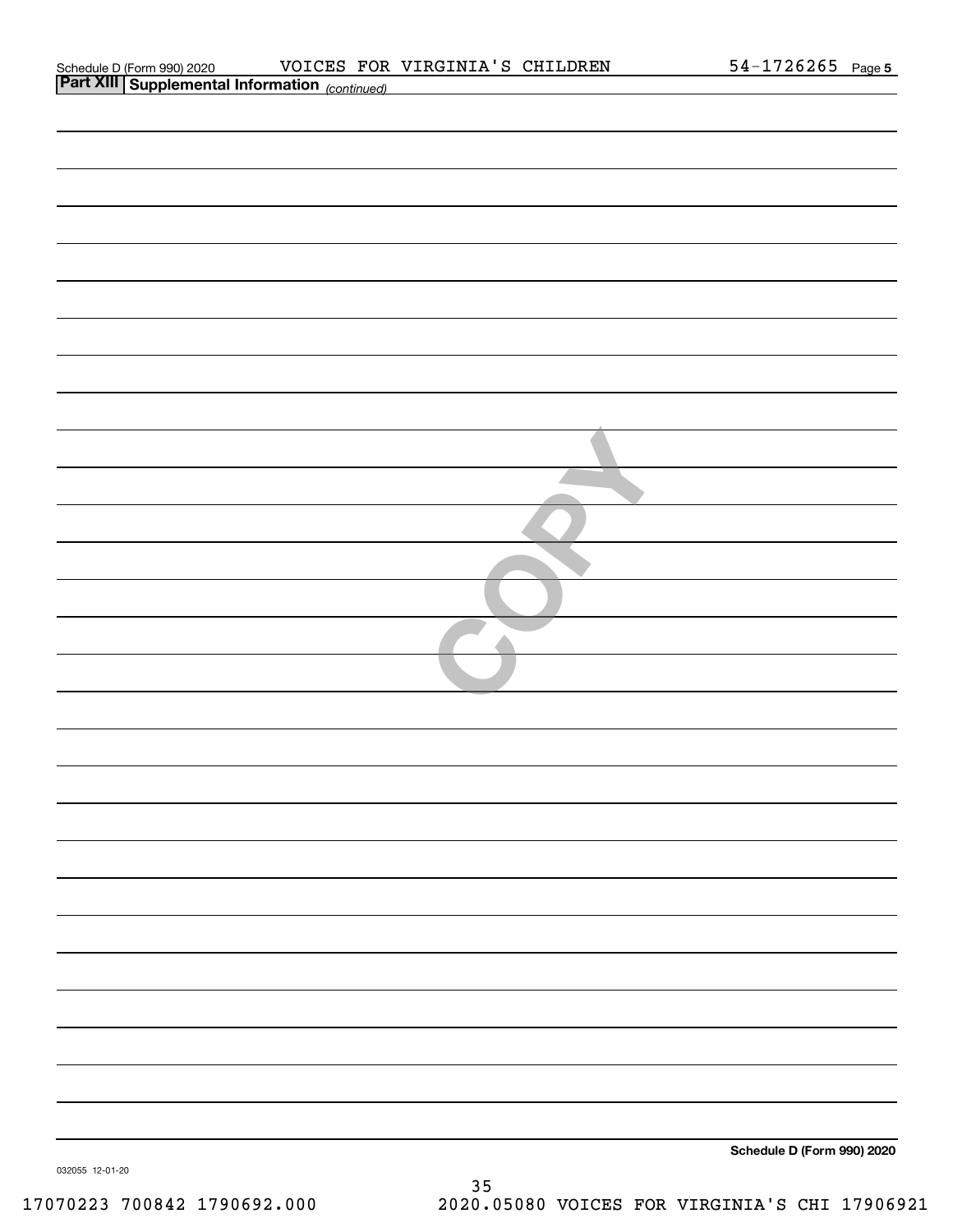Schedule D (Form 990) 2020 VOICES FOR VIRGINIA'S CHILDREN 54-1726265 Page 5

**Part XIII Supplemental Information** *(continued)*

**Schedule D (Form 990) 2020**

032055 12-01-20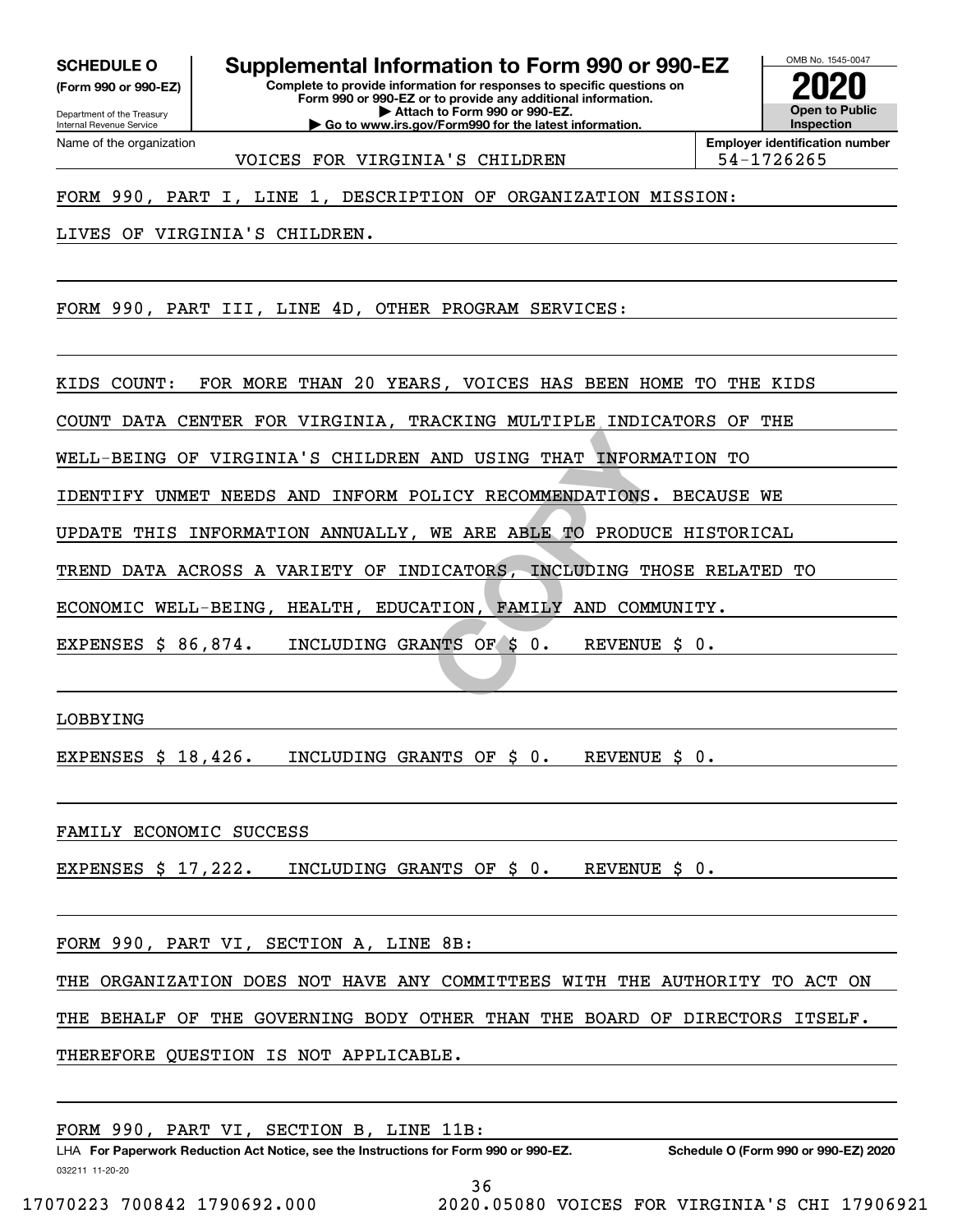**SCHEDULE O** (Form 990 or 990-EZ)

Department of the Treasury
Internal Revenue Service

# Supplemental Information to Form 990 or 990-EZ

**Complete to provide information for responses to specific questions on Form 990 or 990-EZ or to provide any additional information.**
**▶ Attach to Form 990 or 990-EZ.**
**▶ Go to www.irs.gov/Form990 for the latest information.**

OMB No. 1545-0047

**2020**

**Open to Public Inspection**

Name of the organization: VOICES FOR VIRGINIA'S CHILDREN

**Employer identification number:** 54-1726265

FORM 990, PART I, LINE 1, DESCRIPTION OF ORGANIZATION MISSION:

LIVES OF VIRGINIA'S CHILDREN.

FORM 990, PART III, LINE 4D, OTHER PROGRAM SERVICES:

KIDS COUNT: FOR MORE THAN 20 YEARS, VOICES HAS BEEN HOME TO THE KIDS COUNT DATA CENTER FOR VIRGINIA, TRACKING MULTIPLE INDICATORS OF THE WELL-BEING OF VIRGINIA'S CHILDREN AND USING THAT INFORMATION TO IDENTIFY UNMET NEEDS AND INFORM POLICY RECOMMENDATIONS. BECAUSE WE UPDATE THIS INFORMATION ANNUALLY, WE ARE ABLE TO PRODUCE HISTORICAL TREND DATA ACROSS A VARIETY OF INDICATORS, INCLUDING THOSE RELATED TO ECONOMIC WELL-BEING, HEALTH, EDUCATION, FAMILY AND COMMUNITY.

EXPENSES $ 86,874. INCLUDING GRANTS OF $ 0. REVENUE $ 0.

LOBBYING

EXPENSES $ 18,426. INCLUDING GRANTS OF $ 0. REVENUE $ 0.

FAMILY ECONOMIC SUCCESS

EXPENSES $ 17,222. INCLUDING GRANTS OF $ 0. REVENUE $ 0.

FORM 990, PART VI, SECTION A, LINE 8B:

THE ORGANIZATION DOES NOT HAVE ANY COMMITTEES WITH THE AUTHORITY TO ACT ON THE BEHALF OF THE GOVERNING BODY OTHER THAN THE BOARD OF DIRECTORS ITSELF. THEREFORE QUESTION IS NOT APPLICABLE.

FORM 990, PART VI, SECTION B, LINE 11B:

LHA **For Paperwork Reduction Act Notice, see the Instructions for Form 990 or 990-EZ.** **Schedule O (Form 990 or 990-EZ) 2020**

032211 11-20-20

17070223 700842 1790692.000 2020.05080 VOICES FOR VIRGINIA'S CHI 17906921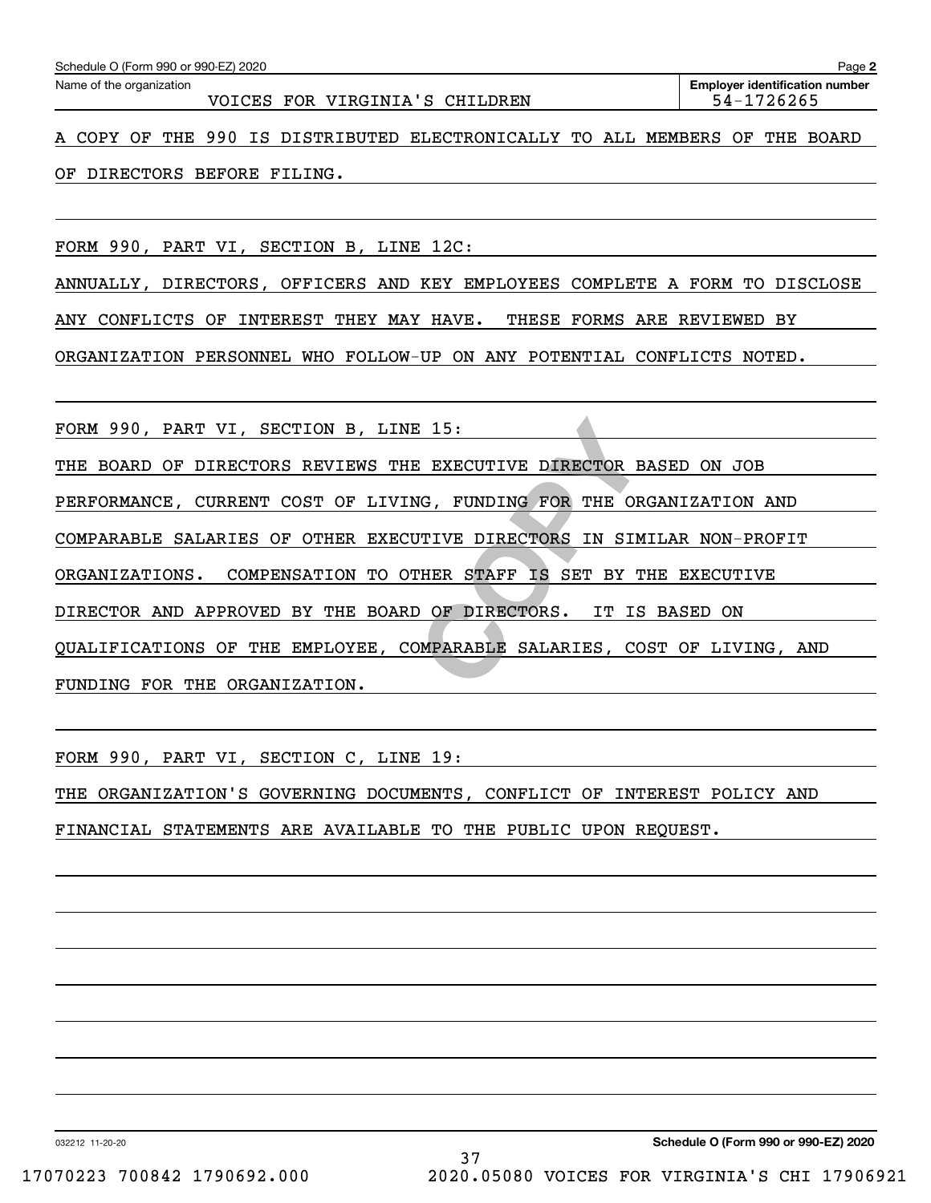Name of the organization: VOICES FOR VIRGINIA'S CHILDREN

Employer identification number: 54-1726265

A COPY OF THE 990 IS DISTRIBUTED ELECTRONICALLY TO ALL MEMBERS OF THE BOARD OF DIRECTORS BEFORE FILING.

FORM 990, PART VI, SECTION B, LINE 12C:

ANNUALLY, DIRECTORS, OFFICERS AND KEY EMPLOYEES COMPLETE A FORM TO DISCLOSE ANY CONFLICTS OF INTEREST THEY MAY HAVE. THESE FORMS ARE REVIEWED BY ORGANIZATION PERSONNEL WHO FOLLOW-UP ON ANY POTENTIAL CONFLICTS NOTED.

FORM 990, PART VI, SECTION B, LINE 15:

THE BOARD OF DIRECTORS REVIEWS THE EXECUTIVE DIRECTOR BASED ON JOB PERFORMANCE, CURRENT COST OF LIVING, FUNDING FOR THE ORGANIZATION AND COMPARABLE SALARIES OF OTHER EXECUTIVE DIRECTORS IN SIMILAR NON-PROFIT ORGANIZATIONS. COMPENSATION TO OTHER STAFF IS SET BY THE EXECUTIVE DIRECTOR AND APPROVED BY THE BOARD OF DIRECTORS. IT IS BASED ON QUALIFICATIONS OF THE EMPLOYEE, COMPARABLE SALARIES, COST OF LIVING, AND FUNDING FOR THE ORGANIZATION.

FORM 990, PART VI, SECTION C, LINE 19:

THE ORGANIZATION'S GOVERNING DOCUMENTS, CONFLICT OF INTEREST POLICY AND FINANCIAL STATEMENTS ARE AVAILABLE TO THE PUBLIC UPON REQUEST.